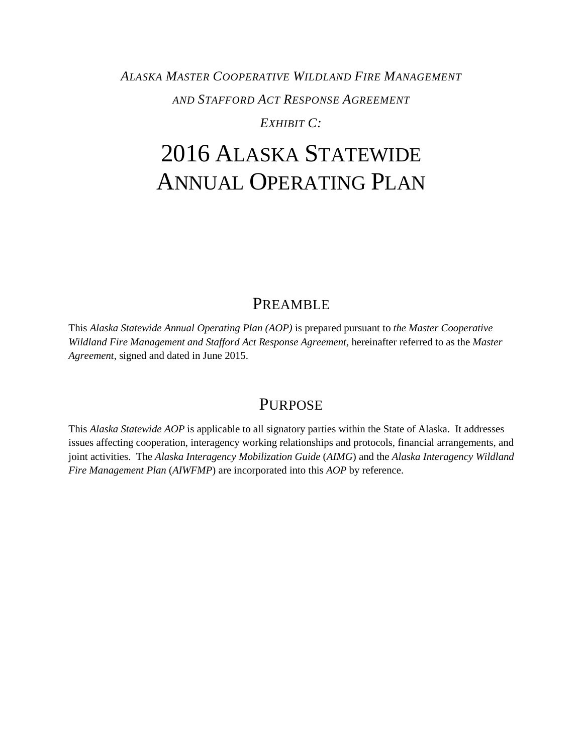*ALASKA MASTER COOPERATIVE WILDLAND FIRE MANAGEMENT*

*AND STAFFORD ACT RESPONSE AGREEMENT*

*EXHIBIT C:*

# 2016 ALASKA STATEWIDE ANNUAL OPERATING PLAN

## PREAMBLE

This *Alaska Statewide Annual Operating Plan (AOP)* is prepared pursuant to *the Master Cooperative Wildland Fire Management and Stafford Act Response Agreement*, hereinafter referred to as the *Master Agreement*, signed and dated in June 2015.

## PURPOSE

This *Alaska Statewide AOP* is applicable to all signatory parties within the State of Alaska. It addresses issues affecting cooperation, interagency working relationships and protocols, financial arrangements, and joint activities. The *Alaska Interagency Mobilization Guide* (*AIMG*) and the *Alaska Interagency Wildland Fire Management Plan* (*AIWFMP*) are incorporated into this *AOP* by reference.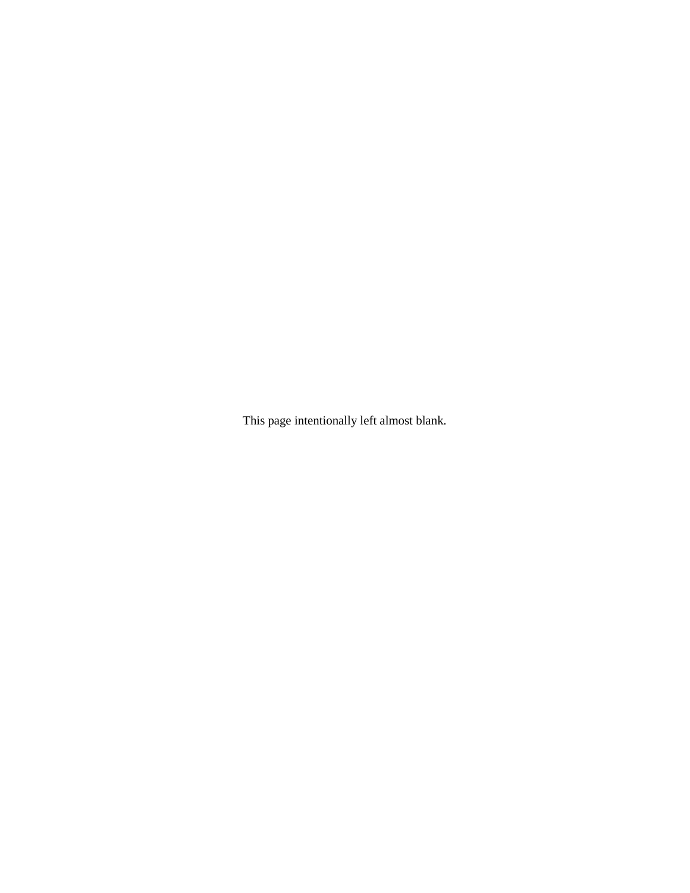This page intentionally left almost blank.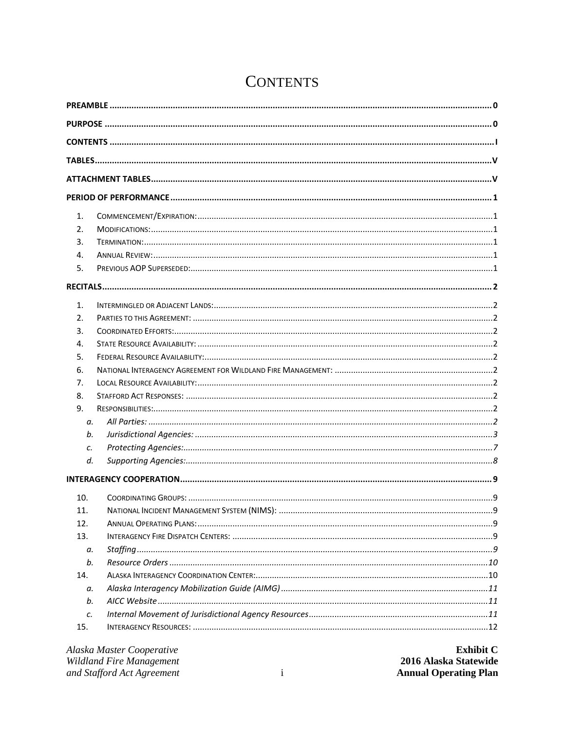# CONTENTS

**PREAMBLE** .......... 0

**PURPOSE** .......... 0

**CONTENTS** .......... I

**TABLES** .......... V

**ATTACHMENT TABLES** .......... V

**PERIOD OF PERFORMANCE** .......... 1

1. COMMENCEMENT/EXPIRATION: .......... 1
2. MODIFICATIONS: .......... 1
3. TERMINATION: .......... 1
4. ANNUAL REVIEW: .......... 1
5. PREVIOUS AOP SUPERSEDED: .......... 1

**RECITALS** .......... 2

1. INTERMINGLED OR ADJACENT LANDS: .......... 2
2. PARTIES TO THIS AGREEMENT: .......... 2
3. COORDINATED EFFORTS: .......... 2
4. STATE RESOURCE AVAILABILITY: .......... 2
5. FEDERAL RESOURCE AVAILABILITY: .......... 2
6. NATIONAL INTERAGENCY AGREEMENT FOR WILDLAND FIRE MANAGEMENT: .......... 2
7. LOCAL RESOURCE AVAILABILITY: .......... 2
8. STAFFORD ACT RESPONSES: .......... 2
9. RESPONSIBILITIES: .......... 2
   a. *All Parties:* .......... *2*
   b. *Jurisdictional Agencies:* .......... *3*
   c. *Protecting Agencies:* .......... *7*
   d. *Supporting Agencies:* .......... *8*

**INTERAGENCY COOPERATION** .......... 9

10. COORDINATING GROUPS: .......... 9
11. NATIONAL INCIDENT MANAGEMENT SYSTEM (NIMS): .......... 9
12. ANNUAL OPERATING PLANS: .......... 9
13. INTERAGENCY FIRE DISPATCH CENTERS: .......... 9
    a. *Staffing* .......... *9*
    b. *Resource Orders* .......... *10*
14. ALASKA INTERAGENCY COORDINATION CENTER: .......... 10
    a. *Alaska Interagency Mobilization Guide (AIMG)* .......... *11*
    b. *AICC Website* .......... *11*
    c. *Internal Movement of Jurisdictional Agency Resources* .......... *11*
15. INTERAGENCY RESOURCES: .......... 12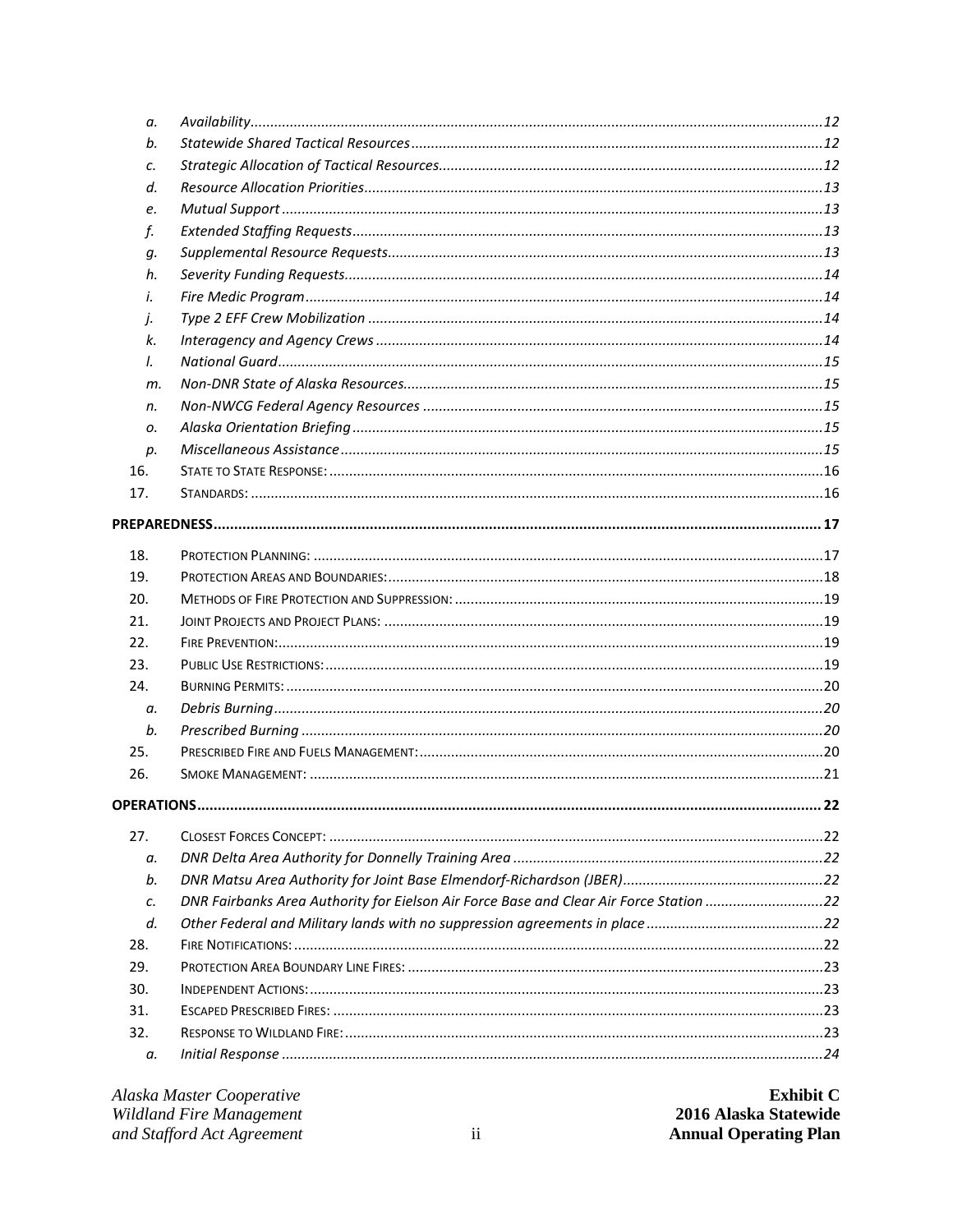- a. *Availability* ............ 12
- b. *Statewide Shared Tactical Resources* ............ 12
- c. *Strategic Allocation of Tactical Resources* ............ 12
- d. *Resource Allocation Priorities* ............ 13
- e. *Mutual Support* ............ 13
- f. *Extended Staffing Requests* ............ 13
- g. *Supplemental Resource Requests* ............ 13
- h. *Severity Funding Requests* ............ 14
- i. *Fire Medic Program* ............ 14
- j. *Type 2 EFF Crew Mobilization* ............ 14
- k. *Interagency and Agency Crews* ............ 14
- l. *National Guard* ............ 15
- m. *Non-DNR State of Alaska Resources* ............ 15
- n. *Non-NWCG Federal Agency Resources* ............ 15
- o. *Alaska Orientation Briefing* ............ 15
- p. *Miscellaneous Assistance* ............ 15

16. State to State Response: ............ 16
17. Standards: ............ 16

**PREPAREDNESS** ............ **17**

18. Protection Planning: ............ 17
19. Protection Areas and Boundaries: ............ 18
20. Methods of Fire Protection and Suppression: ............ 19
21. Joint Projects and Project Plans: ............ 19
22. Fire Prevention: ............ 19
23. Public Use Restrictions: ............ 19
24. Burning Permits: ............ 20
    - a. *Debris Burning* ............ 20
    - b. *Prescribed Burning* ............ 20
25. Prescribed Fire and Fuels Management: ............ 20
26. Smoke Management: ............ 21

**OPERATIONS** ............ **22**

27. Closest Forces Concept: ............ 22
    - a. *DNR Delta Area Authority for Donnelly Training Area* ............ 22
    - b. *DNR Matsu Area Authority for Joint Base Elmendorf-Richardson (JBER)* ............ 22
    - c. *DNR Fairbanks Area Authority for Eielson Air Force Base and Clear Air Force Station* ............ 22
    - d. *Other Federal and Military lands with no suppression agreements in place* ............ 22
28. Fire Notifications: ............ 22
29. Protection Area Boundary Line Fires: ............ 23
30. Independent Actions: ............ 23
31. Escaped Prescribed Fires: ............ 23
32. Response to Wildland Fire: ............ 23
    - a. *Initial Response* ............ 24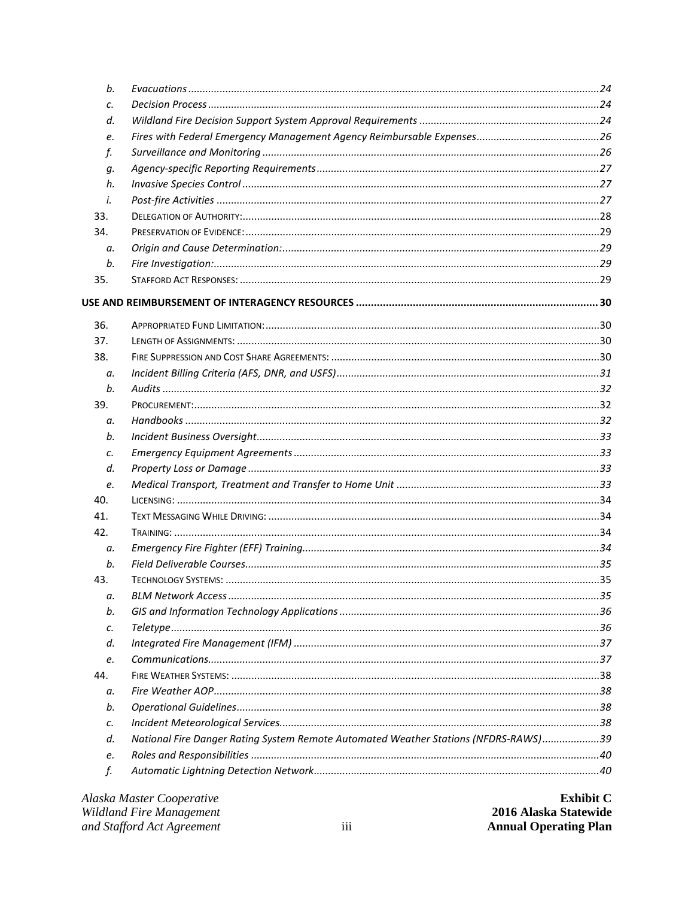b. *Evacuations* ...24
c. *Decision Process* ...24
d. *Wildland Fire Decision Support System Approval Requirements* ...24
e. *Fires with Federal Emergency Management Agency Reimbursable Expenses* ...26
f. *Surveillance and Monitoring* ...26
g. *Agency-specific Reporting Requirements* ...27
h. *Invasive Species Control* ...27
i. *Post-fire Activities* ...27

33. Delegation of Authority: ...28
34. Preservation of Evidence: ...29
   a. *Origin and Cause Determination:* ...29
   b. *Fire Investigation:* ...29
35. Stafford Act Responses: ...29

**USE AND REIMBURSEMENT OF INTERAGENCY RESOURCES ...30**

36. Appropriated Fund Limitation: ...30
37. Length of Assignments: ...30
38. Fire Suppression and Cost Share Agreements: ...30
   a. *Incident Billing Criteria (AFS, DNR, and USFS)* ...31
   b. *Audits* ...32
39. Procurement: ...32
   a. *Handbooks* ...32
   b. *Incident Business Oversight* ...33
   c. *Emergency Equipment Agreements* ...33
   d. *Property Loss or Damage* ...33
   e. *Medical Transport, Treatment and Transfer to Home Unit* ...33
40. Licensing: ...34
41. Text Messaging While Driving: ...34
42. Training: ...34
   a. *Emergency Fire Fighter (EFF) Training* ...34
   b. *Field Deliverable Courses* ...35
43. Technology Systems: ...35
   a. *BLM Network Access* ...35
   b. *GIS and Information Technology Applications* ...36
   c. *Teletype* ...36
   d. *Integrated Fire Management (IFM)* ...37
   e. *Communications* ...37
44. Fire Weather Systems: ...38
   a. *Fire Weather AOP* ...38
   b. *Operational Guidelines* ...38
   c. *Incident Meteorological Services* ...38
   d. *National Fire Danger Rating System Remote Automated Weather Stations (NFDRS-RAWS)* ...39
   e. *Roles and Responsibilities* ...40
   f. *Automatic Lightning Detection Network* ...40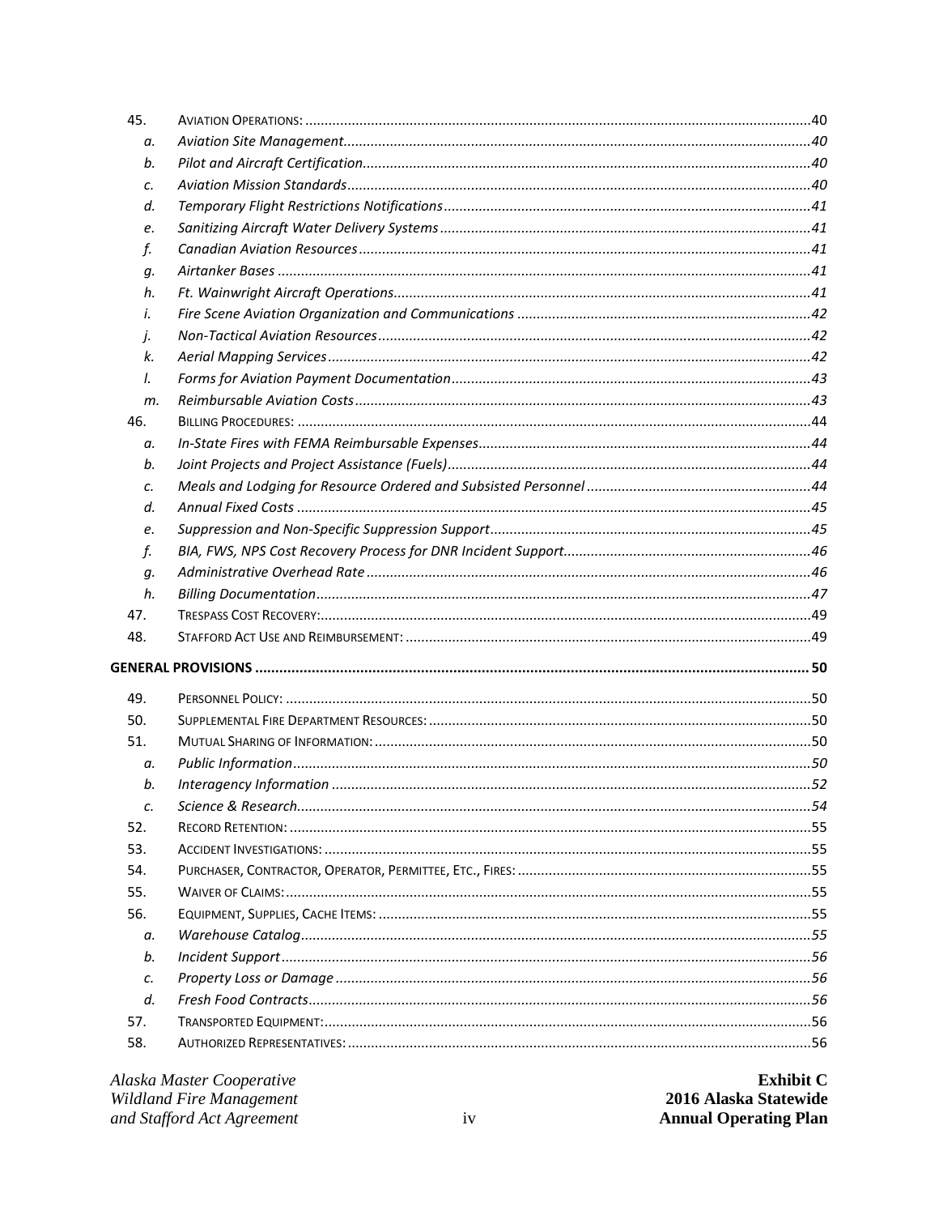| | | |
|---|---|---|
| 45. | AVIATION OPERATIONS: | 40 |
| *a.* | *Aviation Site Management* | *40* |
| *b.* | *Pilot and Aircraft Certification* | *40* |
| *c.* | *Aviation Mission Standards* | *40* |
| *d.* | *Temporary Flight Restrictions Notifications* | *41* |
| *e.* | *Sanitizing Aircraft Water Delivery Systems* | *41* |
| *f.* | *Canadian Aviation Resources* | *41* |
| *g.* | *Airtanker Bases* | *41* |
| *h.* | *Ft. Wainwright Aircraft Operations* | *41* |
| *i.* | *Fire Scene Aviation Organization and Communications* | *42* |
| *j.* | *Non-Tactical Aviation Resources* | *42* |
| *k.* | *Aerial Mapping Services* | *42* |
| *l.* | *Forms for Aviation Payment Documentation* | *43* |
| *m.* | *Reimbursable Aviation Costs* | *43* |
| 46. | BILLING PROCEDURES: | 44 |
| *a.* | *In-State Fires with FEMA Reimbursable Expenses* | *44* |
| *b.* | *Joint Projects and Project Assistance (Fuels)* | *44* |
| *c.* | *Meals and Lodging for Resource Ordered and Subsisted Personnel* | *44* |
| *d.* | *Annual Fixed Costs* | *45* |
| *e.* | *Suppression and Non-Specific Suppression Support* | *45* |
| *f.* | *BIA, FWS, NPS Cost Recovery Process for DNR Incident Support* | *46* |
| *g.* | *Administrative Overhead Rate* | *46* |
| *h.* | *Billing Documentation* | *47* |
| 47. | TRESPASS COST RECOVERY: | 49 |
| 48. | STAFFORD ACT USE AND REIMBURSEMENT: | 49 |

**GENERAL PROVISIONS ..... 50**

| | | |
|---|---|---|
| 49. | PERSONNEL POLICY: | 50 |
| 50. | SUPPLEMENTAL FIRE DEPARTMENT RESOURCES: | 50 |
| 51. | MUTUAL SHARING OF INFORMATION: | 50 |
| *a.* | *Public Information* | *50* |
| *b.* | *Interagency Information* | *52* |
| *c.* | *Science & Research* | *54* |
| 52. | RECORD RETENTION: | 55 |
| 53. | ACCIDENT INVESTIGATIONS: | 55 |
| 54. | PURCHASER, CONTRACTOR, OPERATOR, PERMITTEE, ETC., FIRES: | 55 |
| 55. | WAIVER OF CLAIMS: | 55 |
| 56. | EQUIPMENT, SUPPLIES, CACHE ITEMS: | 55 |
| *a.* | *Warehouse Catalog* | *55* |
| *b.* | *Incident Support* | *56* |
| *c.* | *Property Loss or Damage* | *56* |
| *d.* | *Fresh Food Contracts* | *56* |
| 57. | TRANSPORTED EQUIPMENT: | 56 |
| 58. | AUTHORIZED REPRESENTATIVES: | 56 |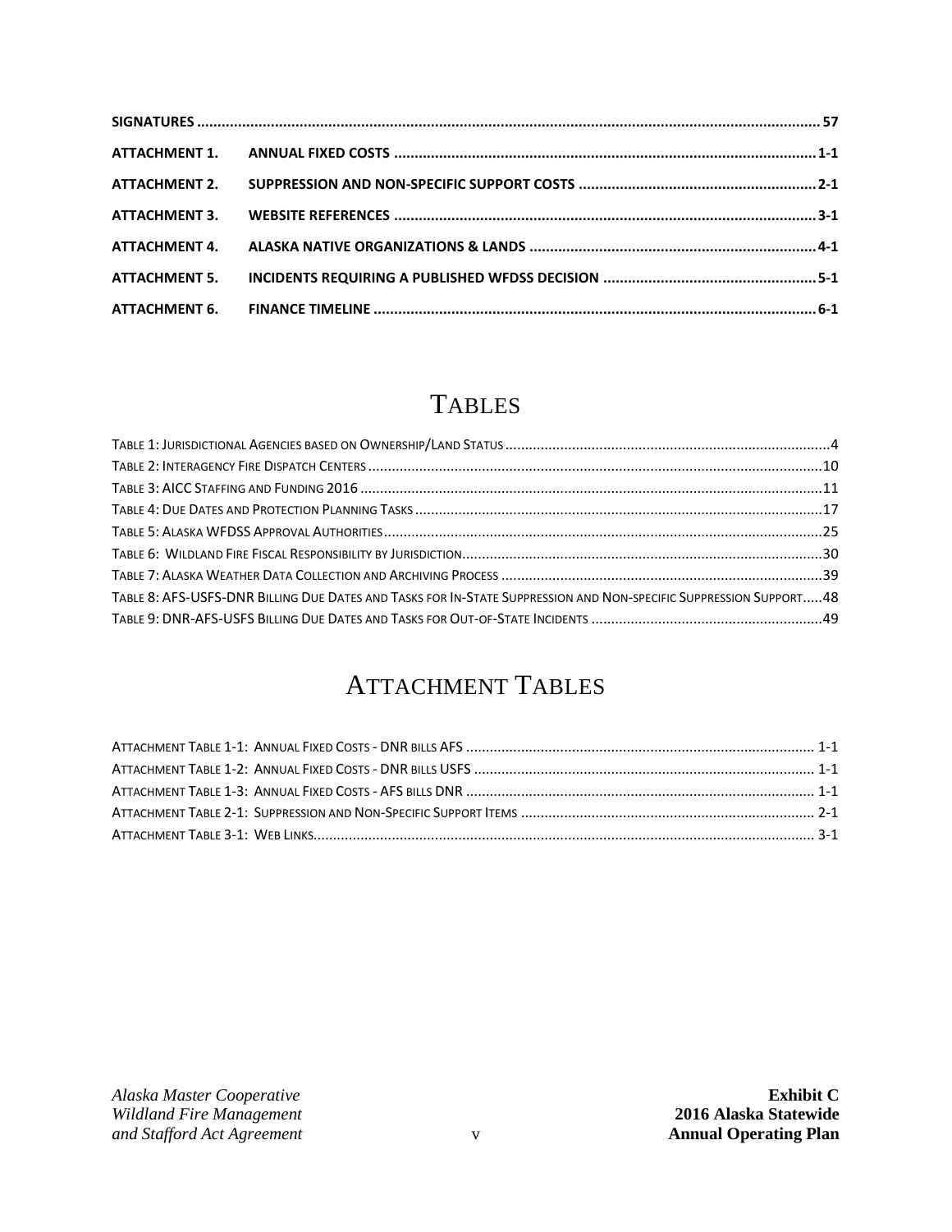**SIGNATURES** ..................................................................................................................................................... **57**

**ATTACHMENT 1. ANNUAL FIXED COSTS** ..................................................................................................... **1-1**

**ATTACHMENT 2. SUPPRESSION AND NON-SPECIFIC SUPPORT COSTS** ......................................................... **2-1**

**ATTACHMENT 3. WEBSITE REFERENCES** ...................................................................................................... **3-1**

**ATTACHMENT 4. ALASKA NATIVE ORGANIZATIONS & LANDS** ....................................................................... **4-1**

**ATTACHMENT 5. INCIDENTS REQUIRING A PUBLISHED WFDSS DECISION** ...................................................... **5-1**

**ATTACHMENT 6. FINANCE TIMELINE** ........................................................................................................... **6-1**

# TABLES

TABLE 1: JURISDICTIONAL AGENCIES BASED ON OWNERSHIP/LAND STATUS .................................................................................. 4
TABLE 2: INTERAGENCY FIRE DISPATCH CENTERS ......................................................................................................................... 10
TABLE 3: AICC STAFFING AND FUNDING 2016 ............................................................................................................................. 11
TABLE 4: DUE DATES AND PROTECTION PLANNING TASKS ........................................................................................................... 17
TABLE 5: ALASKA WFDSS APPROVAL AUTHORITIES ..................................................................................................................... 25
TABLE 6: WILDLAND FIRE FISCAL RESPONSIBILITY BY JURISDICTION ............................................................................................ 30
TABLE 7: ALASKA WEATHER DATA COLLECTION AND ARCHIVING PROCESS .................................................................................. 39
TABLE 8: AFS-USFS-DNR BILLING DUE DATES AND TASKS FOR IN-STATE SUPPRESSION AND NON-SPECIFIC SUPPRESSION SUPPORT ..... 48
TABLE 9: DNR-AFS-USFS BILLING DUE DATES AND TASKS FOR OUT-OF-STATE INCIDENTS ............................................................ 49

# ATTACHMENT TABLES

ATTACHMENT TABLE 1-1: ANNUAL FIXED COSTS - DNR BILLS AFS ................................................................................... 1-1
ATTACHMENT TABLE 1-2: ANNUAL FIXED COSTS - DNR BILLS USFS ................................................................................ 1-1
ATTACHMENT TABLE 1-3: ANNUAL FIXED COSTS - AFS BILLS DNR ................................................................................... 1-1
ATTACHMENT TABLE 2-1: SUPPRESSION AND NON-SPECIFIC SUPPORT ITEMS ................................................................... 2-1
ATTACHMENT TABLE 3-1: WEB LINKS ................................................................................................................................ 3-1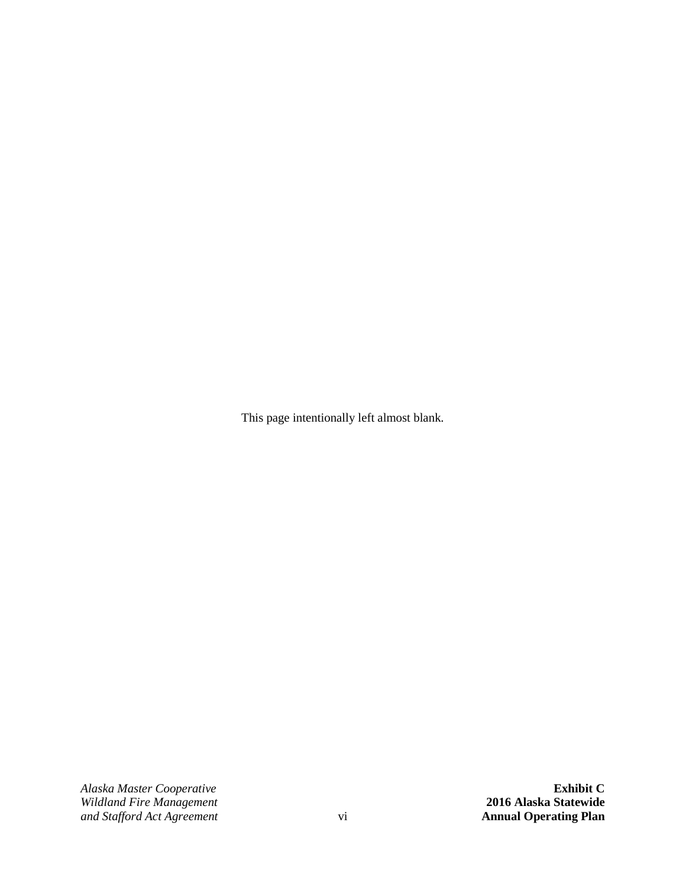This page intentionally left almost blank.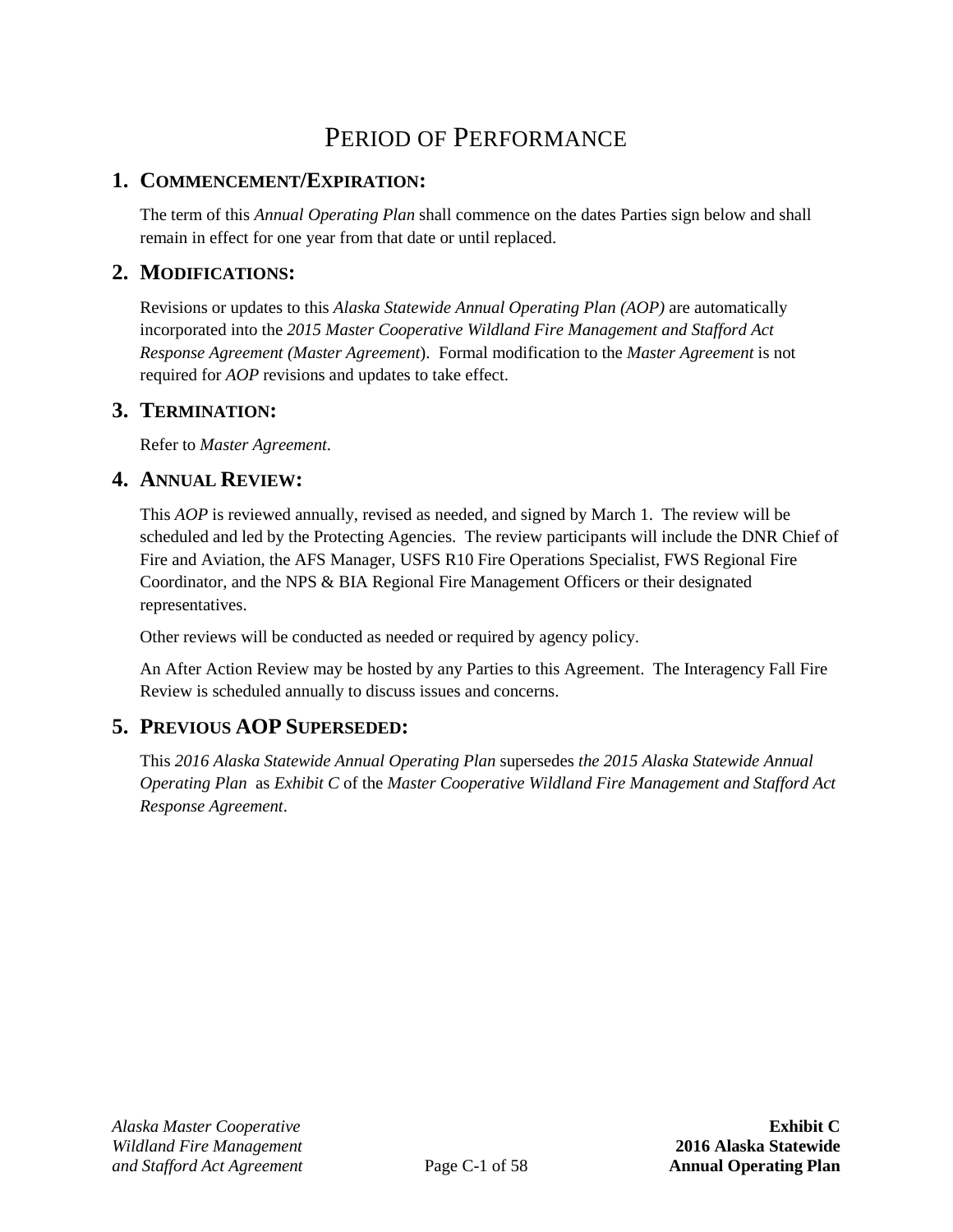# Period of Performance

## 1. Commencement/Expiration:

The term of this *Annual Operating Plan* shall commence on the dates Parties sign below and shall remain in effect for one year from that date or until replaced.

## 2. Modifications:

Revisions or updates to this *Alaska Statewide Annual Operating Plan (AOP)* are automatically incorporated into the *2015 Master Cooperative Wildland Fire Management and Stafford Act Response Agreement (Master Agreement*). Formal modification to the *Master Agreement* is not required for *AOP* revisions and updates to take effect.

## 3. Termination:

Refer to *Master Agreement*.

## 4. Annual Review:

This *AOP* is reviewed annually, revised as needed, and signed by March 1. The review will be scheduled and led by the Protecting Agencies. The review participants will include the DNR Chief of Fire and Aviation, the AFS Manager, USFS R10 Fire Operations Specialist, FWS Regional Fire Coordinator, and the NPS & BIA Regional Fire Management Officers or their designated representatives.

Other reviews will be conducted as needed or required by agency policy.

An After Action Review may be hosted by any Parties to this Agreement. The Interagency Fall Fire Review is scheduled annually to discuss issues and concerns.

## 5. Previous AOP Superseded:

This *2016 Alaska Statewide Annual Operating Plan* supersedes *the 2015 Alaska Statewide Annual Operating Plan* as *Exhibit C* of the *Master Cooperative Wildland Fire Management and Stafford Act Response Agreement*.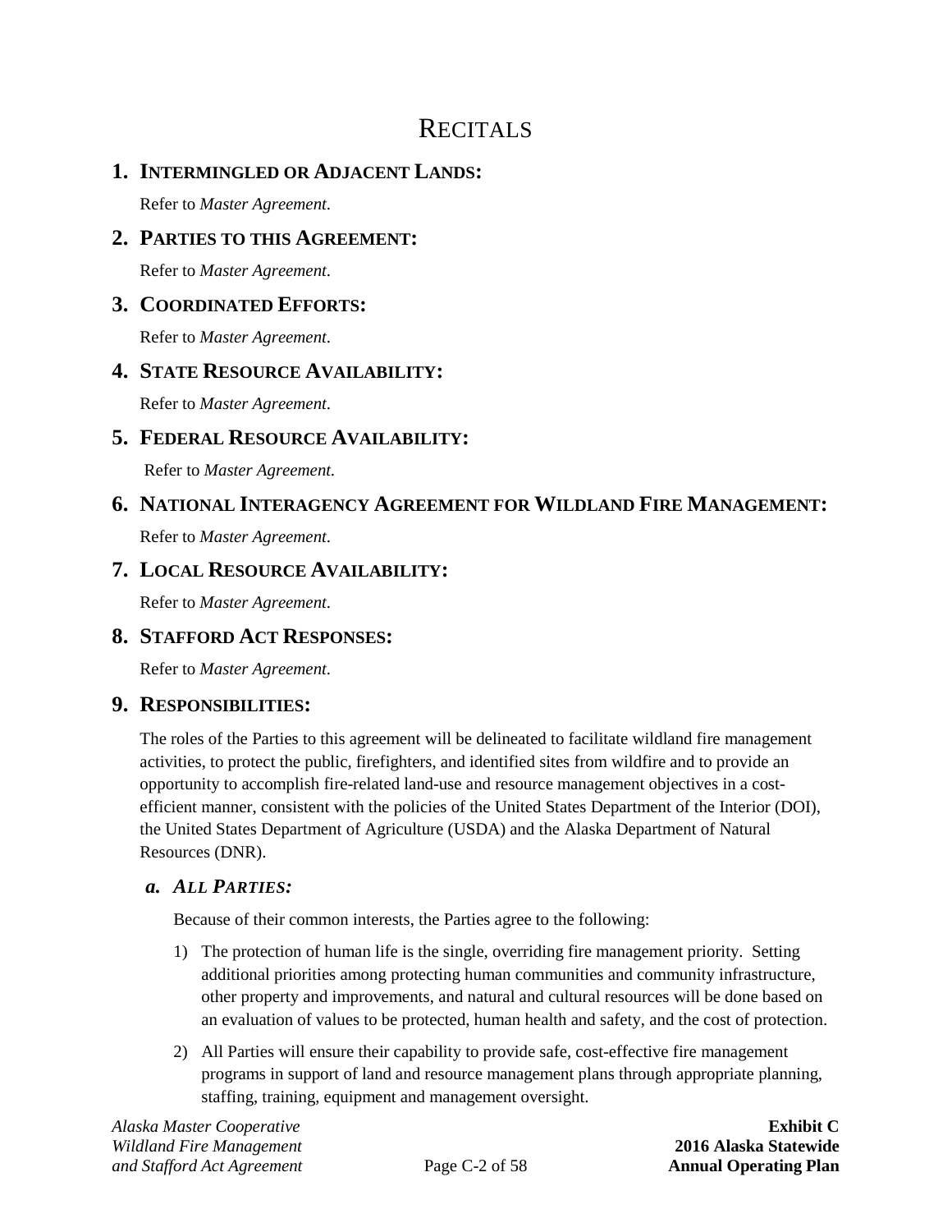# RECITALS

## 1. INTERMINGLED OR ADJACENT LANDS:

Refer to *Master Agreement*.

## 2. PARTIES TO THIS AGREEMENT:

Refer to *Master Agreement*.

## 3. COORDINATED EFFORTS:

Refer to *Master Agreement*.

## 4. STATE RESOURCE AVAILABILITY:

Refer to *Master Agreement*.

## 5. FEDERAL RESOURCE AVAILABILITY:

Refer to *Master Agreement*.

## 6. NATIONAL INTERAGENCY AGREEMENT FOR WILDLAND FIRE MANAGEMENT:

Refer to *Master Agreement*.

## 7. LOCAL RESOURCE AVAILABILITY:

Refer to *Master Agreement*.

## 8. STAFFORD ACT RESPONSES:

Refer to *Master Agreement*.

## 9. RESPONSIBILITIES:

The roles of the Parties to this agreement will be delineated to facilitate wildland fire management activities, to protect the public, firefighters, and identified sites from wildfire and to provide an opportunity to accomplish fire-related land-use and resource management objectives in a cost-efficient manner, consistent with the policies of the United States Department of the Interior (DOI), the United States Department of Agriculture (USDA) and the Alaska Department of Natural Resources (DNR).

### *a. ALL PARTIES:*

Because of their common interests, the Parties agree to the following:

1) The protection of human life is the single, overriding fire management priority. Setting additional priorities among protecting human communities and community infrastructure, other property and improvements, and natural and cultural resources will be done based on an evaluation of values to be protected, human health and safety, and the cost of protection.

2) All Parties will ensure their capability to provide safe, cost-effective fire management programs in support of land and resource management plans through appropriate planning, staffing, training, equipment and management oversight.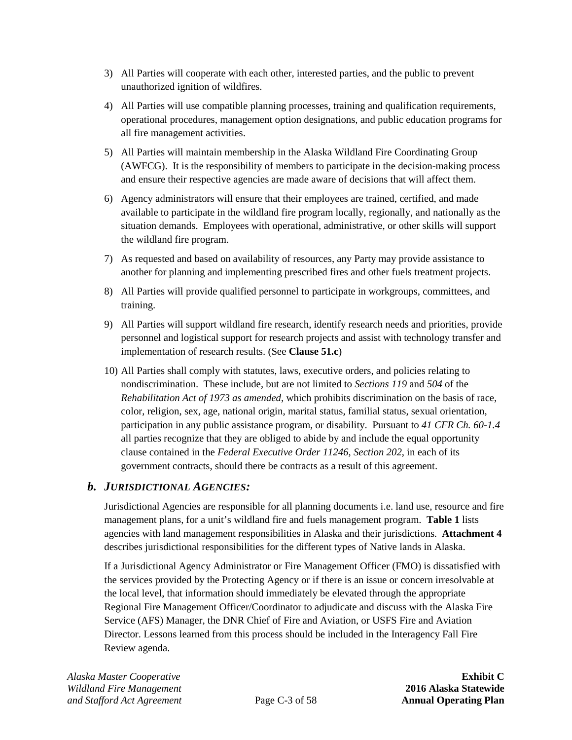3) All Parties will cooperate with each other, interested parties, and the public to prevent unauthorized ignition of wildfires.

4) All Parties will use compatible planning processes, training and qualification requirements, operational procedures, management option designations, and public education programs for all fire management activities.

5) All Parties will maintain membership in the Alaska Wildland Fire Coordinating Group (AWFCG). It is the responsibility of members to participate in the decision-making process and ensure their respective agencies are made aware of decisions that will affect them.

6) Agency administrators will ensure that their employees are trained, certified, and made available to participate in the wildland fire program locally, regionally, and nationally as the situation demands. Employees with operational, administrative, or other skills will support the wildland fire program.

7) As requested and based on availability of resources, any Party may provide assistance to another for planning and implementing prescribed fires and other fuels treatment projects.

8) All Parties will provide qualified personnel to participate in workgroups, committees, and training.

9) All Parties will support wildland fire research, identify research needs and priorities, provide personnel and logistical support for research projects and assist with technology transfer and implementation of research results. (See **Clause 51.c**)

10) All Parties shall comply with statutes, laws, executive orders, and policies relating to nondiscrimination. These include, but are not limited to *Sections 119* and *504* of the *Rehabilitation Act of 1973 as amended*, which prohibits discrimination on the basis of race, color, religion, sex, age, national origin, marital status, familial status, sexual orientation, participation in any public assistance program, or disability. Pursuant to *41 CFR Ch. 60-1.4* all parties recognize that they are obliged to abide by and include the equal opportunity clause contained in the *Federal Executive Order 11246, Section 202*, in each of its government contracts, should there be contracts as a result of this agreement.

### *b. JURISDICTIONAL AGENCIES:*

Jurisdictional Agencies are responsible for all planning documents i.e. land use, resource and fire management plans, for a unit's wildland fire and fuels management program. **Table 1** lists agencies with land management responsibilities in Alaska and their jurisdictions. **Attachment 4** describes jurisdictional responsibilities for the different types of Native lands in Alaska.

If a Jurisdictional Agency Administrator or Fire Management Officer (FMO) is dissatisfied with the services provided by the Protecting Agency or if there is an issue or concern irresolvable at the local level, that information should immediately be elevated through the appropriate Regional Fire Management Officer/Coordinator to adjudicate and discuss with the Alaska Fire Service (AFS) Manager, the DNR Chief of Fire and Aviation, or USFS Fire and Aviation Director. Lessons learned from this process should be included in the Interagency Fall Fire Review agenda.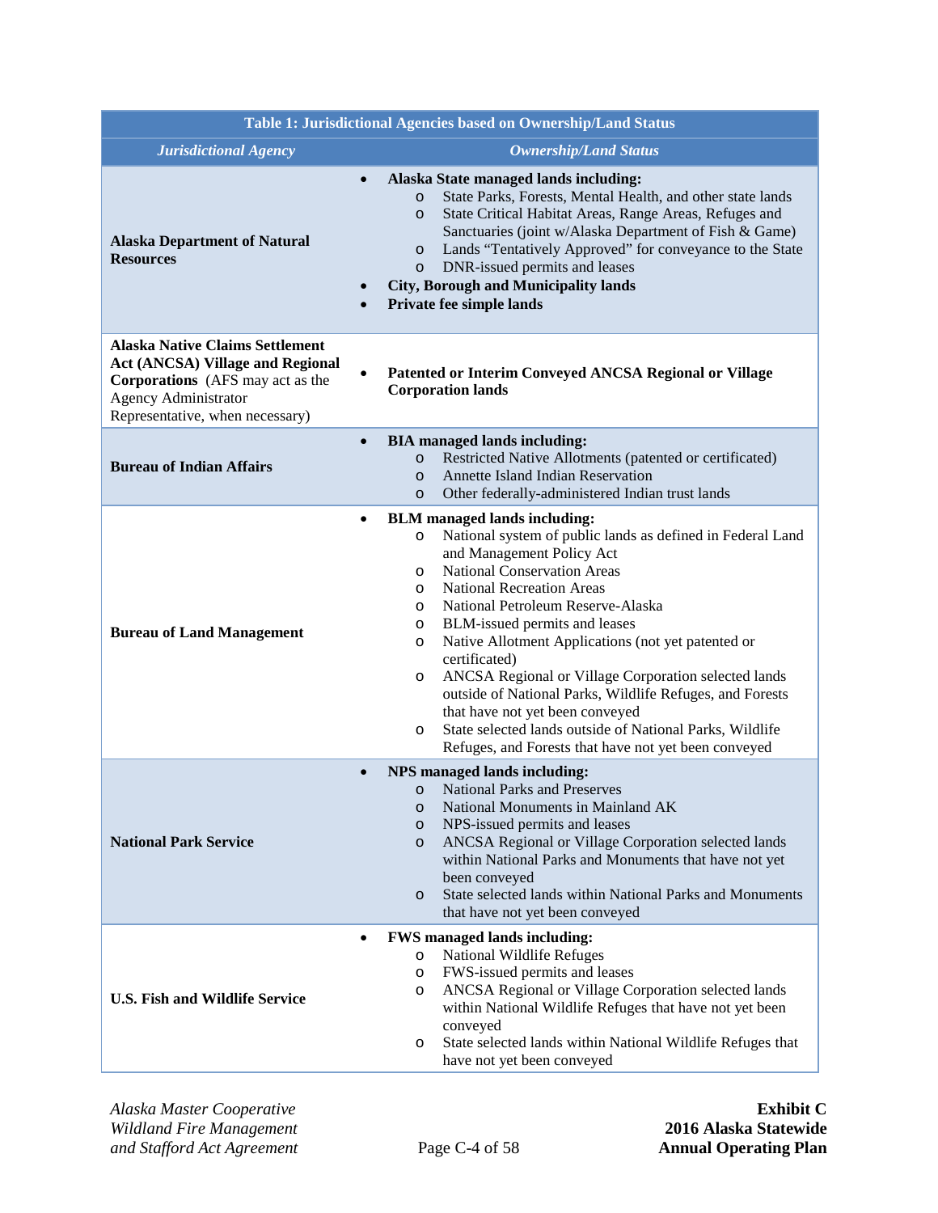| Table 1: Jurisdictional Agencies based on Ownership/Land Status | |
|---|---|
| *Jurisdictional Agency* | *Ownership/Land Status* |
| **Alaska Department of Natural Resources** | • **Alaska State managed lands including:**<br>  o State Parks, Forests, Mental Health, and other state lands<br>  o State Critical Habitat Areas, Range Areas, Refuges and Sanctuaries (joint w/Alaska Department of Fish & Game)<br>  o Lands "Tentatively Approved" for conveyance to the State<br>  o DNR-issued permits and leases<br>• **City, Borough and Municipality lands**<br>• **Private fee simple lands** |
| **Alaska Native Claims Settlement Act (ANCSA) Village and Regional Corporations** (AFS may act as the Agency Administrator Representative, when necessary) | • **Patented or Interim Conveyed ANCSA Regional or Village Corporation lands** |
| **Bureau of Indian Affairs** | • **BIA managed lands including:**<br>  o Restricted Native Allotments (patented or certificated)<br>  o Annette Island Indian Reservation<br>  o Other federally-administered Indian trust lands |
| **Bureau of Land Management** | • **BLM managed lands including:**<br>  o National system of public lands as defined in Federal Land and Management Policy Act<br>  o National Conservation Areas<br>  o National Recreation Areas<br>  o National Petroleum Reserve-Alaska<br>  o BLM-issued permits and leases<br>  o Native Allotment Applications (not yet patented or certificated)<br>  o ANCSA Regional or Village Corporation selected lands outside of National Parks, Wildlife Refuges, and Forests that have not yet been conveyed<br>  o State selected lands outside of National Parks, Wildlife Refuges, and Forests that have not yet been conveyed |
| **National Park Service** | • **NPS managed lands including:**<br>  o National Parks and Preserves<br>  o National Monuments in Mainland AK<br>  o NPS-issued permits and leases<br>  o ANCSA Regional or Village Corporation selected lands within National Parks and Monuments that have not yet been conveyed<br>  o State selected lands within National Parks and Monuments that have not yet been conveyed |
| **U.S. Fish and Wildlife Service** | • **FWS managed lands including:**<br>  o National Wildlife Refuges<br>  o FWS-issued permits and leases<br>  o ANCSA Regional or Village Corporation selected lands within National Wildlife Refuges that have not yet been conveyed<br>  o State selected lands within National Wildlife Refuges that have not yet been conveyed |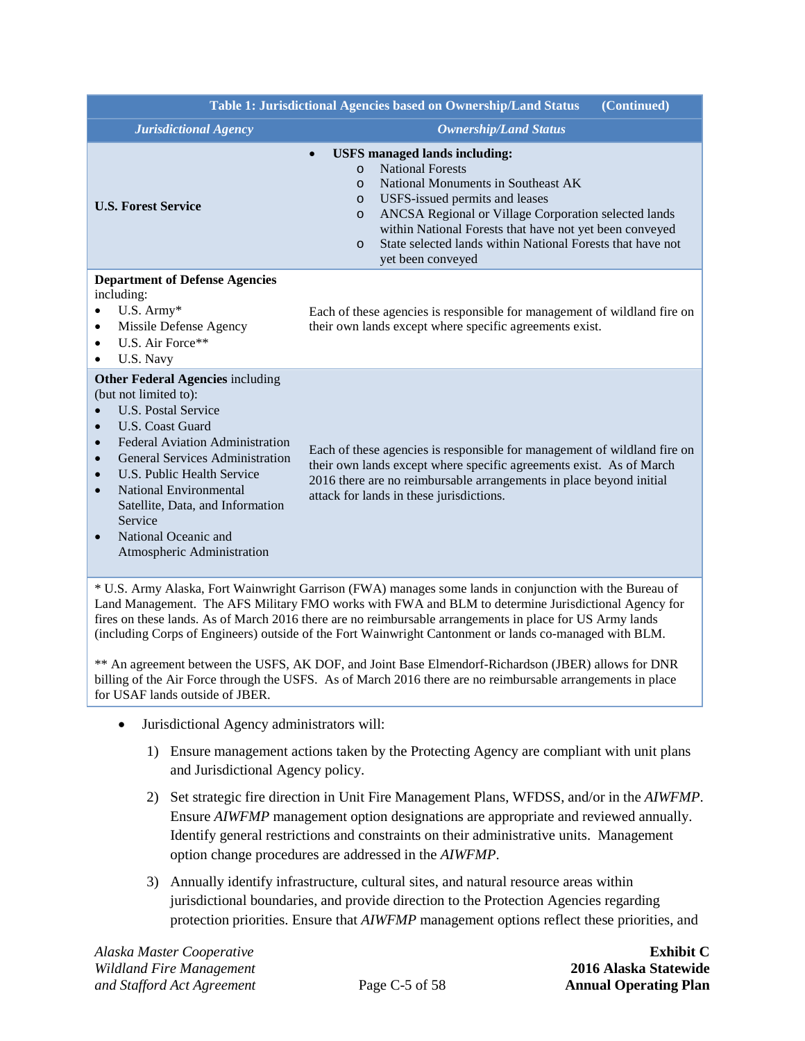| Table 1: Jurisdictional Agencies based on Ownership/Land Status (Continued) | |
|---|---|
| ***Jurisdictional Agency*** | ***Ownership/Land Status*** |
| **U.S. Forest Service** | • **USFS managed lands including:**<br>o National Forests<br>o National Monuments in Southeast AK<br>o USFS-issued permits and leases<br>o ANCSA Regional or Village Corporation selected lands within National Forests that have not yet been conveyed<br>o State selected lands within National Forests that have not yet been conveyed |
| **Department of Defense Agencies** including:<br>• U.S. Army*<br>• Missile Defense Agency<br>• U.S. Air Force**<br>• U.S. Navy | Each of these agencies is responsible for management of wildland fire on their own lands except where specific agreements exist. |
| **Other Federal Agencies** including (but not limited to):<br>• U.S. Postal Service<br>• U.S. Coast Guard<br>• Federal Aviation Administration<br>• General Services Administration<br>• U.S. Public Health Service<br>• National Environmental Satellite, Data, and Information Service<br>• National Oceanic and Atmospheric Administration | Each of these agencies is responsible for management of wildland fire on their own lands except where specific agreements exist. As of March 2016 there are no reimbursable arrangements in place beyond initial attack for lands in these jurisdictions. |

* U.S. Army Alaska, Fort Wainwright Garrison (FWA) manages some lands in conjunction with the Bureau of Land Management. The AFS Military FMO works with FWA and BLM to determine Jurisdictional Agency for fires on these lands. As of March 2016 there are no reimbursable arrangements in place for US Army lands (including Corps of Engineers) outside of the Fort Wainwright Cantonment or lands co-managed with BLM.

** An agreement between the USFS, AK DOF, and Joint Base Elmendorf-Richardson (JBER) allows for DNR billing of the Air Force through the USFS. As of March 2016 there are no reimbursable arrangements in place for USAF lands outside of JBER.

- Jurisdictional Agency administrators will:

  1) Ensure management actions taken by the Protecting Agency are compliant with unit plans and Jurisdictional Agency policy.

  2) Set strategic fire direction in Unit Fire Management Plans, WFDSS, and/or in the *AIWFMP*. Ensure *AIWFMP* management option designations are appropriate and reviewed annually. Identify general restrictions and constraints on their administrative units. Management option change procedures are addressed in the *AIWFMP*.

  3) Annually identify infrastructure, cultural sites, and natural resource areas within jurisdictional boundaries, and provide direction to the Protection Agencies regarding protection priorities. Ensure that *AIWFMP* management options reflect these priorities, and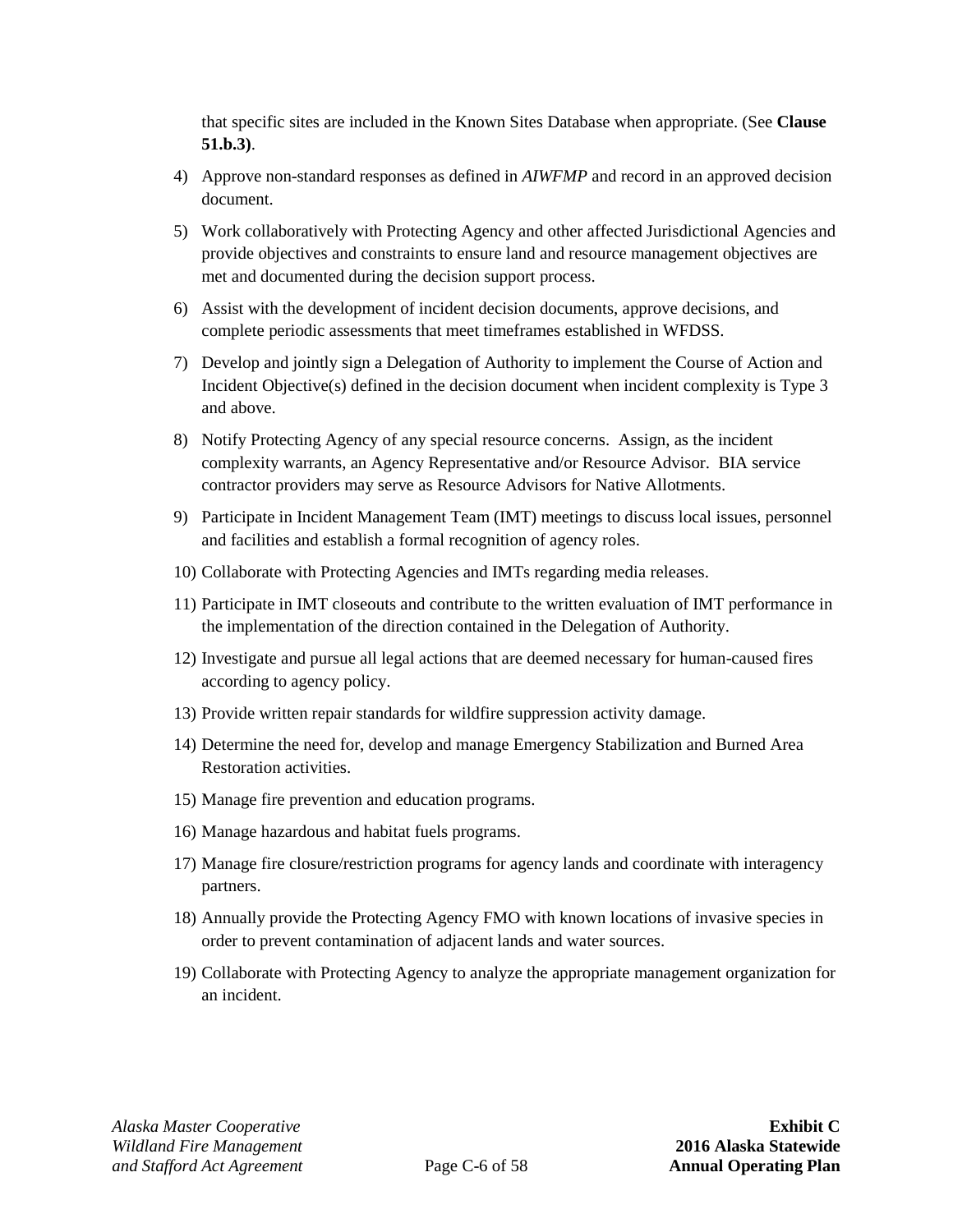that specific sites are included in the Known Sites Database when appropriate. (See **Clause 51.b.3)**.

4) Approve non-standard responses as defined in *AIWFMP* and record in an approved decision document.
5) Work collaboratively with Protecting Agency and other affected Jurisdictional Agencies and provide objectives and constraints to ensure land and resource management objectives are met and documented during the decision support process.
6) Assist with the development of incident decision documents, approve decisions, and complete periodic assessments that meet timeframes established in WFDSS.
7) Develop and jointly sign a Delegation of Authority to implement the Course of Action and Incident Objective(s) defined in the decision document when incident complexity is Type 3 and above.
8) Notify Protecting Agency of any special resource concerns. Assign, as the incident complexity warrants, an Agency Representative and/or Resource Advisor. BIA service contractor providers may serve as Resource Advisors for Native Allotments.
9) Participate in Incident Management Team (IMT) meetings to discuss local issues, personnel and facilities and establish a formal recognition of agency roles.
10) Collaborate with Protecting Agencies and IMTs regarding media releases.
11) Participate in IMT closeouts and contribute to the written evaluation of IMT performance in the implementation of the direction contained in the Delegation of Authority.
12) Investigate and pursue all legal actions that are deemed necessary for human-caused fires according to agency policy.
13) Provide written repair standards for wildfire suppression activity damage.
14) Determine the need for, develop and manage Emergency Stabilization and Burned Area Restoration activities.
15) Manage fire prevention and education programs.
16) Manage hazardous and habitat fuels programs.
17) Manage fire closure/restriction programs for agency lands and coordinate with interagency partners.
18) Annually provide the Protecting Agency FMO with known locations of invasive species in order to prevent contamination of adjacent lands and water sources.
19) Collaborate with Protecting Agency to analyze the appropriate management organization for an incident.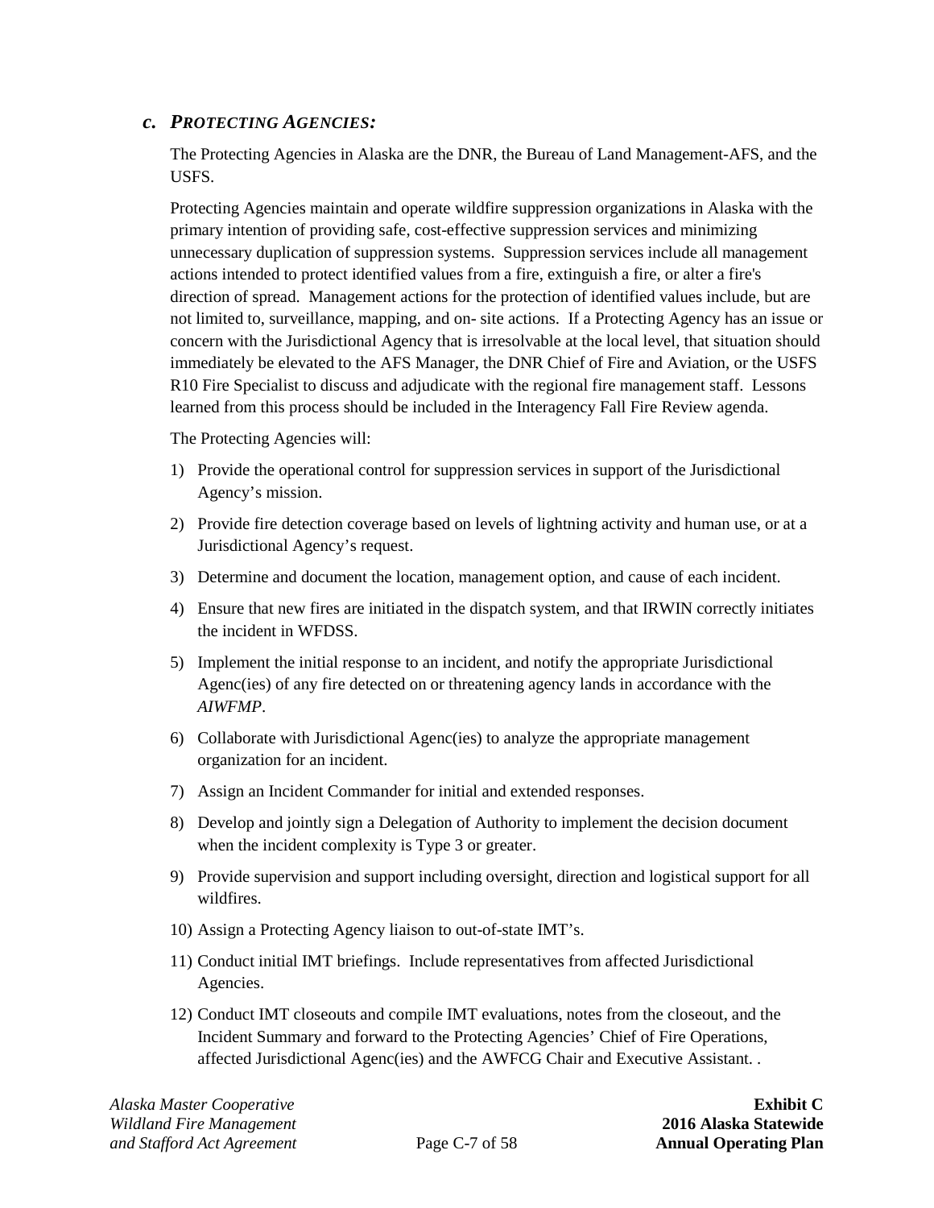### *c. PROTECTING AGENCIES:*

The Protecting Agencies in Alaska are the DNR, the Bureau of Land Management-AFS, and the USFS.

Protecting Agencies maintain and operate wildfire suppression organizations in Alaska with the primary intention of providing safe, cost-effective suppression services and minimizing unnecessary duplication of suppression systems. Suppression services include all management actions intended to protect identified values from a fire, extinguish a fire, or alter a fire's direction of spread. Management actions for the protection of identified values include, but are not limited to, surveillance, mapping, and on- site actions. If a Protecting Agency has an issue or concern with the Jurisdictional Agency that is irresolvable at the local level, that situation should immediately be elevated to the AFS Manager, the DNR Chief of Fire and Aviation, or the USFS R10 Fire Specialist to discuss and adjudicate with the regional fire management staff. Lessons learned from this process should be included in the Interagency Fall Fire Review agenda.

The Protecting Agencies will:

1) Provide the operational control for suppression services in support of the Jurisdictional Agency's mission.
2) Provide fire detection coverage based on levels of lightning activity and human use, or at a Jurisdictional Agency's request.
3) Determine and document the location, management option, and cause of each incident.
4) Ensure that new fires are initiated in the dispatch system, and that IRWIN correctly initiates the incident in WFDSS.
5) Implement the initial response to an incident, and notify the appropriate Jurisdictional Agenc(ies) of any fire detected on or threatening agency lands in accordance with the *AIWFMP*.
6) Collaborate with Jurisdictional Agenc(ies) to analyze the appropriate management organization for an incident.
7) Assign an Incident Commander for initial and extended responses.
8) Develop and jointly sign a Delegation of Authority to implement the decision document when the incident complexity is Type 3 or greater.
9) Provide supervision and support including oversight, direction and logistical support for all wildfires.
10) Assign a Protecting Agency liaison to out-of-state IMT's.
11) Conduct initial IMT briefings. Include representatives from affected Jurisdictional Agencies.
12) Conduct IMT closeouts and compile IMT evaluations, notes from the closeout, and the Incident Summary and forward to the Protecting Agencies' Chief of Fire Operations, affected Jurisdictional Agenc(ies) and the AWFCG Chair and Executive Assistant. .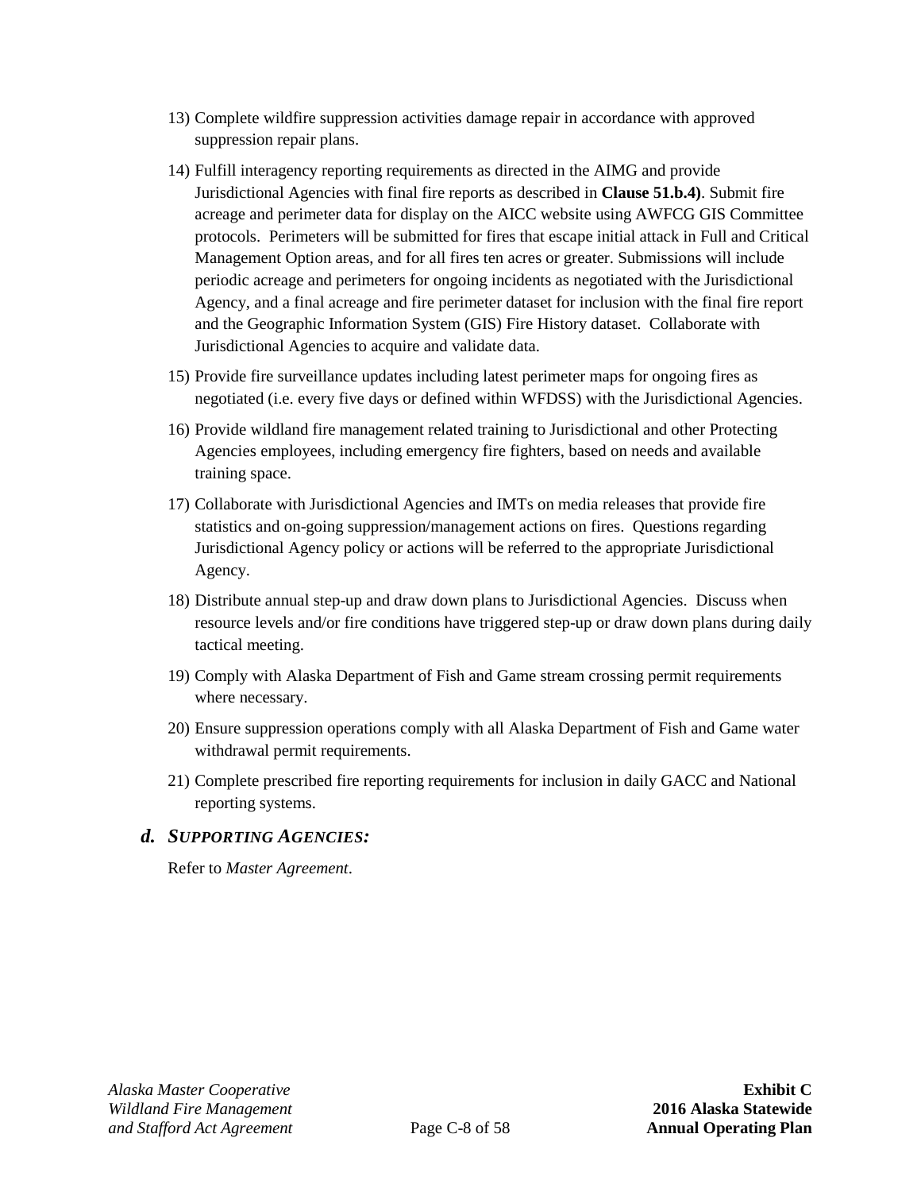13) Complete wildfire suppression activities damage repair in accordance with approved suppression repair plans.

14) Fulfill interagency reporting requirements as directed in the AIMG and provide Jurisdictional Agencies with final fire reports as described in **Clause 51.b.4)**. Submit fire acreage and perimeter data for display on the AICC website using AWFCG GIS Committee protocols. Perimeters will be submitted for fires that escape initial attack in Full and Critical Management Option areas, and for all fires ten acres or greater. Submissions will include periodic acreage and perimeters for ongoing incidents as negotiated with the Jurisdictional Agency, and a final acreage and fire perimeter dataset for inclusion with the final fire report and the Geographic Information System (GIS) Fire History dataset. Collaborate with Jurisdictional Agencies to acquire and validate data.

15) Provide fire surveillance updates including latest perimeter maps for ongoing fires as negotiated (i.e. every five days or defined within WFDSS) with the Jurisdictional Agencies.

16) Provide wildland fire management related training to Jurisdictional and other Protecting Agencies employees, including emergency fire fighters, based on needs and available training space.

17) Collaborate with Jurisdictional Agencies and IMTs on media releases that provide fire statistics and on-going suppression/management actions on fires. Questions regarding Jurisdictional Agency policy or actions will be referred to the appropriate Jurisdictional Agency.

18) Distribute annual step-up and draw down plans to Jurisdictional Agencies. Discuss when resource levels and/or fire conditions have triggered step-up or draw down plans during daily tactical meeting.

19) Comply with Alaska Department of Fish and Game stream crossing permit requirements where necessary.

20) Ensure suppression operations comply with all Alaska Department of Fish and Game water withdrawal permit requirements.

21) Complete prescribed fire reporting requirements for inclusion in daily GACC and National reporting systems.

### *d. SUPPORTING AGENCIES:*

Refer to *Master Agreement*.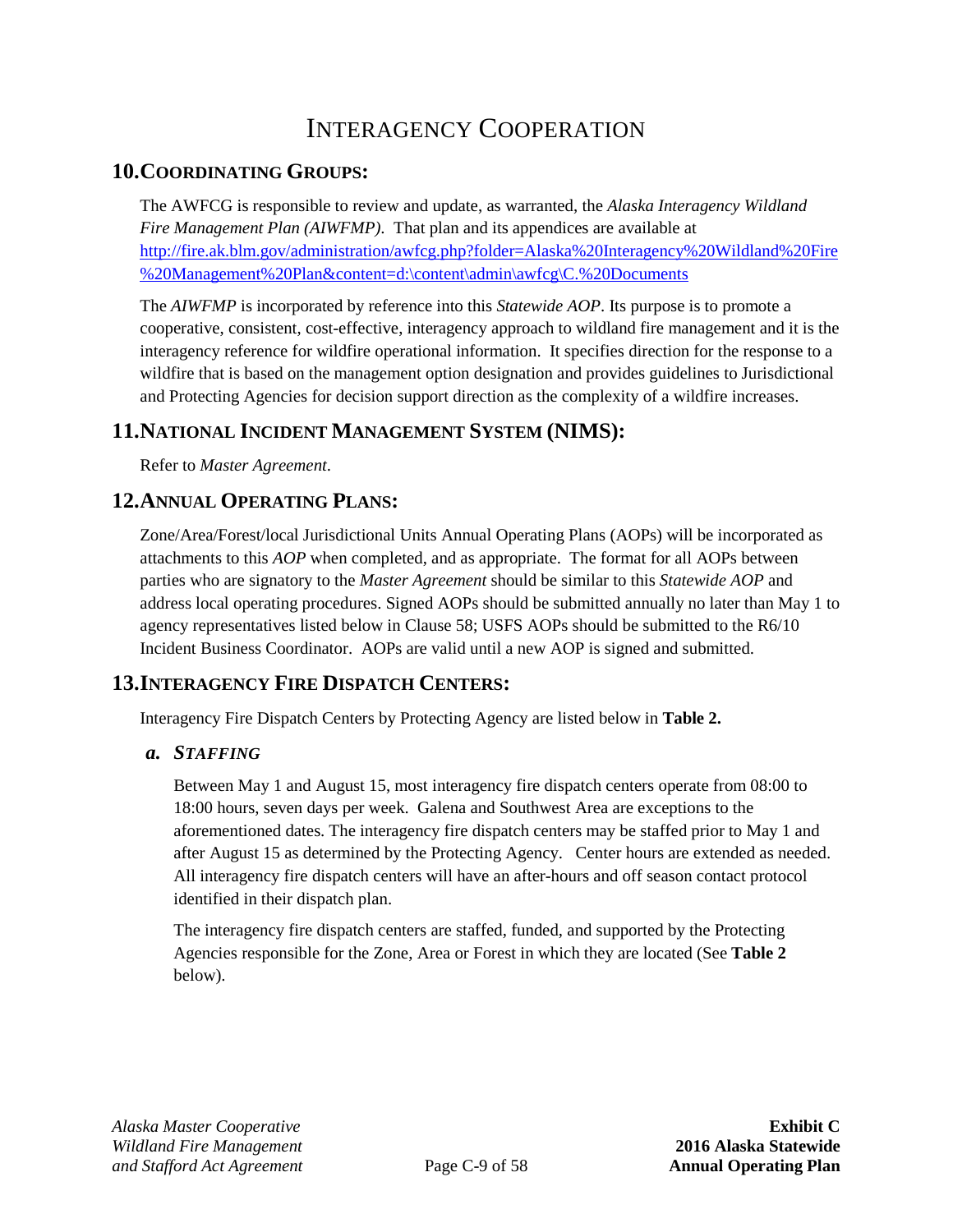# INTERAGENCY COOPERATION

## 10. COORDINATING GROUPS:

The AWFCG is responsible to review and update, as warranted, the *Alaska Interagency Wildland Fire Management Plan (AIWFMP)*. That plan and its appendices are available at http://fire.ak.blm.gov/administration/awfcg.php?folder=Alaska%20Interagency%20Wildland%20Fire%20Management%20Plan&content=d:\content\admin\awfcg\C.%20Documents

The *AIWFMP* is incorporated by reference into this *Statewide AOP*. Its purpose is to promote a cooperative, consistent, cost-effective, interagency approach to wildland fire management and it is the interagency reference for wildfire operational information. It specifies direction for the response to a wildfire that is based on the management option designation and provides guidelines to Jurisdictional and Protecting Agencies for decision support direction as the complexity of a wildfire increases.

## 11. NATIONAL INCIDENT MANAGEMENT SYSTEM (NIMS):

Refer to *Master Agreement*.

## 12. ANNUAL OPERATING PLANS:

Zone/Area/Forest/local Jurisdictional Units Annual Operating Plans (AOPs) will be incorporated as attachments to this *AOP* when completed, and as appropriate. The format for all AOPs between parties who are signatory to the *Master Agreement* should be similar to this *Statewide AOP* and address local operating procedures. Signed AOPs should be submitted annually no later than May 1 to agency representatives listed below in Clause 58; USFS AOPs should be submitted to the R6/10 Incident Business Coordinator. AOPs are valid until a new AOP is signed and submitted.

## 13. INTERAGENCY FIRE DISPATCH CENTERS:

Interagency Fire Dispatch Centers by Protecting Agency are listed below in **Table 2.**

### *a. STAFFING*

Between May 1 and August 15, most interagency fire dispatch centers operate from 08:00 to 18:00 hours, seven days per week. Galena and Southwest Area are exceptions to the aforementioned dates. The interagency fire dispatch centers may be staffed prior to May 1 and after August 15 as determined by the Protecting Agency. Center hours are extended as needed. All interagency fire dispatch centers will have an after-hours and off season contact protocol identified in their dispatch plan.

The interagency fire dispatch centers are staffed, funded, and supported by the Protecting Agencies responsible for the Zone, Area or Forest in which they are located (See **Table 2** below).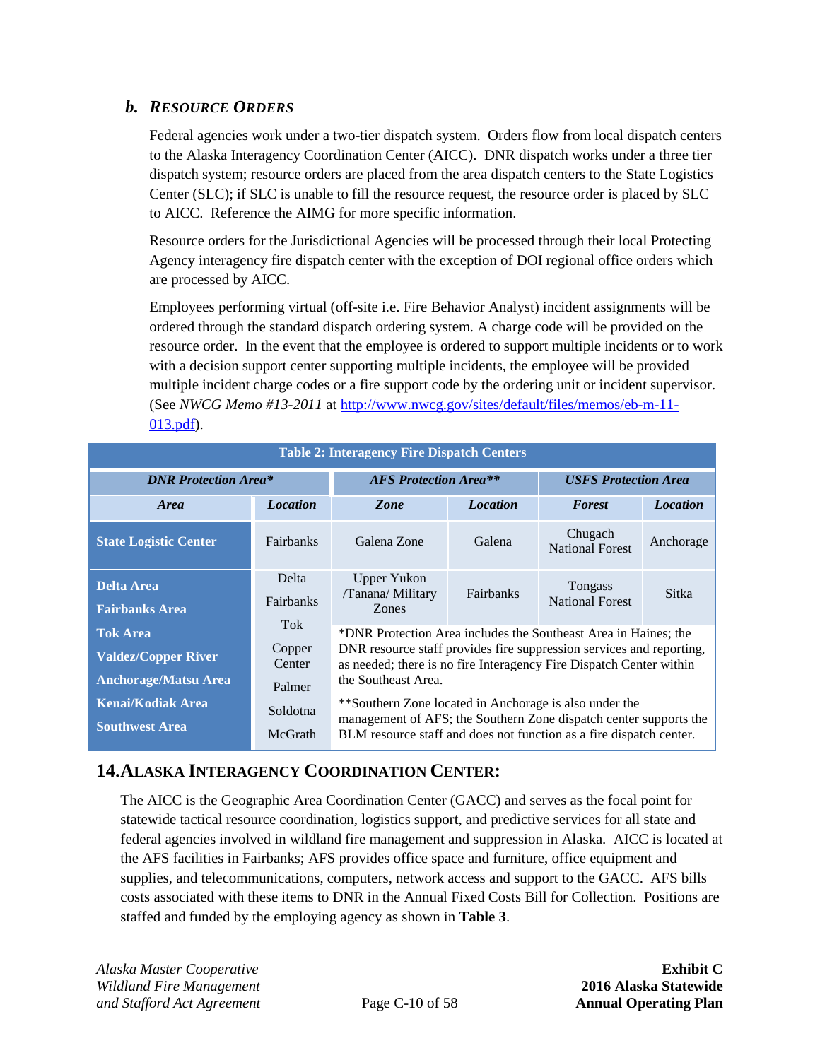### b. RESOURCE ORDERS

Federal agencies work under a two-tier dispatch system. Orders flow from local dispatch centers to the Alaska Interagency Coordination Center (AICC). DNR dispatch works under a three tier dispatch system; resource orders are placed from the area dispatch centers to the State Logistics Center (SLC); if SLC is unable to fill the resource request, the resource order is placed by SLC to AICC. Reference the AIMG for more specific information.

Resource orders for the Jurisdictional Agencies will be processed through their local Protecting Agency interagency fire dispatch center with the exception of DOI regional office orders which are processed by AICC.

Employees performing virtual (off-site i.e. Fire Behavior Analyst) incident assignments will be ordered through the standard dispatch ordering system. A charge code will be provided on the resource order. In the event that the employee is ordered to support multiple incidents or to work with a decision support center supporting multiple incidents, the employee will be provided multiple incident charge codes or a fire support code by the ordering unit or incident supervisor. (See *NWCG Memo #13-2011* at [http://www.nwcg.gov/sites/default/files/memos/eb-m-11-013.pdf](http://www.nwcg.gov/sites/default/files/memos/eb-m-11-013.pdf)).

**Table 2: Interagency Fire Dispatch Centers**

| ***DNR Protection Area**** | | ***AFS Protection Area***** | | ***USFS Protection Area*** | |
|---|---|---|---|---|---|
| ***Area*** | ***Location*** | ***Zone*** | ***Location*** | ***Forest*** | ***Location*** |
| **State Logistic Center** | Fairbanks | Galena Zone | Galena | Chugach National Forest | Anchorage |
| **Delta Area** | Delta | Upper Yukon /Tanana/ Military Zones | Fairbanks | Tongass National Forest | Sitka |
| **Fairbanks Area** | Fairbanks | *DNR Protection Area includes the Southeast Area in Haines; the DNR resource staff provides fire suppression services and reporting, as needed; there is no fire Interagency Fire Dispatch Center within the Southeast Area. | | | |
| **Tok Area** | Tok | | | | |
| **Valdez/Copper River** | Copper Center | | | | |
| **Anchorage/Matsu Area** | Palmer | | | | |
| **Kenai/Kodiak Area** | Soldotna | **Southern Zone located in Anchorage is also under the management of AFS; the Southern Zone dispatch center supports the BLM resource staff and does not function as a fire dispatch center. | | | |
| **Southwest Area** | McGrath | | | | |

## 14. ALASKA INTERAGENCY COORDINATION CENTER:

The AICC is the Geographic Area Coordination Center (GACC) and serves as the focal point for statewide tactical resource coordination, logistics support, and predictive services for all state and federal agencies involved in wildland fire management and suppression in Alaska. AICC is located at the AFS facilities in Fairbanks; AFS provides office space and furniture, office equipment and supplies, and telecommunications, computers, network access and support to the GACC. AFS bills costs associated with these items to DNR in the Annual Fixed Costs Bill for Collection. Positions are staffed and funded by the employing agency as shown in **Table 3**.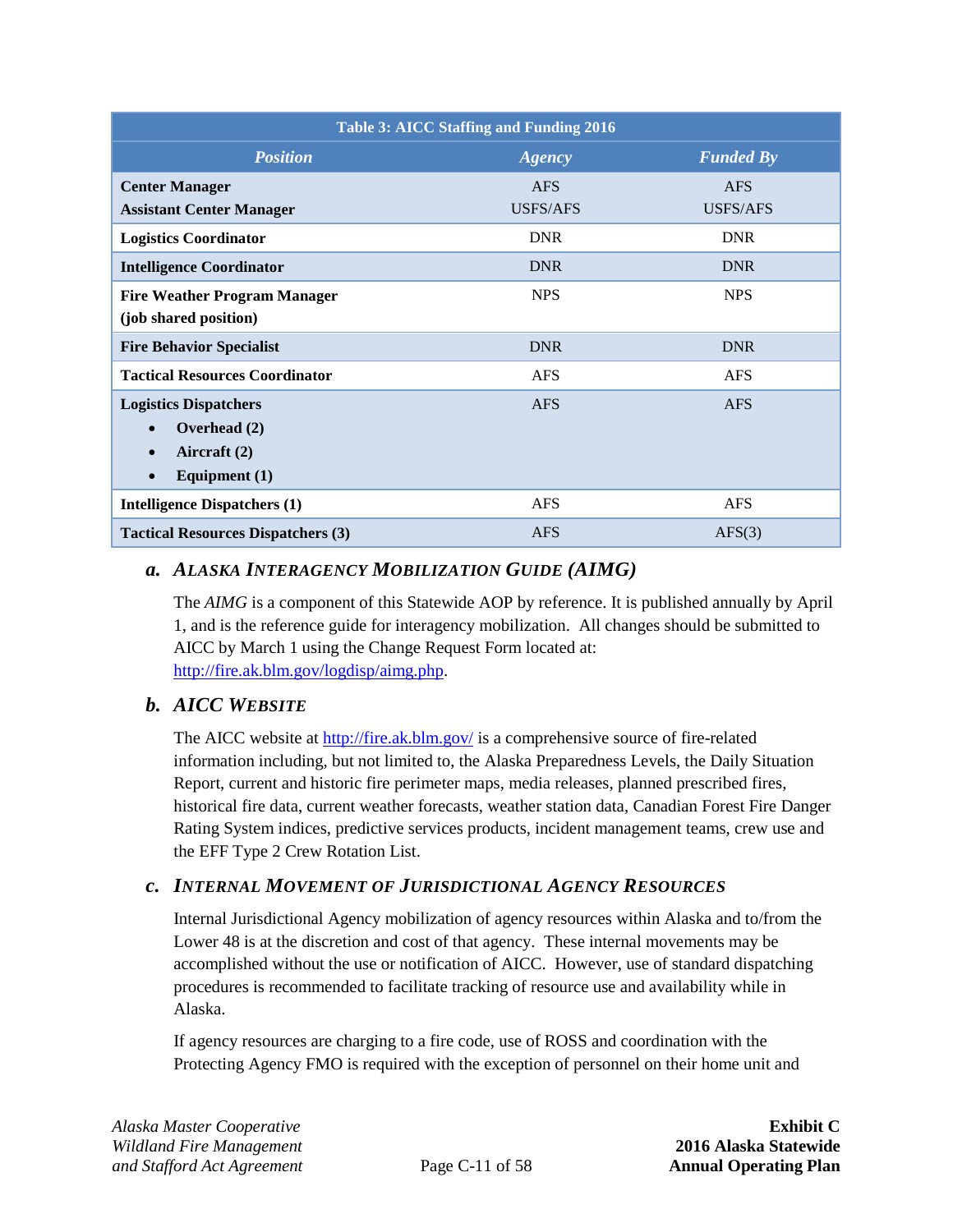| Table 3: AICC Staffing and Funding 2016 | | |
|---|---|---|
| ***Position*** | ***Agency*** | ***Funded By*** |
| **Center Manager**<br>**Assistant Center Manager** | AFS<br>USFS/AFS | AFS<br>USFS/AFS |
| **Logistics Coordinator** | DNR | DNR |
| **Intelligence Coordinator** | DNR | DNR |
| **Fire Weather Program Manager (job shared position)** | NPS | NPS |
| **Fire Behavior Specialist** | DNR | DNR |
| **Tactical Resources Coordinator** | AFS | AFS |
| **Logistics Dispatchers**<br>• **Overhead (2)**<br>• **Aircraft (2)**<br>• **Equipment (1)** | AFS | AFS |
| **Intelligence Dispatchers (1)** | AFS | AFS |
| **Tactical Resources Dispatchers (3)** | AFS | AFS(3) |

### *a. Alaska Interagency Mobilization Guide (AIMG)*

The *AIMG* is a component of this Statewide AOP by reference. It is published annually by April 1, and is the reference guide for interagency mobilization. All changes should be submitted to AICC by March 1 using the Change Request Form located at: http://fire.ak.blm.gov/logdisp/aimg.php.

### *b. AICC Website*

The AICC website at http://fire.ak.blm.gov/ is a comprehensive source of fire-related information including, but not limited to, the Alaska Preparedness Levels, the Daily Situation Report, current and historic fire perimeter maps, media releases, planned prescribed fires, historical fire data, current weather forecasts, weather station data, Canadian Forest Fire Danger Rating System indices, predictive services products, incident management teams, crew use and the EFF Type 2 Crew Rotation List.

### *c. Internal Movement of Jurisdictional Agency Resources*

Internal Jurisdictional Agency mobilization of agency resources within Alaska and to/from the Lower 48 is at the discretion and cost of that agency. These internal movements may be accomplished without the use or notification of AICC. However, use of standard dispatching procedures is recommended to facilitate tracking of resource use and availability while in Alaska.

If agency resources are charging to a fire code, use of ROSS and coordination with the Protecting Agency FMO is required with the exception of personnel on their home unit and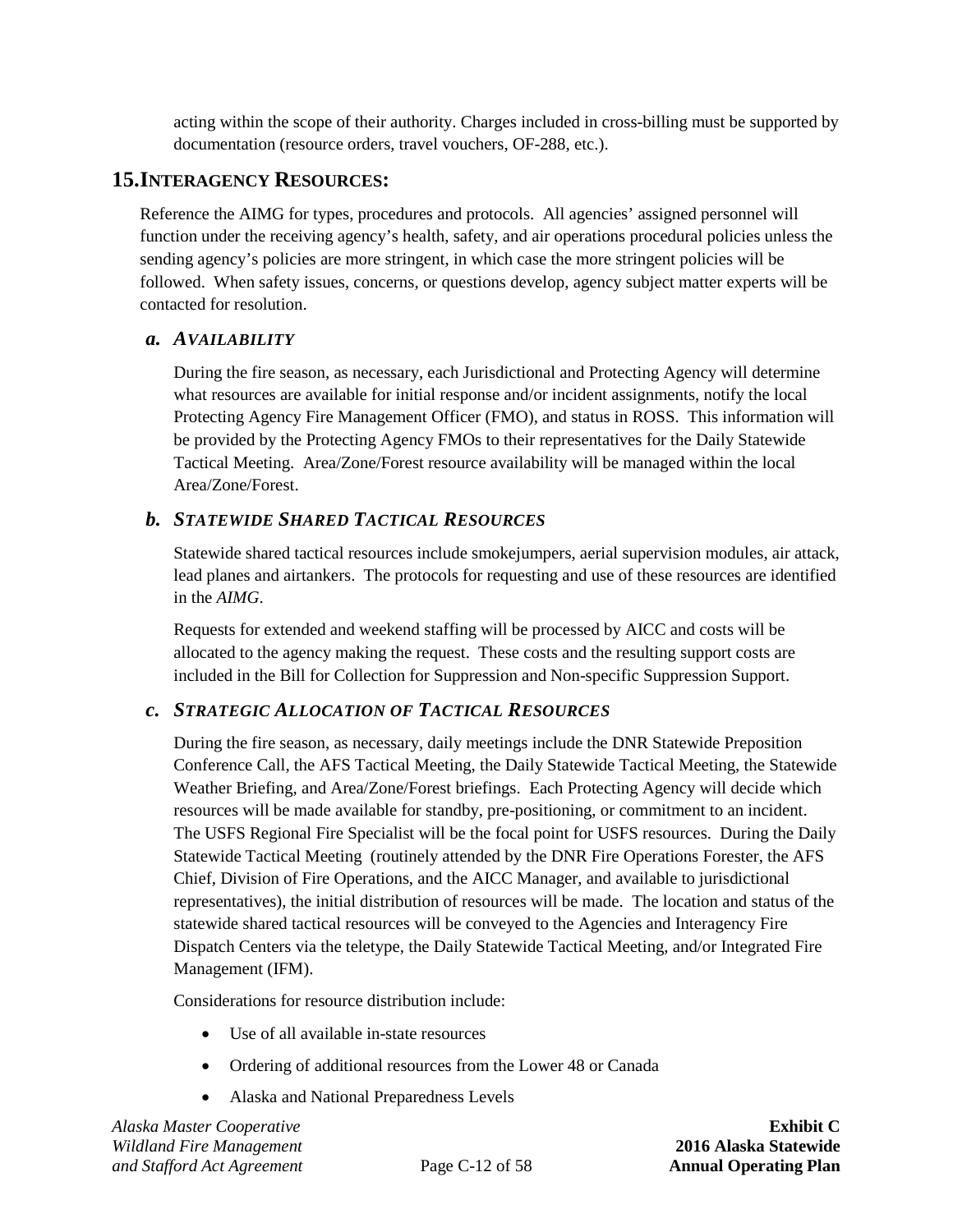acting within the scope of their authority. Charges included in cross-billing must be supported by documentation (resource orders, travel vouchers, OF-288, etc.).

## 15. INTERAGENCY RESOURCES:

Reference the AIMG for types, procedures and protocols. All agencies' assigned personnel will function under the receiving agency's health, safety, and air operations procedural policies unless the sending agency's policies are more stringent, in which case the more stringent policies will be followed. When safety issues, concerns, or questions develop, agency subject matter experts will be contacted for resolution.

### *a. AVAILABILITY*

During the fire season, as necessary, each Jurisdictional and Protecting Agency will determine what resources are available for initial response and/or incident assignments, notify the local Protecting Agency Fire Management Officer (FMO), and status in ROSS. This information will be provided by the Protecting Agency FMOs to their representatives for the Daily Statewide Tactical Meeting. Area/Zone/Forest resource availability will be managed within the local Area/Zone/Forest.

### *b. STATEWIDE SHARED TACTICAL RESOURCES*

Statewide shared tactical resources include smokejumpers, aerial supervision modules, air attack, lead planes and airtankers. The protocols for requesting and use of these resources are identified in the *AIMG*.

Requests for extended and weekend staffing will be processed by AICC and costs will be allocated to the agency making the request. These costs and the resulting support costs are included in the Bill for Collection for Suppression and Non-specific Suppression Support.

### *c. STRATEGIC ALLOCATION OF TACTICAL RESOURCES*

During the fire season, as necessary, daily meetings include the DNR Statewide Preposition Conference Call, the AFS Tactical Meeting, the Daily Statewide Tactical Meeting, the Statewide Weather Briefing, and Area/Zone/Forest briefings. Each Protecting Agency will decide which resources will be made available for standby, pre-positioning, or commitment to an incident. The USFS Regional Fire Specialist will be the focal point for USFS resources. During the Daily Statewide Tactical Meeting (routinely attended by the DNR Fire Operations Forester, the AFS Chief, Division of Fire Operations, and the AICC Manager, and available to jurisdictional representatives), the initial distribution of resources will be made. The location and status of the statewide shared tactical resources will be conveyed to the Agencies and Interagency Fire Dispatch Centers via the teletype, the Daily Statewide Tactical Meeting, and/or Integrated Fire Management (IFM).

Considerations for resource distribution include:

- Use of all available in-state resources
- Ordering of additional resources from the Lower 48 or Canada
- Alaska and National Preparedness Levels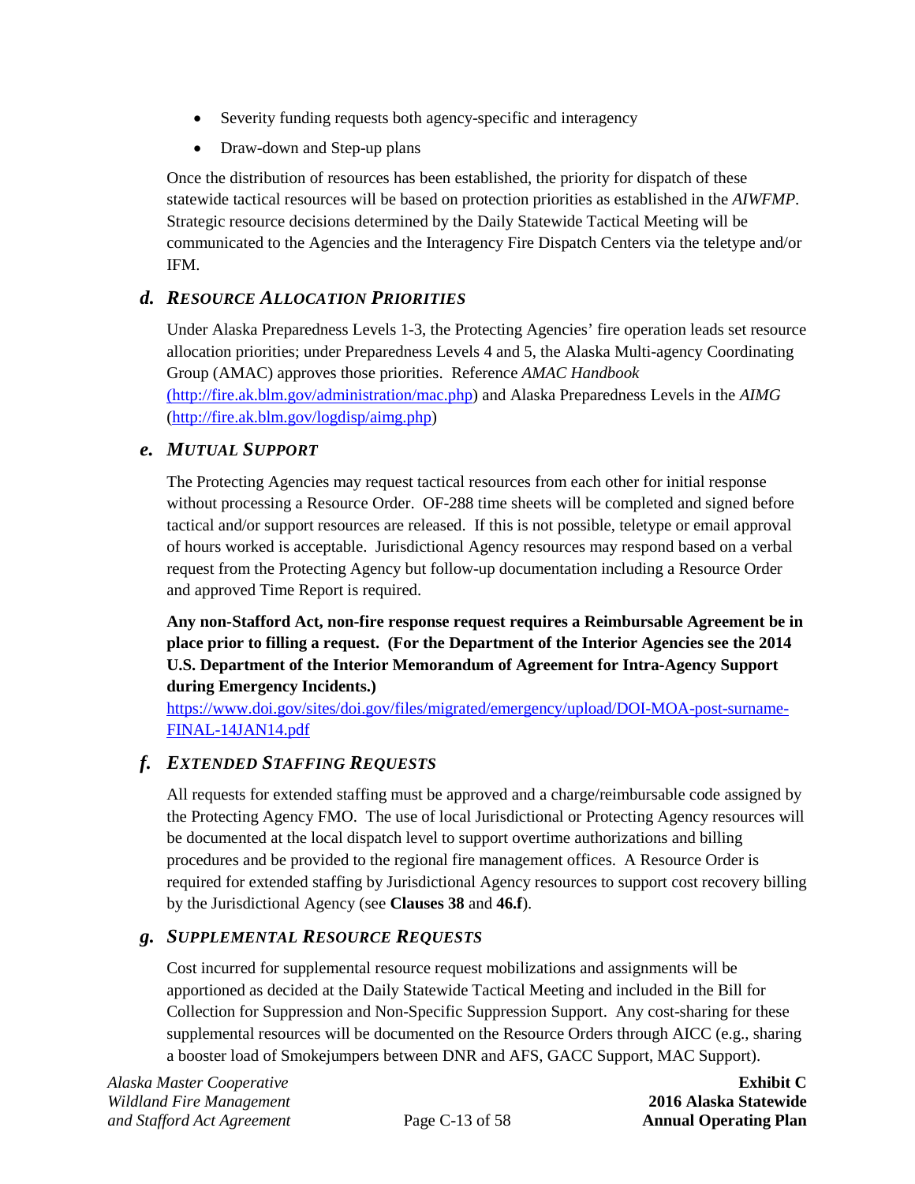- Severity funding requests both agency-specific and interagency
- Draw-down and Step-up plans

Once the distribution of resources has been established, the priority for dispatch of these statewide tactical resources will be based on protection priorities as established in the *AIWFMP*. Strategic resource decisions determined by the Daily Statewide Tactical Meeting will be communicated to the Agencies and the Interagency Fire Dispatch Centers via the teletype and/or IFM.

### *d. RESOURCE ALLOCATION PRIORITIES*

Under Alaska Preparedness Levels 1-3, the Protecting Agencies' fire operation leads set resource allocation priorities; under Preparedness Levels 4 and 5, the Alaska Multi-agency Coordinating Group (AMAC) approves those priorities. Reference *AMAC Handbook* (http://fire.ak.blm.gov/administration/mac.php) and Alaska Preparedness Levels in the *AIMG* (http://fire.ak.blm.gov/logdisp/aimg.php)

### *e. MUTUAL SUPPORT*

The Protecting Agencies may request tactical resources from each other for initial response without processing a Resource Order. OF-288 time sheets will be completed and signed before tactical and/or support resources are released. If this is not possible, teletype or email approval of hours worked is acceptable. Jurisdictional Agency resources may respond based on a verbal request from the Protecting Agency but follow-up documentation including a Resource Order and approved Time Report is required.

**Any non-Stafford Act, non-fire response request requires a Reimbursable Agreement be in place prior to filling a request. (For the Department of the Interior Agencies see the 2014 U.S. Department of the Interior Memorandum of Agreement for Intra-Agency Support during Emergency Incidents.)**
https://www.doi.gov/sites/doi.gov/files/migrated/emergency/upload/DOI-MOA-post-surname-FINAL-14JAN14.pdf

### *f. EXTENDED STAFFING REQUESTS*

All requests for extended staffing must be approved and a charge/reimbursable code assigned by the Protecting Agency FMO. The use of local Jurisdictional or Protecting Agency resources will be documented at the local dispatch level to support overtime authorizations and billing procedures and be provided to the regional fire management offices. A Resource Order is required for extended staffing by Jurisdictional Agency resources to support cost recovery billing by the Jurisdictional Agency (see **Clauses 38** and **46.f**).

### *g. SUPPLEMENTAL RESOURCE REQUESTS*

Cost incurred for supplemental resource request mobilizations and assignments will be apportioned as decided at the Daily Statewide Tactical Meeting and included in the Bill for Collection for Suppression and Non-Specific Suppression Support. Any cost-sharing for these supplemental resources will be documented on the Resource Orders through AICC (e.g., sharing a booster load of Smokejumpers between DNR and AFS, GACC Support, MAC Support).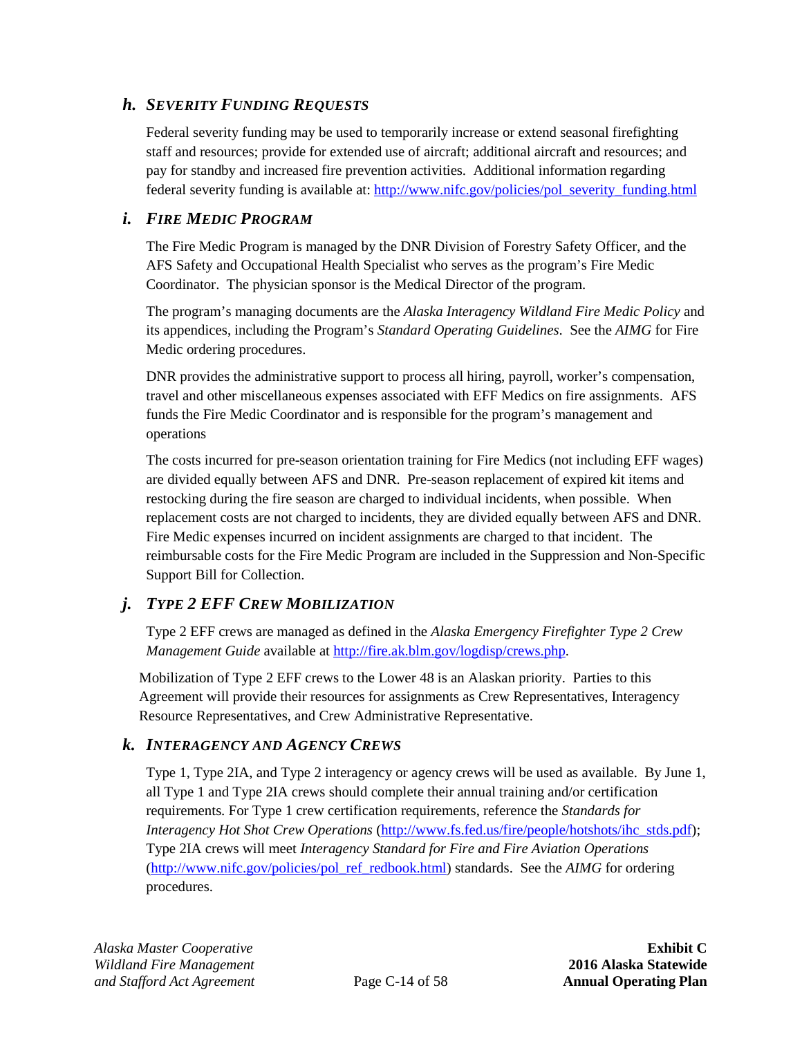### h. *SEVERITY FUNDING REQUESTS*

Federal severity funding may be used to temporarily increase or extend seasonal firefighting staff and resources; provide for extended use of aircraft; additional aircraft and resources; and pay for standby and increased fire prevention activities. Additional information regarding federal severity funding is available at: http://www.nifc.gov/policies/pol_severity_funding.html

### i. *FIRE MEDIC PROGRAM*

The Fire Medic Program is managed by the DNR Division of Forestry Safety Officer, and the AFS Safety and Occupational Health Specialist who serves as the program's Fire Medic Coordinator. The physician sponsor is the Medical Director of the program.

The program's managing documents are the *Alaska Interagency Wildland Fire Medic Policy* and its appendices, including the Program's *Standard Operating Guidelines*. See the *AIMG* for Fire Medic ordering procedures.

DNR provides the administrative support to process all hiring, payroll, worker's compensation, travel and other miscellaneous expenses associated with EFF Medics on fire assignments. AFS funds the Fire Medic Coordinator and is responsible for the program's management and operations

The costs incurred for pre-season orientation training for Fire Medics (not including EFF wages) are divided equally between AFS and DNR. Pre-season replacement of expired kit items and restocking during the fire season are charged to individual incidents, when possible. When replacement costs are not charged to incidents, they are divided equally between AFS and DNR. Fire Medic expenses incurred on incident assignments are charged to that incident. The reimbursable costs for the Fire Medic Program are included in the Suppression and Non-Specific Support Bill for Collection.

### j. *TYPE 2 EFF CREW MOBILIZATION*

Type 2 EFF crews are managed as defined in the *Alaska Emergency Firefighter Type 2 Crew Management Guide* available at http://fire.ak.blm.gov/logdisp/crews.php.

Mobilization of Type 2 EFF crews to the Lower 48 is an Alaskan priority. Parties to this Agreement will provide their resources for assignments as Crew Representatives, Interagency Resource Representatives, and Crew Administrative Representative.

### k. *INTERAGENCY AND AGENCY CREWS*

Type 1, Type 2IA, and Type 2 interagency or agency crews will be used as available. By June 1, all Type 1 and Type 2IA crews should complete their annual training and/or certification requirements. For Type 1 crew certification requirements, reference the *Standards for Interagency Hot Shot Crew Operations* (http://www.fs.fed.us/fire/people/hotshots/ihc_stds.pdf); Type 2IA crews will meet *Interagency Standard for Fire and Fire Aviation Operations* (http://www.nifc.gov/policies/pol_ref_redbook.html) standards. See the *AIMG* for ordering procedures.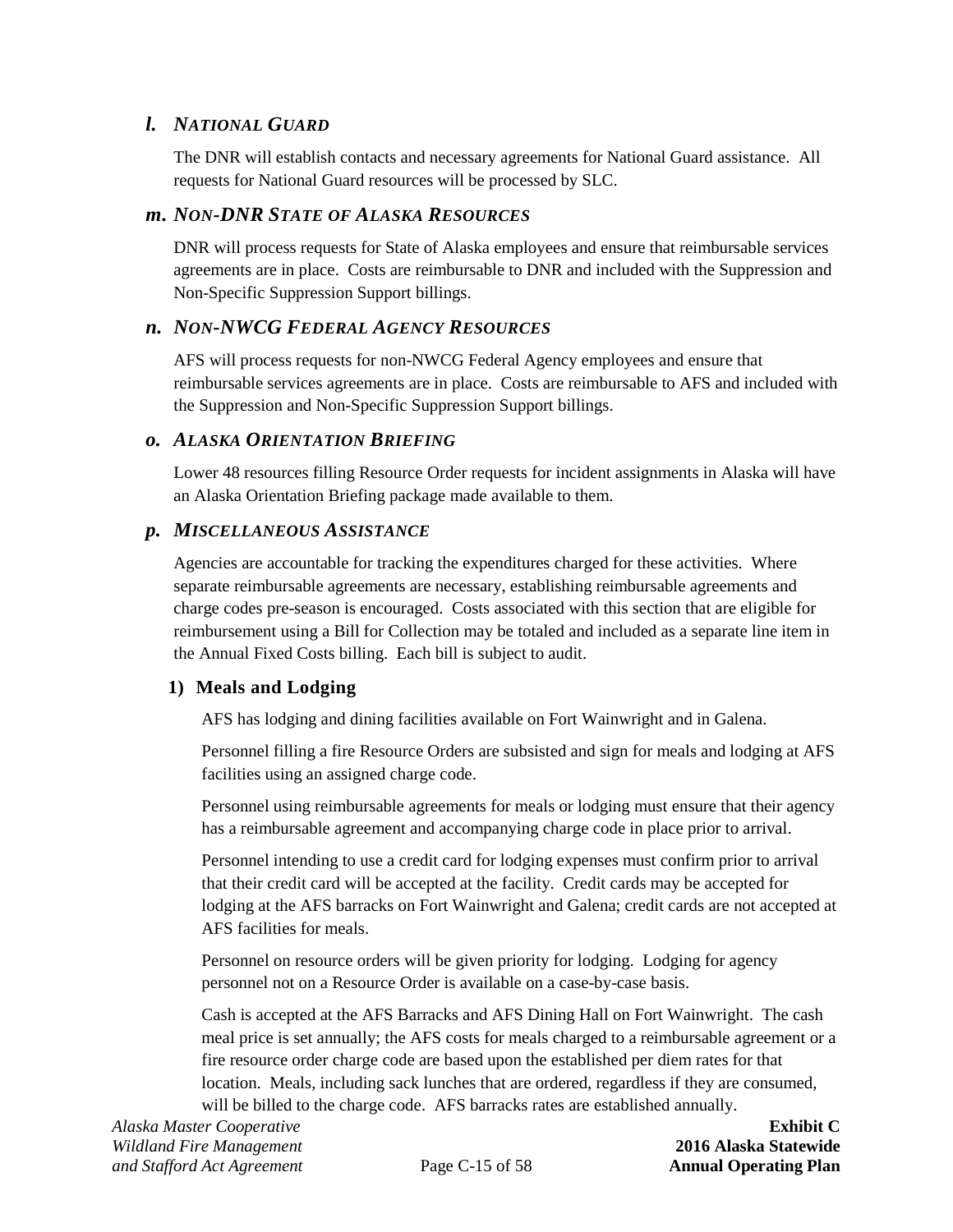### *l. NATIONAL GUARD*

The DNR will establish contacts and necessary agreements for National Guard assistance. All requests for National Guard resources will be processed by SLC.

### *m. NON-DNR STATE OF ALASKA RESOURCES*

DNR will process requests for State of Alaska employees and ensure that reimbursable services agreements are in place. Costs are reimbursable to DNR and included with the Suppression and Non-Specific Suppression Support billings.

### *n. NON-NWCG FEDERAL AGENCY RESOURCES*

AFS will process requests for non-NWCG Federal Agency employees and ensure that reimbursable services agreements are in place. Costs are reimbursable to AFS and included with the Suppression and Non-Specific Suppression Support billings.

### *o. ALASKA ORIENTATION BRIEFING*

Lower 48 resources filling Resource Order requests for incident assignments in Alaska will have an Alaska Orientation Briefing package made available to them.

### *p. MISCELLANEOUS ASSISTANCE*

Agencies are accountable for tracking the expenditures charged for these activities. Where separate reimbursable agreements are necessary, establishing reimbursable agreements and charge codes pre-season is encouraged. Costs associated with this section that are eligible for reimbursement using a Bill for Collection may be totaled and included as a separate line item in the Annual Fixed Costs billing. Each bill is subject to audit.

#### 1) Meals and Lodging

AFS has lodging and dining facilities available on Fort Wainwright and in Galena.

Personnel filling a fire Resource Orders are subsisted and sign for meals and lodging at AFS facilities using an assigned charge code.

Personnel using reimbursable agreements for meals or lodging must ensure that their agency has a reimbursable agreement and accompanying charge code in place prior to arrival.

Personnel intending to use a credit card for lodging expenses must confirm prior to arrival that their credit card will be accepted at the facility. Credit cards may be accepted for lodging at the AFS barracks on Fort Wainwright and Galena; credit cards are not accepted at AFS facilities for meals.

Personnel on resource orders will be given priority for lodging. Lodging for agency personnel not on a Resource Order is available on a case-by-case basis.

Cash is accepted at the AFS Barracks and AFS Dining Hall on Fort Wainwright. The cash meal price is set annually; the AFS costs for meals charged to a reimbursable agreement or a fire resource order charge code are based upon the established per diem rates for that location. Meals, including sack lunches that are ordered, regardless if they are consumed, will be billed to the charge code. AFS barracks rates are established annually.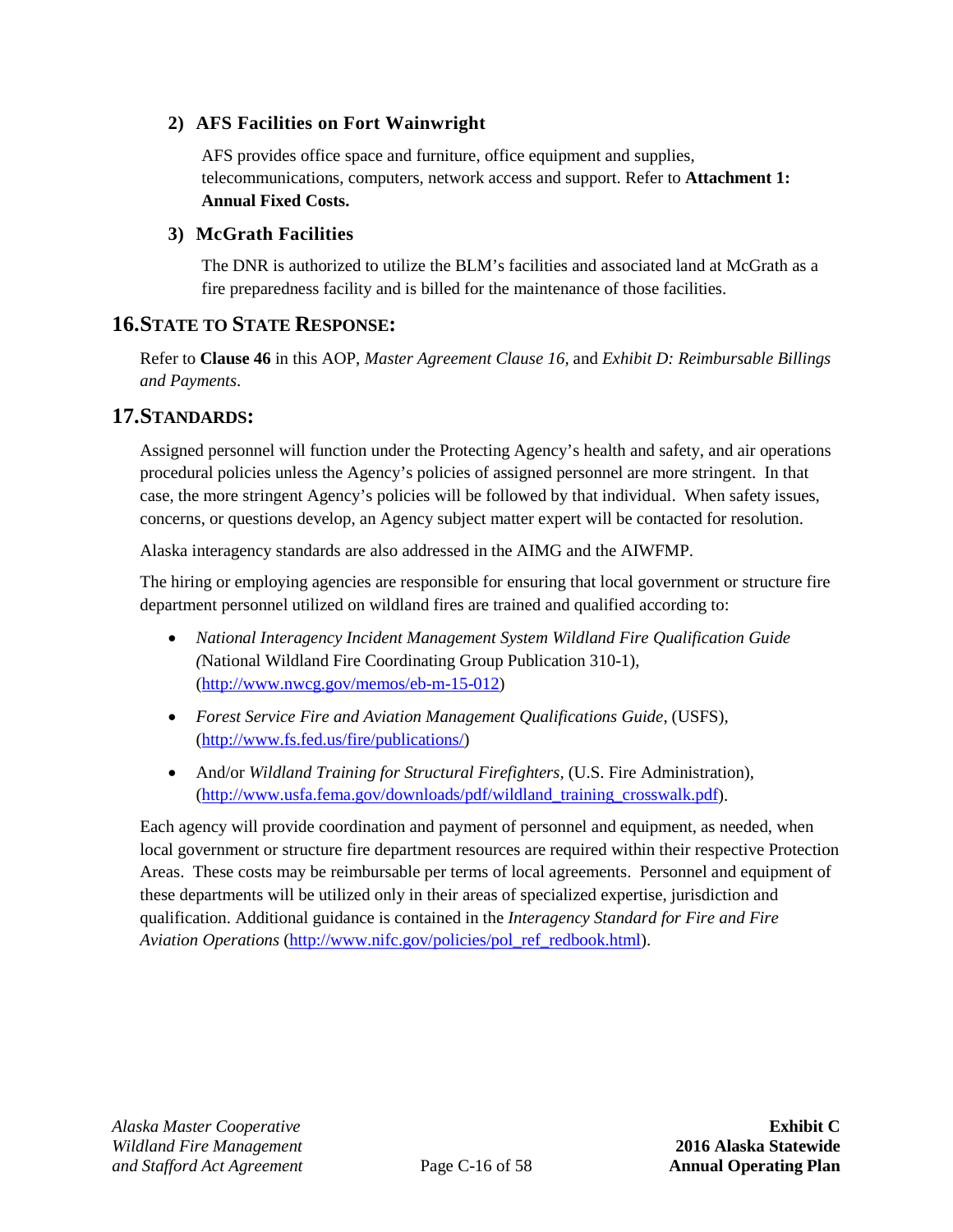### 2) AFS Facilities on Fort Wainwright

AFS provides office space and furniture, office equipment and supplies, telecommunications, computers, network access and support. Refer to **Attachment 1: Annual Fixed Costs.**

### 3) McGrath Facilities

The DNR is authorized to utilize the BLM's facilities and associated land at McGrath as a fire preparedness facility and is billed for the maintenance of those facilities.

## 16. STATE TO STATE RESPONSE:

Refer to **Clause 46** in this AOP, *Master Agreement Clause 16*, and *Exhibit D: Reimbursable Billings and Payments*.

## 17. STANDARDS:

Assigned personnel will function under the Protecting Agency's health and safety, and air operations procedural policies unless the Agency's policies of assigned personnel are more stringent. In that case, the more stringent Agency's policies will be followed by that individual. When safety issues, concerns, or questions develop, an Agency subject matter expert will be contacted for resolution.

Alaska interagency standards are also addressed in the AIMG and the AIWFMP.

The hiring or employing agencies are responsible for ensuring that local government or structure fire department personnel utilized on wildland fires are trained and qualified according to:

- *National Interagency Incident Management System Wildland Fire Qualification Guide (*National Wildland Fire Coordinating Group Publication 310-1), (http://www.nwcg.gov/memos/eb-m-15-012)
- *Forest Service Fire and Aviation Management Qualifications Guide*, (USFS), (http://www.fs.fed.us/fire/publications/)
- And/or *Wildland Training for Structural Firefighters*, (U.S. Fire Administration), (http://www.usfa.fema.gov/downloads/pdf/wildland_training_crosswalk.pdf).

Each agency will provide coordination and payment of personnel and equipment, as needed, when local government or structure fire department resources are required within their respective Protection Areas. These costs may be reimbursable per terms of local agreements. Personnel and equipment of these departments will be utilized only in their areas of specialized expertise, jurisdiction and qualification. Additional guidance is contained in the *Interagency Standard for Fire and Fire Aviation Operations* (http://www.nifc.gov/policies/pol_ref_redbook.html).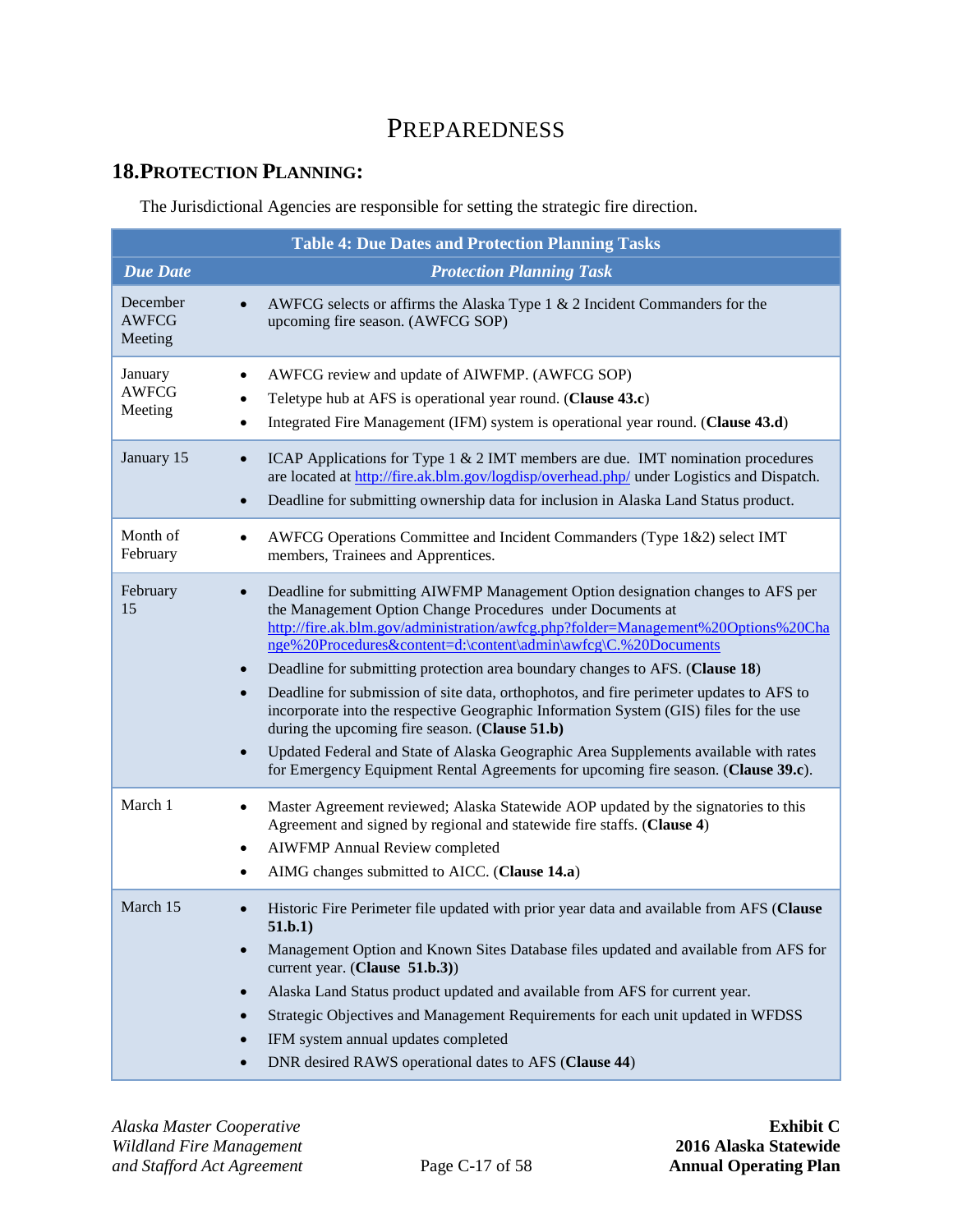# PREPAREDNESS

## 18. PROTECTION PLANNING:

The Jurisdictional Agencies are responsible for setting the strategic fire direction.

| Table 4: Due Dates and Protection Planning Tasks | |
|---|---|
| ***Due Date*** | ***Protection Planning Task*** |
| December AWFCG Meeting | • AWFCG selects or affirms the Alaska Type 1 & 2 Incident Commanders for the upcoming fire season. (AWFCG SOP) |
| January AWFCG Meeting | • AWFCG review and update of AIWFMP. (AWFCG SOP)<br>• Teletype hub at AFS is operational year round. (**Clause 43.c**)<br>• Integrated Fire Management (IFM) system is operational year round. (**Clause 43.d**) |
| January 15 | • ICAP Applications for Type 1 & 2 IMT members are due. IMT nomination procedures are located at http://fire.ak.blm.gov/logdisp/overhead.php/ under Logistics and Dispatch.<br>• Deadline for submitting ownership data for inclusion in Alaska Land Status product. |
| Month of February | • AWFCG Operations Committee and Incident Commanders (Type 1&2) select IMT members, Trainees and Apprentices. |
| February 15 | • Deadline for submitting AIWFMP Management Option designation changes to AFS per the Management Option Change Procedures under Documents at http://fire.ak.blm.gov/administration/awfcg.php?folder=Management%20Options%20Change%20Procedures&content=d:\content\admin\awfcg\C.%20Documents<br>• Deadline for submitting protection area boundary changes to AFS. (**Clause 18**)<br>• Deadline for submission of site data, orthophotos, and fire perimeter updates to AFS to incorporate into the respective Geographic Information System (GIS) files for the use during the upcoming fire season. (**Clause 51.b)**<br>• Updated Federal and State of Alaska Geographic Area Supplements available with rates for Emergency Equipment Rental Agreements for upcoming fire season. (**Clause 39.c**). |
| March 1 | • Master Agreement reviewed; Alaska Statewide AOP updated by the signatories to this Agreement and signed by regional and statewide fire staffs. (**Clause 4**)<br>• AIWFMP Annual Review completed<br>• AIMG changes submitted to AICC. (**Clause 14.a**) |
| March 15 | • Historic Fire Perimeter file updated with prior year data and available from AFS (**Clause 51.b.1)**<br>• Management Option and Known Sites Database files updated and available from AFS for current year. (**Clause 51.b.3)**)<br>• Alaska Land Status product updated and available from AFS for current year.<br>• Strategic Objectives and Management Requirements for each unit updated in WFDSS<br>• IFM system annual updates completed<br>• DNR desired RAWS operational dates to AFS (**Clause 44**) |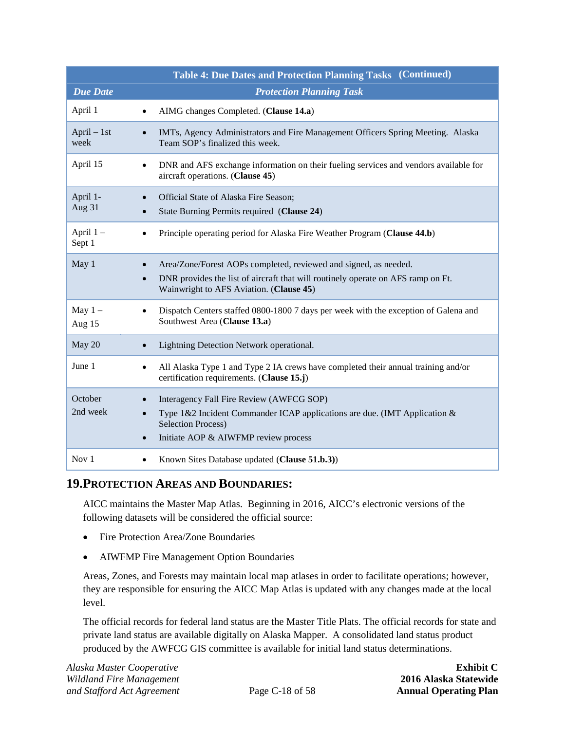| Table 4: Due Dates and Protection Planning Tasks (Continued) | |
|---|---|
| ***Due Date*** | ***Protection Planning Task*** |
| April 1 | • AIMG changes Completed. (**Clause 14.a**) |
| April – 1st week | • IMTs, Agency Administrators and Fire Management Officers Spring Meeting. Alaska Team SOP's finalized this week. |
| April 15 | • DNR and AFS exchange information on their fueling services and vendors available for aircraft operations. (**Clause 45**) |
| April 1- Aug 31 | • Official State of Alaska Fire Season;<br>• State Burning Permits required (**Clause 24**) |
| April 1 – Sept 1 | • Principle operating period for Alaska Fire Weather Program (**Clause 44.b**) |
| May 1 | • Area/Zone/Forest AOPs completed, reviewed and signed, as needed.<br>• DNR provides the list of aircraft that will routinely operate on AFS ramp on Ft. Wainwright to AFS Aviation. (**Clause 45**) |
| May 1 – Aug 15 | • Dispatch Centers staffed 0800-1800 7 days per week with the exception of Galena and Southwest Area (**Clause 13.a**) |
| May 20 | • Lightning Detection Network operational. |
| June 1 | • All Alaska Type 1 and Type 2 IA crews have completed their annual training and/or certification requirements. (**Clause 15.j**) |
| October 2nd week | • Interagency Fall Fire Review (AWFCG SOP)<br>• Type 1&2 Incident Commander ICAP applications are due. (IMT Application & Selection Process)<br>• Initiate AOP & AIWFMP review process |
| Nov 1 | • Known Sites Database updated (**Clause 51.b.3)**) |

## 19. Protection Areas and Boundaries:

AICC maintains the Master Map Atlas. Beginning in 2016, AICC's electronic versions of the following datasets will be considered the official source:

- Fire Protection Area/Zone Boundaries
- AIWFMP Fire Management Option Boundaries

Areas, Zones, and Forests may maintain local map atlases in order to facilitate operations; however, they are responsible for ensuring the AICC Map Atlas is updated with any changes made at the local level.

The official records for federal land status are the Master Title Plats. The official records for state and private land status are available digitally on Alaska Mapper. A consolidated land status product produced by the AWFCG GIS committee is available for initial land status determinations.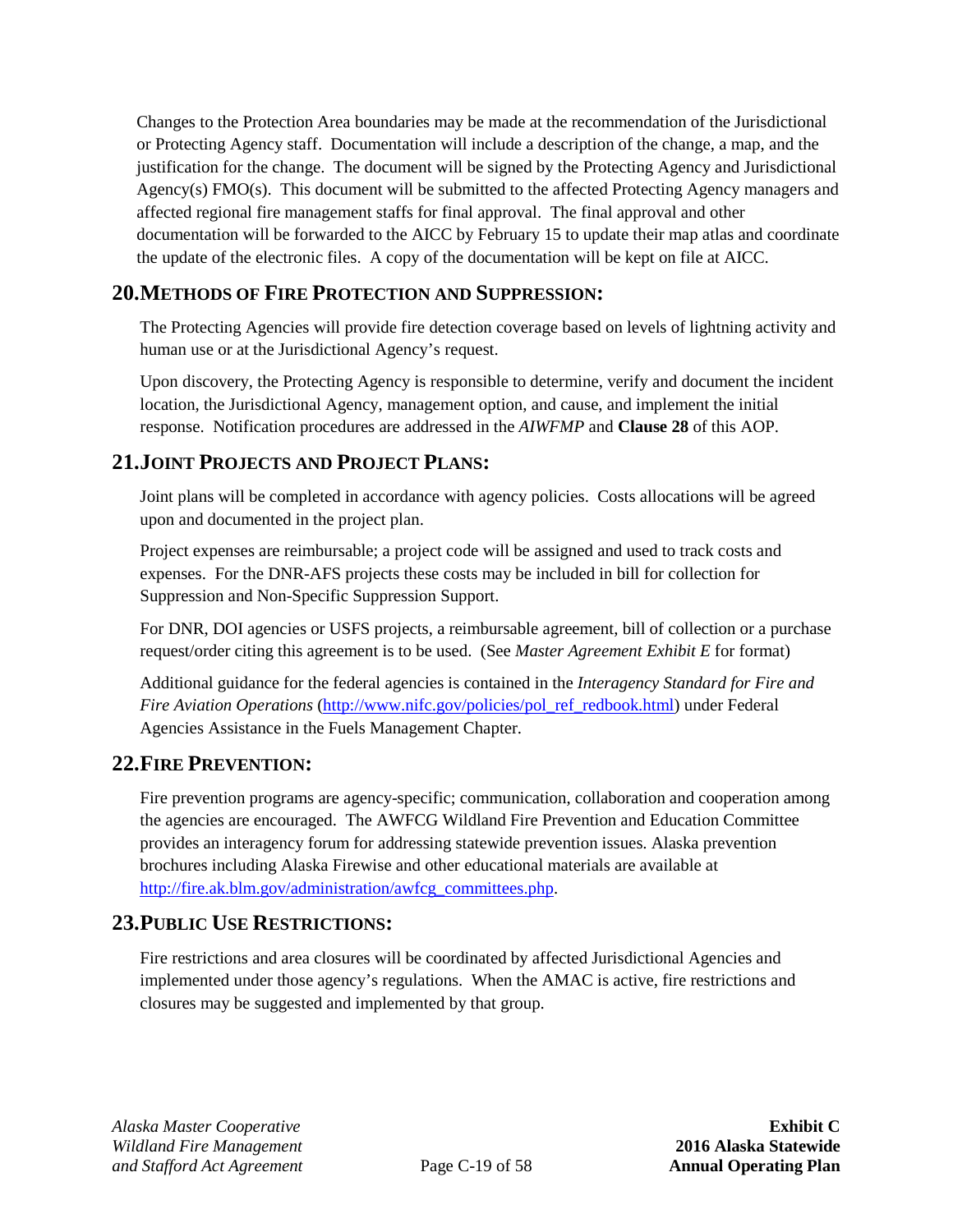Changes to the Protection Area boundaries may be made at the recommendation of the Jurisdictional or Protecting Agency staff. Documentation will include a description of the change, a map, and the justification for the change. The document will be signed by the Protecting Agency and Jurisdictional Agency(s) FMO(s). This document will be submitted to the affected Protecting Agency managers and affected regional fire management staffs for final approval. The final approval and other documentation will be forwarded to the AICC by February 15 to update their map atlas and coordinate the update of the electronic files. A copy of the documentation will be kept on file at AICC.

## 20. METHODS OF FIRE PROTECTION AND SUPPRESSION:

The Protecting Agencies will provide fire detection coverage based on levels of lightning activity and human use or at the Jurisdictional Agency's request.

Upon discovery, the Protecting Agency is responsible to determine, verify and document the incident location, the Jurisdictional Agency, management option, and cause, and implement the initial response. Notification procedures are addressed in the *AIWFMP* and **Clause 28** of this AOP.

## 21. JOINT PROJECTS AND PROJECT PLANS:

Joint plans will be completed in accordance with agency policies. Costs allocations will be agreed upon and documented in the project plan.

Project expenses are reimbursable; a project code will be assigned and used to track costs and expenses. For the DNR-AFS projects these costs may be included in bill for collection for Suppression and Non-Specific Suppression Support.

For DNR, DOI agencies or USFS projects, a reimbursable agreement, bill of collection or a purchase request/order citing this agreement is to be used. (See *Master Agreement Exhibit E* for format)

Additional guidance for the federal agencies is contained in the *Interagency Standard for Fire and Fire Aviation Operations* (http://www.nifc.gov/policies/pol_ref_redbook.html) under Federal Agencies Assistance in the Fuels Management Chapter.

## 22. FIRE PREVENTION:

Fire prevention programs are agency-specific; communication, collaboration and cooperation among the agencies are encouraged. The AWFCG Wildland Fire Prevention and Education Committee provides an interagency forum for addressing statewide prevention issues. Alaska prevention brochures including Alaska Firewise and other educational materials are available at http://fire.ak.blm.gov/administration/awfcg_committees.php.

## 23. PUBLIC USE RESTRICTIONS:

Fire restrictions and area closures will be coordinated by affected Jurisdictional Agencies and implemented under those agency's regulations. When the AMAC is active, fire restrictions and closures may be suggested and implemented by that group.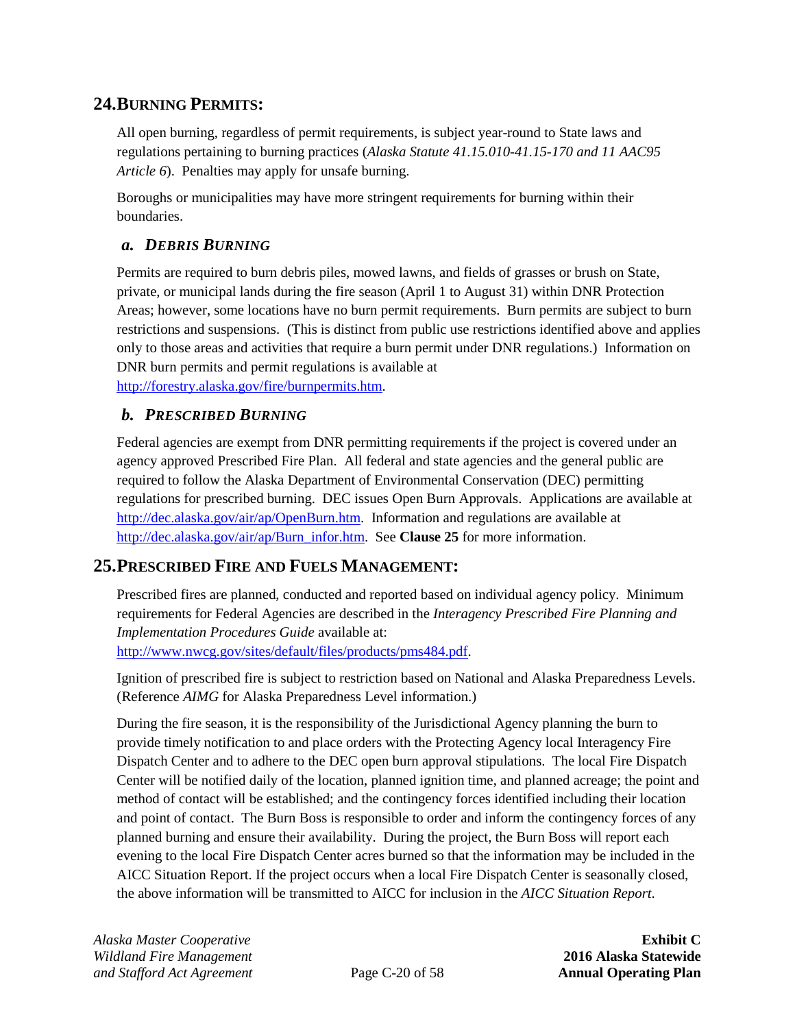## 24. BURNING PERMITS:

All open burning, regardless of permit requirements, is subject year-round to State laws and regulations pertaining to burning practices (*Alaska Statute 41.15.010-41.15-170 and 11 AAC95 Article 6*). Penalties may apply for unsafe burning.

Boroughs or municipalities may have more stringent requirements for burning within their boundaries.

### *a. DEBRIS BURNING*

Permits are required to burn debris piles, mowed lawns, and fields of grasses or brush on State, private, or municipal lands during the fire season (April 1 to August 31) within DNR Protection Areas; however, some locations have no burn permit requirements. Burn permits are subject to burn restrictions and suspensions. (This is distinct from public use restrictions identified above and applies only to those areas and activities that require a burn permit under DNR regulations.) Information on DNR burn permits and permit regulations is available at http://forestry.alaska.gov/fire/burnpermits.htm.

### *b. PRESCRIBED BURNING*

Federal agencies are exempt from DNR permitting requirements if the project is covered under an agency approved Prescribed Fire Plan. All federal and state agencies and the general public are required to follow the Alaska Department of Environmental Conservation (DEC) permitting regulations for prescribed burning. DEC issues Open Burn Approvals. Applications are available at http://dec.alaska.gov/air/ap/OpenBurn.htm. Information and regulations are available at http://dec.alaska.gov/air/ap/Burn_infor.htm. See **Clause 25** for more information.

## 25. PRESCRIBED FIRE AND FUELS MANAGEMENT:

Prescribed fires are planned, conducted and reported based on individual agency policy. Minimum requirements for Federal Agencies are described in the *Interagency Prescribed Fire Planning and Implementation Procedures Guide* available at: http://www.nwcg.gov/sites/default/files/products/pms484.pdf.

Ignition of prescribed fire is subject to restriction based on National and Alaska Preparedness Levels. (Reference *AIMG* for Alaska Preparedness Level information.)

During the fire season, it is the responsibility of the Jurisdictional Agency planning the burn to provide timely notification to and place orders with the Protecting Agency local Interagency Fire Dispatch Center and to adhere to the DEC open burn approval stipulations. The local Fire Dispatch Center will be notified daily of the location, planned ignition time, and planned acreage; the point and method of contact will be established; and the contingency forces identified including their location and point of contact. The Burn Boss is responsible to order and inform the contingency forces of any planned burning and ensure their availability. During the project, the Burn Boss will report each evening to the local Fire Dispatch Center acres burned so that the information may be included in the AICC Situation Report. If the project occurs when a local Fire Dispatch Center is seasonally closed, the above information will be transmitted to AICC for inclusion in the *AICC Situation Report*.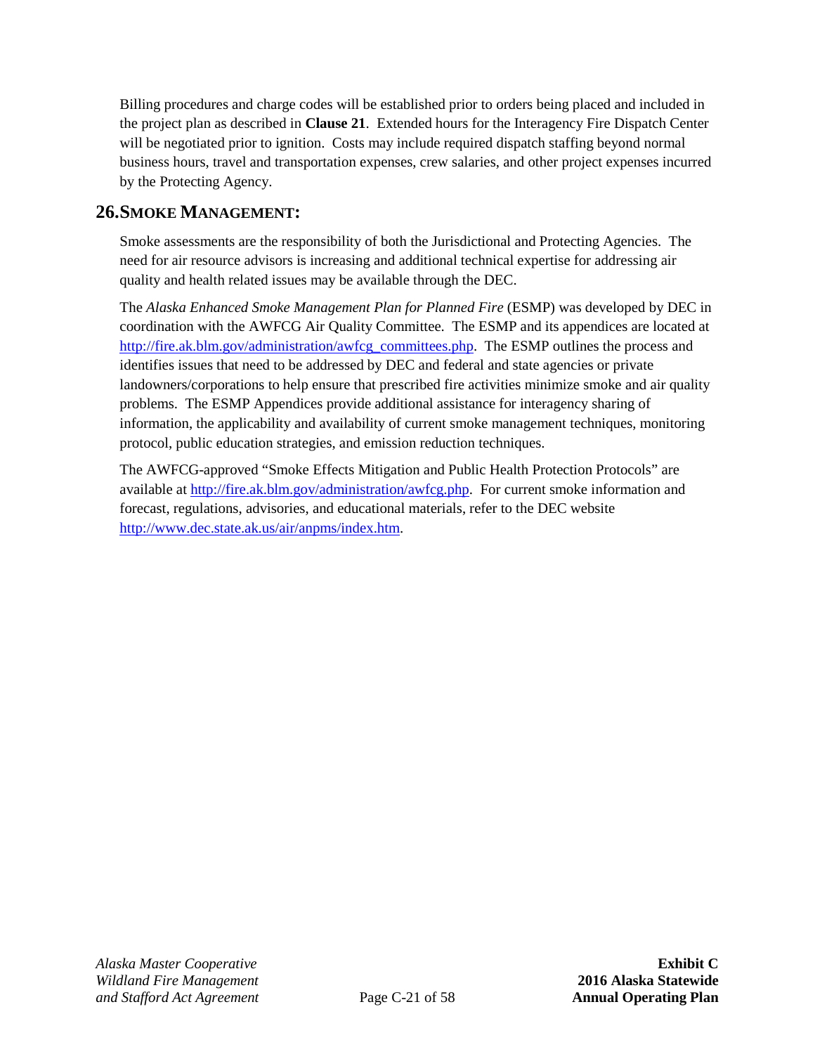Billing procedures and charge codes will be established prior to orders being placed and included in the project plan as described in **Clause 21**. Extended hours for the Interagency Fire Dispatch Center will be negotiated prior to ignition. Costs may include required dispatch staffing beyond normal business hours, travel and transportation expenses, crew salaries, and other project expenses incurred by the Protecting Agency.

## 26. SMOKE MANAGEMENT:

Smoke assessments are the responsibility of both the Jurisdictional and Protecting Agencies. The need for air resource advisors is increasing and additional technical expertise for addressing air quality and health related issues may be available through the DEC.

The *Alaska Enhanced Smoke Management Plan for Planned Fire* (ESMP) was developed by DEC in coordination with the AWFCG Air Quality Committee. The ESMP and its appendices are located at http://fire.ak.blm.gov/administration/awfcg_committees.php. The ESMP outlines the process and identifies issues that need to be addressed by DEC and federal and state agencies or private landowners/corporations to help ensure that prescribed fire activities minimize smoke and air quality problems. The ESMP Appendices provide additional assistance for interagency sharing of information, the applicability and availability of current smoke management techniques, monitoring protocol, public education strategies, and emission reduction techniques.

The AWFCG-approved "Smoke Effects Mitigation and Public Health Protection Protocols" are available at http://fire.ak.blm.gov/administration/awfcg.php. For current smoke information and forecast, regulations, advisories, and educational materials, refer to the DEC website http://www.dec.state.ak.us/air/anpms/index.htm.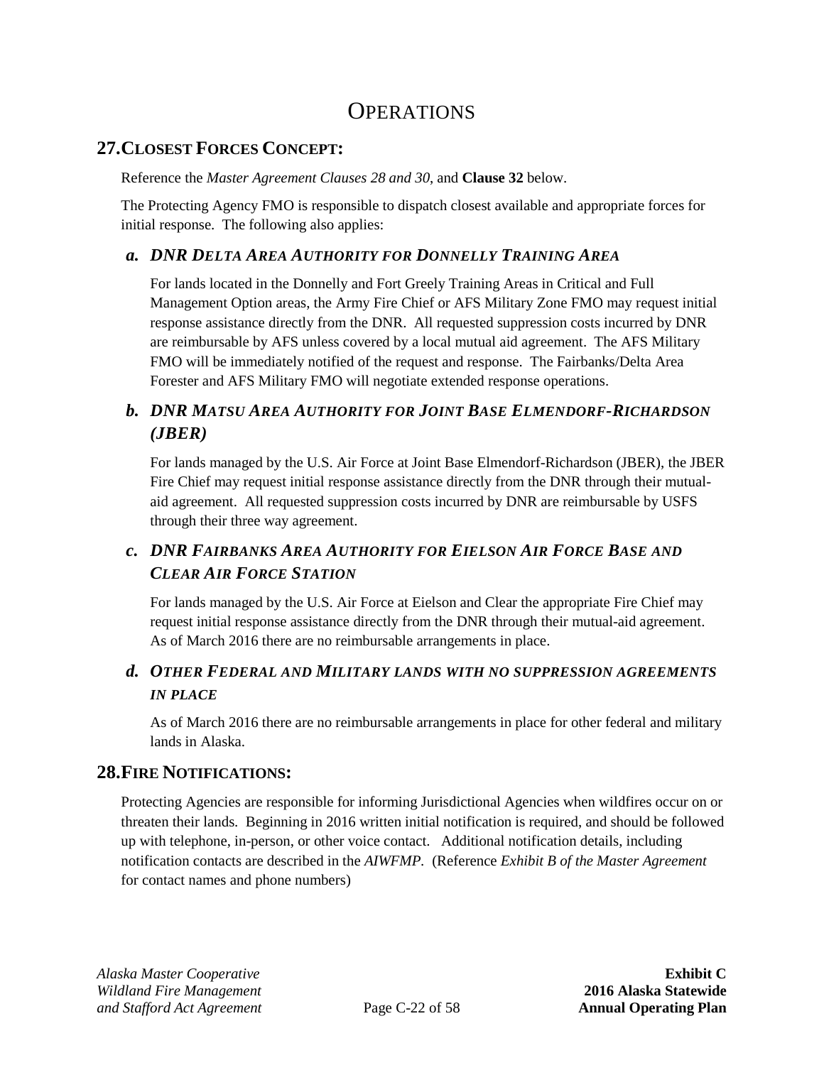# OPERATIONS

## 27. CLOSEST FORCES CONCEPT:

Reference the *Master Agreement Clauses 28 and 30*, and **Clause 32** below.

The Protecting Agency FMO is responsible to dispatch closest available and appropriate forces for initial response. The following also applies:

### *a. DNR DELTA AREA AUTHORITY FOR DONNELLY TRAINING AREA*

For lands located in the Donnelly and Fort Greely Training Areas in Critical and Full Management Option areas, the Army Fire Chief or AFS Military Zone FMO may request initial response assistance directly from the DNR. All requested suppression costs incurred by DNR are reimbursable by AFS unless covered by a local mutual aid agreement. The AFS Military FMO will be immediately notified of the request and response. The Fairbanks/Delta Area Forester and AFS Military FMO will negotiate extended response operations.

### *b. DNR MATSU AREA AUTHORITY FOR JOINT BASE ELMENDORF-RICHARDSON (JBER)*

For lands managed by the U.S. Air Force at Joint Base Elmendorf-Richardson (JBER), the JBER Fire Chief may request initial response assistance directly from the DNR through their mutual-aid agreement. All requested suppression costs incurred by DNR are reimbursable by USFS through their three way agreement.

### *c. DNR FAIRBANKS AREA AUTHORITY FOR EIELSON AIR FORCE BASE AND CLEAR AIR FORCE STATION*

For lands managed by the U.S. Air Force at Eielson and Clear the appropriate Fire Chief may request initial response assistance directly from the DNR through their mutual-aid agreement. As of March 2016 there are no reimbursable arrangements in place.

### *d. OTHER FEDERAL AND MILITARY LANDS WITH NO SUPPRESSION AGREEMENTS IN PLACE*

As of March 2016 there are no reimbursable arrangements in place for other federal and military lands in Alaska.

## 28. FIRE NOTIFICATIONS:

Protecting Agencies are responsible for informing Jurisdictional Agencies when wildfires occur on or threaten their lands. Beginning in 2016 written initial notification is required, and should be followed up with telephone, in-person, or other voice contact. Additional notification details, including notification contacts are described in the *AIWFMP*. (Reference *Exhibit B of the Master Agreement* for contact names and phone numbers)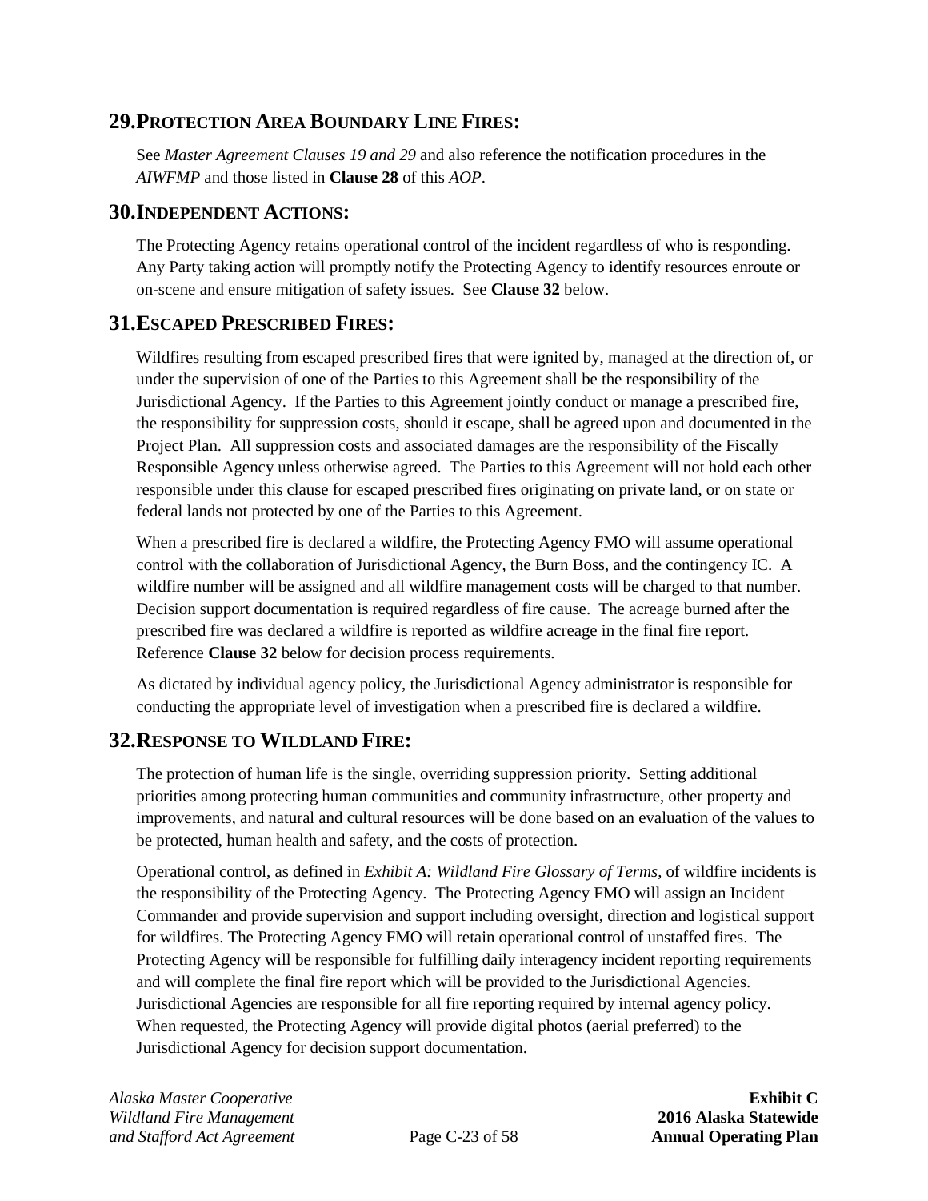## 29. PROTECTION AREA BOUNDARY LINE FIRES:

See *Master Agreement Clauses 19 and 29* and also reference the notification procedures in the *AIWFMP* and those listed in **Clause 28** of this *AOP*.

## 30. INDEPENDENT ACTIONS:

The Protecting Agency retains operational control of the incident regardless of who is responding. Any Party taking action will promptly notify the Protecting Agency to identify resources enroute or on-scene and ensure mitigation of safety issues. See **Clause 32** below.

## 31. ESCAPED PRESCRIBED FIRES:

Wildfires resulting from escaped prescribed fires that were ignited by, managed at the direction of, or under the supervision of one of the Parties to this Agreement shall be the responsibility of the Jurisdictional Agency. If the Parties to this Agreement jointly conduct or manage a prescribed fire, the responsibility for suppression costs, should it escape, shall be agreed upon and documented in the Project Plan. All suppression costs and associated damages are the responsibility of the Fiscally Responsible Agency unless otherwise agreed. The Parties to this Agreement will not hold each other responsible under this clause for escaped prescribed fires originating on private land, or on state or federal lands not protected by one of the Parties to this Agreement.

When a prescribed fire is declared a wildfire, the Protecting Agency FMO will assume operational control with the collaboration of Jurisdictional Agency, the Burn Boss, and the contingency IC. A wildfire number will be assigned and all wildfire management costs will be charged to that number. Decision support documentation is required regardless of fire cause. The acreage burned after the prescribed fire was declared a wildfire is reported as wildfire acreage in the final fire report. Reference **Clause 32** below for decision process requirements.

As dictated by individual agency policy, the Jurisdictional Agency administrator is responsible for conducting the appropriate level of investigation when a prescribed fire is declared a wildfire.

## 32. RESPONSE TO WILDLAND FIRE:

The protection of human life is the single, overriding suppression priority. Setting additional priorities among protecting human communities and community infrastructure, other property and improvements, and natural and cultural resources will be done based on an evaluation of the values to be protected, human health and safety, and the costs of protection.

Operational control, as defined in *Exhibit A: Wildland Fire Glossary of Terms*, of wildfire incidents is the responsibility of the Protecting Agency. The Protecting Agency FMO will assign an Incident Commander and provide supervision and support including oversight, direction and logistical support for wildfires. The Protecting Agency FMO will retain operational control of unstaffed fires. The Protecting Agency will be responsible for fulfilling daily interagency incident reporting requirements and will complete the final fire report which will be provided to the Jurisdictional Agencies. Jurisdictional Agencies are responsible for all fire reporting required by internal agency policy. When requested, the Protecting Agency will provide digital photos (aerial preferred) to the Jurisdictional Agency for decision support documentation.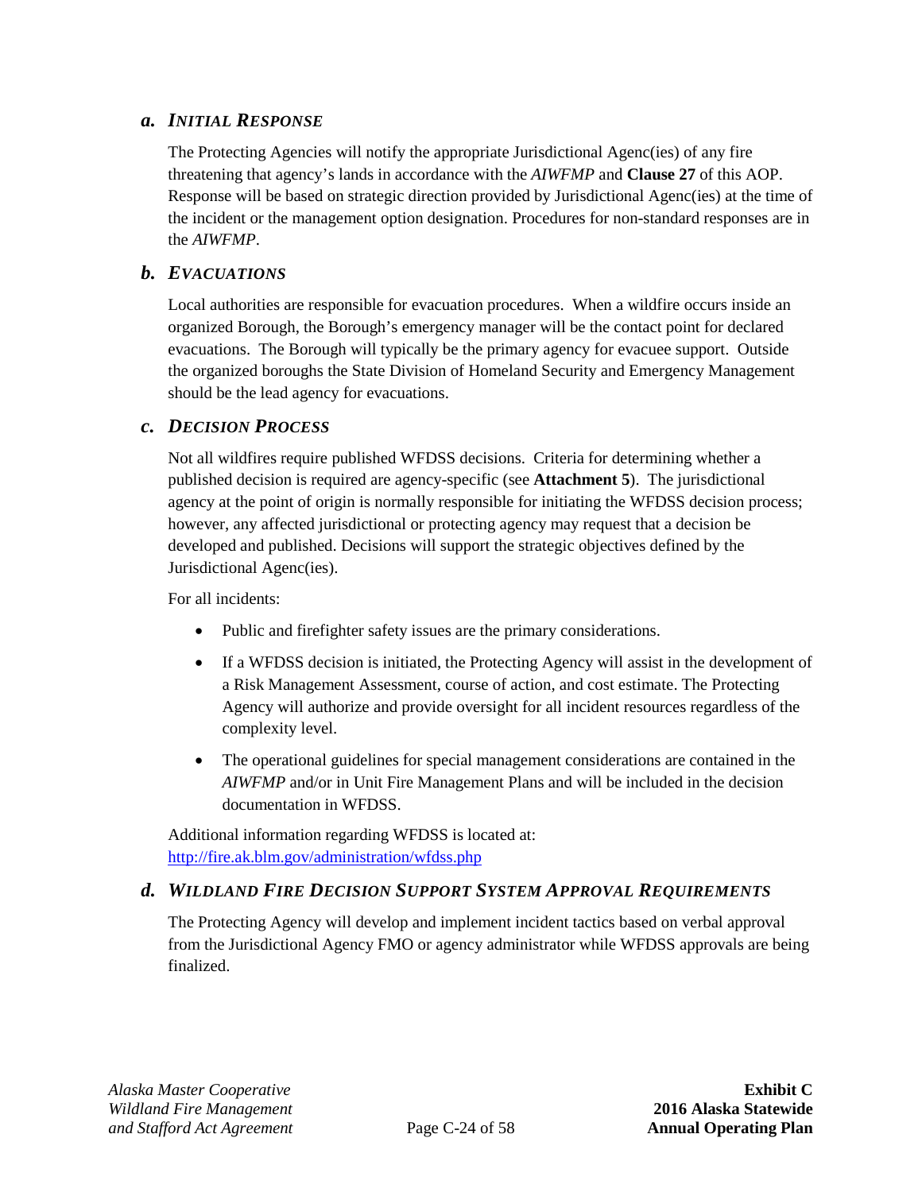### *a. Initial Response*

The Protecting Agencies will notify the appropriate Jurisdictional Agenc(ies) of any fire threatening that agency's lands in accordance with the *AIWFMP* and **Clause 27** of this AOP. Response will be based on strategic direction provided by Jurisdictional Agenc(ies) at the time of the incident or the management option designation. Procedures for non-standard responses are in the *AIWFMP*.

### *b. Evacuations*

Local authorities are responsible for evacuation procedures. When a wildfire occurs inside an organized Borough, the Borough's emergency manager will be the contact point for declared evacuations. The Borough will typically be the primary agency for evacuee support. Outside the organized boroughs the State Division of Homeland Security and Emergency Management should be the lead agency for evacuations.

### *c. Decision Process*

Not all wildfires require published WFDSS decisions. Criteria for determining whether a published decision is required are agency-specific (see **Attachment 5**). The jurisdictional agency at the point of origin is normally responsible for initiating the WFDSS decision process; however, any affected jurisdictional or protecting agency may request that a decision be developed and published. Decisions will support the strategic objectives defined by the Jurisdictional Agenc(ies).

For all incidents:

- Public and firefighter safety issues are the primary considerations.
- If a WFDSS decision is initiated, the Protecting Agency will assist in the development of a Risk Management Assessment, course of action, and cost estimate. The Protecting Agency will authorize and provide oversight for all incident resources regardless of the complexity level.
- The operational guidelines for special management considerations are contained in the *AIWFMP* and/or in Unit Fire Management Plans and will be included in the decision documentation in WFDSS.

Additional information regarding WFDSS is located at:
http://fire.ak.blm.gov/administration/wfdss.php

### *d. Wildland Fire Decision Support System Approval Requirements*

The Protecting Agency will develop and implement incident tactics based on verbal approval from the Jurisdictional Agency FMO or agency administrator while WFDSS approvals are being finalized.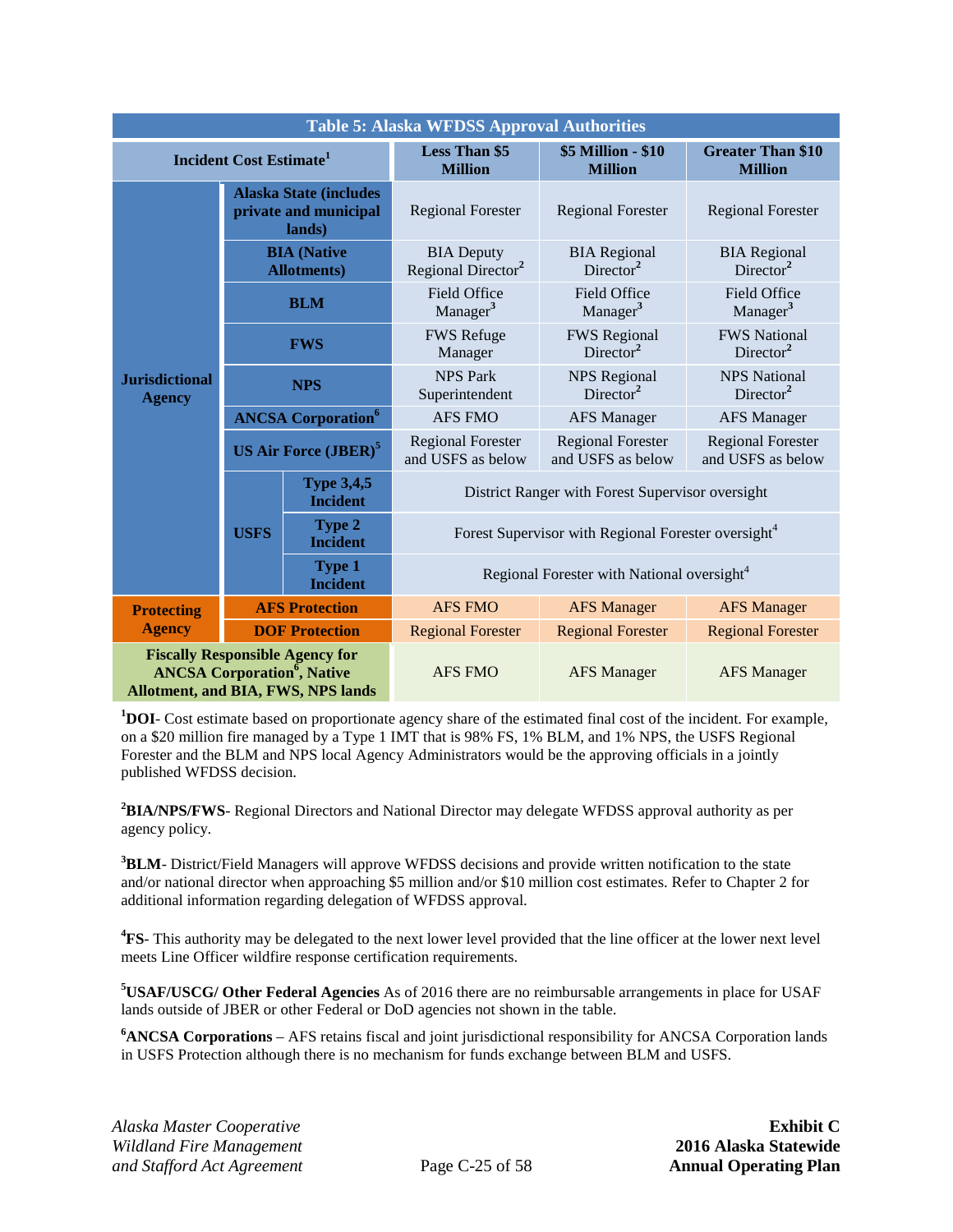| Table 5: Alaska WFDSS Approval Authorities | | | | | |
|---|---|---|---|---|---|
| Incident Cost Estimate[1] | | | Less Than $5 Million | $5 Million - $10 Million | Greater Than $10 Million |
| Jurisdictional Agency | Alaska State (includes private and municipal lands) | | Regional Forester | Regional Forester | Regional Forester |
| | BIA (Native Allotments) | | BIA Deputy Regional Director[2] | BIA Regional Director[2] | BIA Regional Director[2] |
| | BLM | | Field Office Manager[3] | Field Office Manager[3] | Field Office Manager[3] |
| | FWS | | FWS Refuge Manager | FWS Regional Director[2] | FWS National Director[2] |
| | NPS | | NPS Park Superintendent | NPS Regional Director[2] | NPS National Director[2] |
| | ANCSA Corporation[6] | | AFS FMO | AFS Manager | AFS Manager |
| | US Air Force (JBER)[5] | | Regional Forester and USFS as below | Regional Forester and USFS as below | Regional Forester and USFS as below |
| | USFS | Type 3,4,5 Incident | District Ranger with Forest Supervisor oversight | | |
| | | Type 2 Incident | Forest Supervisor with Regional Forester oversight[4] | | |
| | | Type 1 Incident | Regional Forester with National oversight[4] | | |
| Protecting Agency | AFS Protection | | AFS FMO | AFS Manager | AFS Manager |
| | DOF Protection | | Regional Forester | Regional Forester | Regional Forester |
| Fiscally Responsible Agency for ANCSA Corporation[6], Native Allotment, and BIA, FWS, NPS lands | | | AFS FMO | AFS Manager | AFS Manager |

[1]**DOI**- Cost estimate based on proportionate agency share of the estimated final cost of the incident. For example, on a $20 million fire managed by a Type 1 IMT that is 98% FS, 1% BLM, and 1% NPS, the USFS Regional Forester and the BLM and NPS local Agency Administrators would be the approving officials in a jointly published WFDSS decision.

[2]**BIA/NPS/FWS**- Regional Directors and National Director may delegate WFDSS approval authority as per agency policy.

[3]**BLM**- District/Field Managers will approve WFDSS decisions and provide written notification to the state and/or national director when approaching $5 million and/or $10 million cost estimates. Refer to Chapter 2 for additional information regarding delegation of WFDSS approval.

[4]**FS**- This authority may be delegated to the next lower level provided that the line officer at the lower next level meets Line Officer wildfire response certification requirements.

[5]**USAF/USCG/ Other Federal Agencies** As of 2016 there are no reimbursable arrangements in place for USAF lands outside of JBER or other Federal or DoD agencies not shown in the table.

[6]**ANCSA Corporations** – AFS retains fiscal and joint jurisdictional responsibility for ANCSA Corporation lands in USFS Protection although there is no mechanism for funds exchange between BLM and USFS.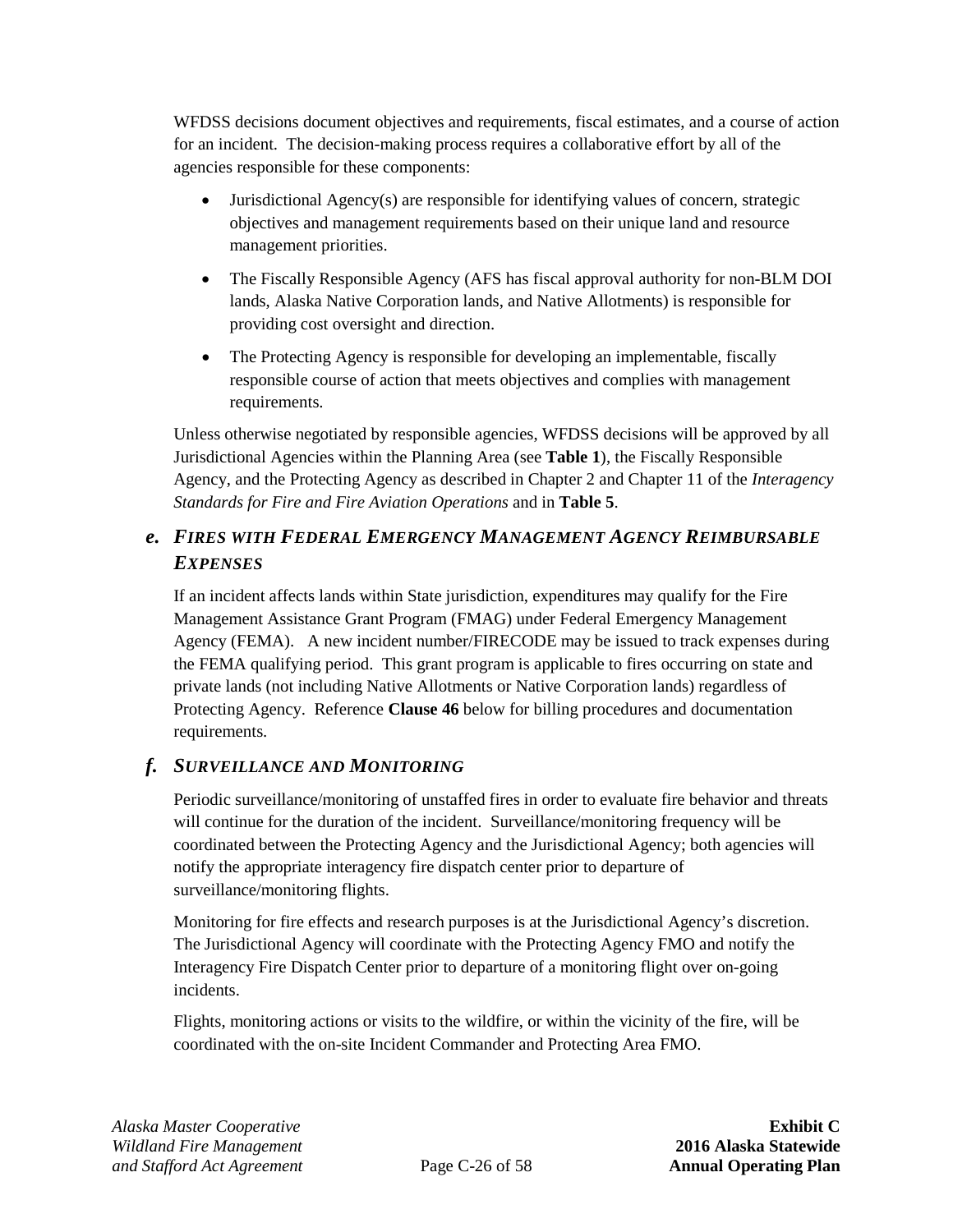WFDSS decisions document objectives and requirements, fiscal estimates, and a course of action for an incident. The decision-making process requires a collaborative effort by all of the agencies responsible for these components:

- Jurisdictional Agency(s) are responsible for identifying values of concern, strategic objectives and management requirements based on their unique land and resource management priorities.
- The Fiscally Responsible Agency (AFS has fiscal approval authority for non-BLM DOI lands, Alaska Native Corporation lands, and Native Allotments) is responsible for providing cost oversight and direction.
- The Protecting Agency is responsible for developing an implementable, fiscally responsible course of action that meets objectives and complies with management requirements.

Unless otherwise negotiated by responsible agencies, WFDSS decisions will be approved by all Jurisdictional Agencies within the Planning Area (see **Table 1**), the Fiscally Responsible Agency, and the Protecting Agency as described in Chapter 2 and Chapter 11 of the *Interagency Standards for Fire and Fire Aviation Operations* and in **Table 5**.

### *e. Fires with Federal Emergency Management Agency Reimbursable Expenses*

If an incident affects lands within State jurisdiction, expenditures may qualify for the Fire Management Assistance Grant Program (FMAG) under Federal Emergency Management Agency (FEMA). A new incident number/FIRECODE may be issued to track expenses during the FEMA qualifying period. This grant program is applicable to fires occurring on state and private lands (not including Native Allotments or Native Corporation lands) regardless of Protecting Agency. Reference **Clause 46** below for billing procedures and documentation requirements.

### *f. Surveillance and Monitoring*

Periodic surveillance/monitoring of unstaffed fires in order to evaluate fire behavior and threats will continue for the duration of the incident. Surveillance/monitoring frequency will be coordinated between the Protecting Agency and the Jurisdictional Agency; both agencies will notify the appropriate interagency fire dispatch center prior to departure of surveillance/monitoring flights.

Monitoring for fire effects and research purposes is at the Jurisdictional Agency's discretion. The Jurisdictional Agency will coordinate with the Protecting Agency FMO and notify the Interagency Fire Dispatch Center prior to departure of a monitoring flight over on-going incidents.

Flights, monitoring actions or visits to the wildfire, or within the vicinity of the fire, will be coordinated with the on-site Incident Commander and Protecting Area FMO.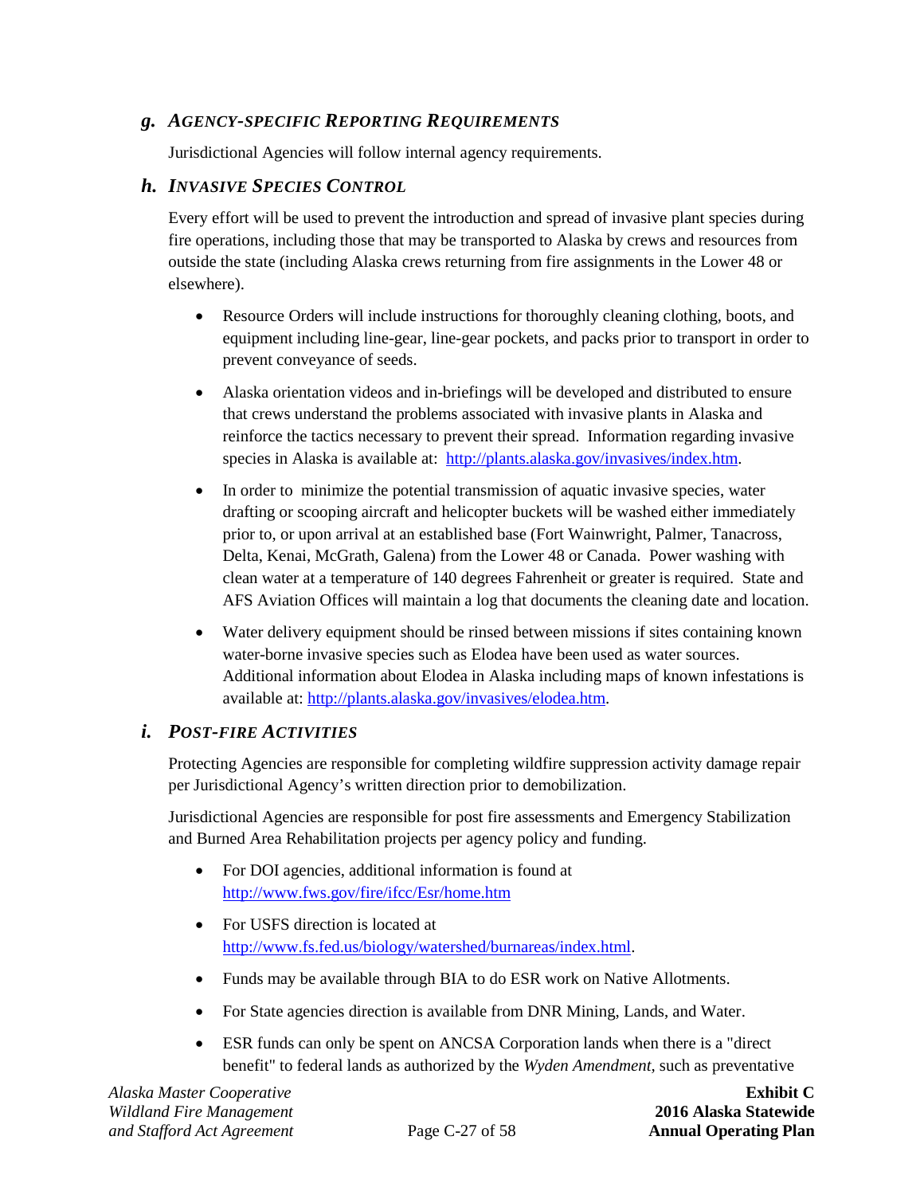### g. *AGENCY-SPECIFIC REPORTING REQUIREMENTS*

Jurisdictional Agencies will follow internal agency requirements.

### h. *INVASIVE SPECIES CONTROL*

Every effort will be used to prevent the introduction and spread of invasive plant species during fire operations, including those that may be transported to Alaska by crews and resources from outside the state (including Alaska crews returning from fire assignments in the Lower 48 or elsewhere).

- Resource Orders will include instructions for thoroughly cleaning clothing, boots, and equipment including line-gear, line-gear pockets, and packs prior to transport in order to prevent conveyance of seeds.
- Alaska orientation videos and in-briefings will be developed and distributed to ensure that crews understand the problems associated with invasive plants in Alaska and reinforce the tactics necessary to prevent their spread. Information regarding invasive species in Alaska is available at: [http://plants.alaska.gov/invasives/index.htm](http://plants.alaska.gov/invasives/index.htm).
- In order to minimize the potential transmission of aquatic invasive species, water drafting or scooping aircraft and helicopter buckets will be washed either immediately prior to, or upon arrival at an established base (Fort Wainwright, Palmer, Tanacross, Delta, Kenai, McGrath, Galena) from the Lower 48 or Canada. Power washing with clean water at a temperature of 140 degrees Fahrenheit or greater is required. State and AFS Aviation Offices will maintain a log that documents the cleaning date and location.
- Water delivery equipment should be rinsed between missions if sites containing known water-borne invasive species such as Elodea have been used as water sources. Additional information about Elodea in Alaska including maps of known infestations is available at: [http://plants.alaska.gov/invasives/elodea.htm](http://plants.alaska.gov/invasives/elodea.htm).

### i. *POST-FIRE ACTIVITIES*

Protecting Agencies are responsible for completing wildfire suppression activity damage repair per Jurisdictional Agency's written direction prior to demobilization.

Jurisdictional Agencies are responsible for post fire assessments and Emergency Stabilization and Burned Area Rehabilitation projects per agency policy and funding.

- For DOI agencies, additional information is found at [http://www.fws.gov/fire/ifcc/Esr/home.htm](http://www.fws.gov/fire/ifcc/Esr/home.htm)
- For USFS direction is located at [http://www.fs.fed.us/biology/watershed/burnareas/index.html](http://www.fs.fed.us/biology/watershed/burnareas/index.html).
- Funds may be available through BIA to do ESR work on Native Allotments.
- For State agencies direction is available from DNR Mining, Lands, and Water.
- ESR funds can only be spent on ANCSA Corporation lands when there is a "direct benefit" to federal lands as authorized by the *Wyden Amendment,* such as preventative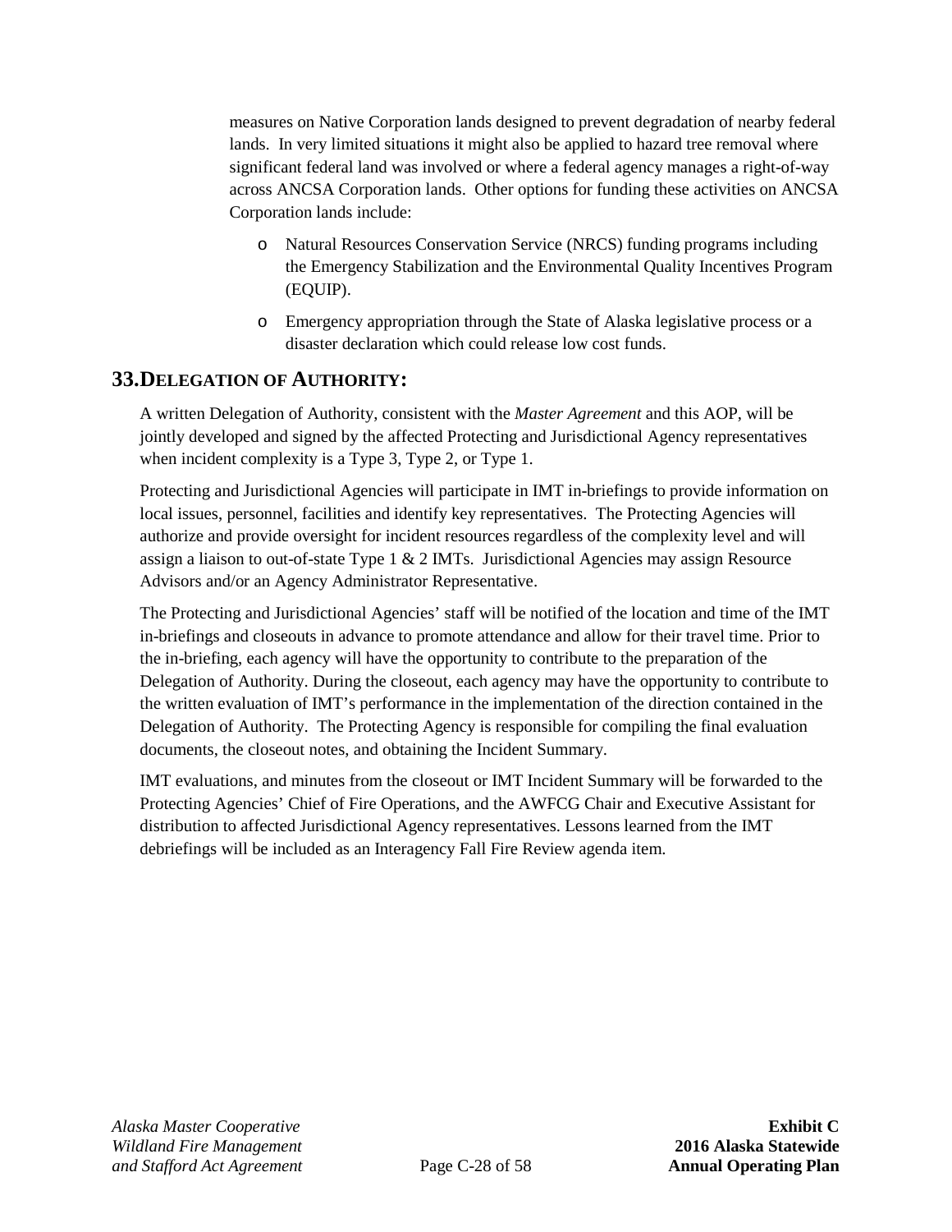measures on Native Corporation lands designed to prevent degradation of nearby federal lands. In very limited situations it might also be applied to hazard tree removal where significant federal land was involved or where a federal agency manages a right-of-way across ANCSA Corporation lands. Other options for funding these activities on ANCSA Corporation lands include:

- Natural Resources Conservation Service (NRCS) funding programs including the Emergency Stabilization and the Environmental Quality Incentives Program (EQUIP).
- Emergency appropriation through the State of Alaska legislative process or a disaster declaration which could release low cost funds.

## 33. DELEGATION OF AUTHORITY:

A written Delegation of Authority, consistent with the *Master Agreement* and this AOP, will be jointly developed and signed by the affected Protecting and Jurisdictional Agency representatives when incident complexity is a Type 3, Type 2, or Type 1.

Protecting and Jurisdictional Agencies will participate in IMT in-briefings to provide information on local issues, personnel, facilities and identify key representatives. The Protecting Agencies will authorize and provide oversight for incident resources regardless of the complexity level and will assign a liaison to out-of-state Type 1 & 2 IMTs. Jurisdictional Agencies may assign Resource Advisors and/or an Agency Administrator Representative.

The Protecting and Jurisdictional Agencies' staff will be notified of the location and time of the IMT in-briefings and closeouts in advance to promote attendance and allow for their travel time. Prior to the in-briefing, each agency will have the opportunity to contribute to the preparation of the Delegation of Authority. During the closeout, each agency may have the opportunity to contribute to the written evaluation of IMT's performance in the implementation of the direction contained in the Delegation of Authority. The Protecting Agency is responsible for compiling the final evaluation documents, the closeout notes, and obtaining the Incident Summary.

IMT evaluations, and minutes from the closeout or IMT Incident Summary will be forwarded to the Protecting Agencies' Chief of Fire Operations, and the AWFCG Chair and Executive Assistant for distribution to affected Jurisdictional Agency representatives. Lessons learned from the IMT debriefings will be included as an Interagency Fall Fire Review agenda item.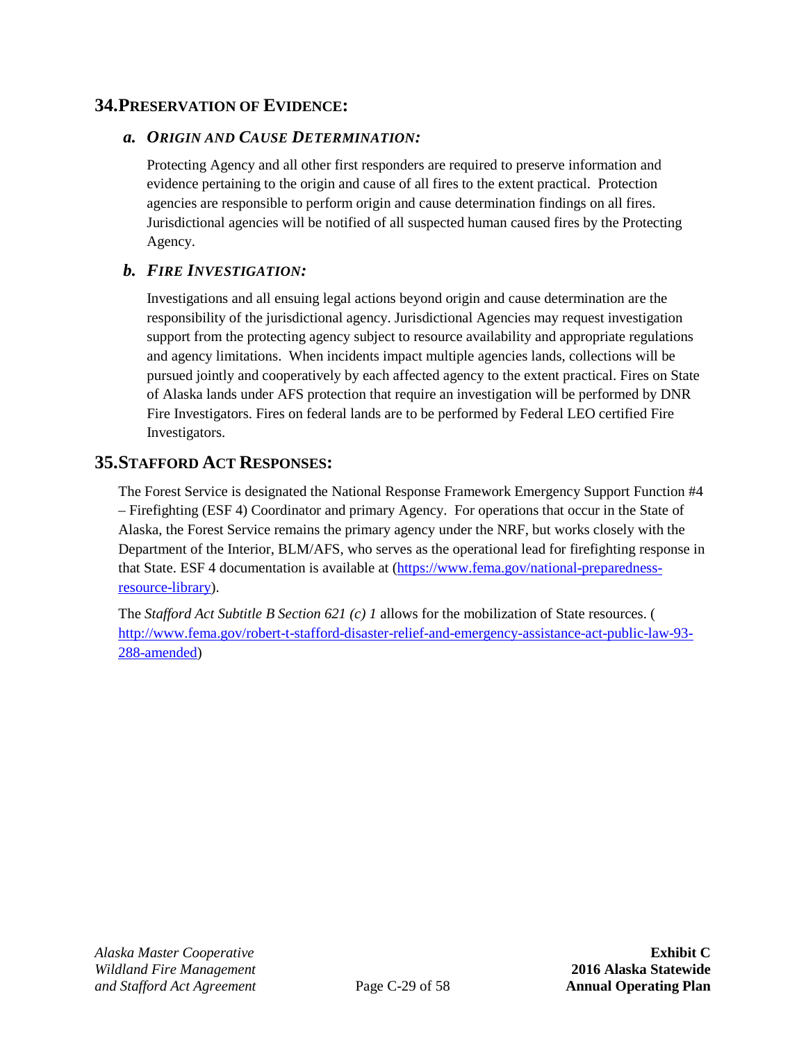## 34. PRESERVATION OF EVIDENCE:

### *a. ORIGIN AND CAUSE DETERMINATION:*

Protecting Agency and all other first responders are required to preserve information and evidence pertaining to the origin and cause of all fires to the extent practical. Protection agencies are responsible to perform origin and cause determination findings on all fires. Jurisdictional agencies will be notified of all suspected human caused fires by the Protecting Agency.

### *b. FIRE INVESTIGATION:*

Investigations and all ensuing legal actions beyond origin and cause determination are the responsibility of the jurisdictional agency. Jurisdictional Agencies may request investigation support from the protecting agency subject to resource availability and appropriate regulations and agency limitations. When incidents impact multiple agencies lands, collections will be pursued jointly and cooperatively by each affected agency to the extent practical. Fires on State of Alaska lands under AFS protection that require an investigation will be performed by DNR Fire Investigators. Fires on federal lands are to be performed by Federal LEO certified Fire Investigators.

## 35. STAFFORD ACT RESPONSES:

The Forest Service is designated the National Response Framework Emergency Support Function #4 – Firefighting (ESF 4) Coordinator and primary Agency. For operations that occur in the State of Alaska, the Forest Service remains the primary agency under the NRF, but works closely with the Department of the Interior, BLM/AFS, who serves as the operational lead for firefighting response in that State. ESF 4 documentation is available at (https://www.fema.gov/national-preparedness-resource-library).

The *Stafford Act Subtitle B Section 621 (c) 1* allows for the mobilization of State resources. (http://www.fema.gov/robert-t-stafford-disaster-relief-and-emergency-assistance-act-public-law-93-288-amended)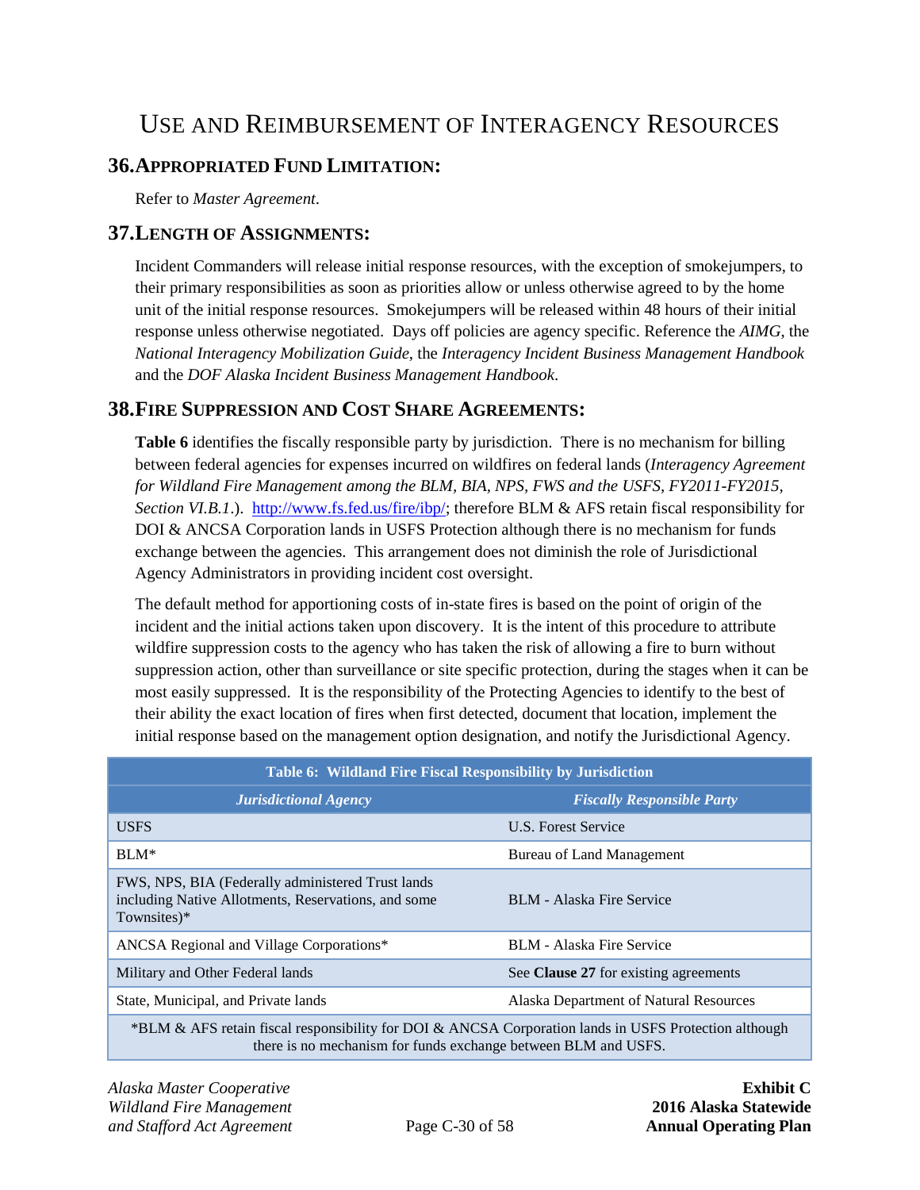# Use and Reimbursement of Interagency Resources

## 36. Appropriated Fund Limitation:

Refer to *Master Agreement*.

## 37. Length of Assignments:

Incident Commanders will release initial response resources, with the exception of smokejumpers, to their primary responsibilities as soon as priorities allow or unless otherwise agreed to by the home unit of the initial response resources. Smokejumpers will be released within 48 hours of their initial response unless otherwise negotiated. Days off policies are agency specific. Reference the *AIMG*, the *National Interagency Mobilization Guide*, the *Interagency Incident Business Management Handbook* and the *DOF Alaska Incident Business Management Handbook*.

## 38. Fire Suppression and Cost Share Agreements:

**Table 6** identifies the fiscally responsible party by jurisdiction. There is no mechanism for billing between federal agencies for expenses incurred on wildfires on federal lands (*Interagency Agreement for Wildland Fire Management among the BLM, BIA, NPS, FWS and the USFS, FY2011-FY2015, Section VI.B.1*.). http://www.fs.fed.us/fire/ibp/; therefore BLM & AFS retain fiscal responsibility for DOI & ANCSA Corporation lands in USFS Protection although there is no mechanism for funds exchange between the agencies. This arrangement does not diminish the role of Jurisdictional Agency Administrators in providing incident cost oversight.

The default method for apportioning costs of in-state fires is based on the point of origin of the incident and the initial actions taken upon discovery. It is the intent of this procedure to attribute wildfire suppression costs to the agency who has taken the risk of allowing a fire to burn without suppression action, other than surveillance or site specific protection, during the stages when it can be most easily suppressed. It is the responsibility of the Protecting Agencies to identify to the best of their ability the exact location of fires when first detected, document that location, implement the initial response based on the management option designation, and notify the Jurisdictional Agency.

**Table 6: Wildland Fire Fiscal Responsibility by Jurisdiction**

| *Jurisdictional Agency* | *Fiscally Responsible Party* |
|---|---|
| USFS | U.S. Forest Service |
| BLM* | Bureau of Land Management |
| FWS, NPS, BIA (Federally administered Trust lands including Native Allotments, Reservations, and some Townsites)* | BLM - Alaska Fire Service |
| ANCSA Regional and Village Corporations* | BLM - Alaska Fire Service |
| Military and Other Federal lands | See **Clause 27** for existing agreements |
| State, Municipal, and Private lands | Alaska Department of Natural Resources |

*BLM & AFS retain fiscal responsibility for DOI & ANCSA Corporation lands in USFS Protection although there is no mechanism for funds exchange between BLM and USFS.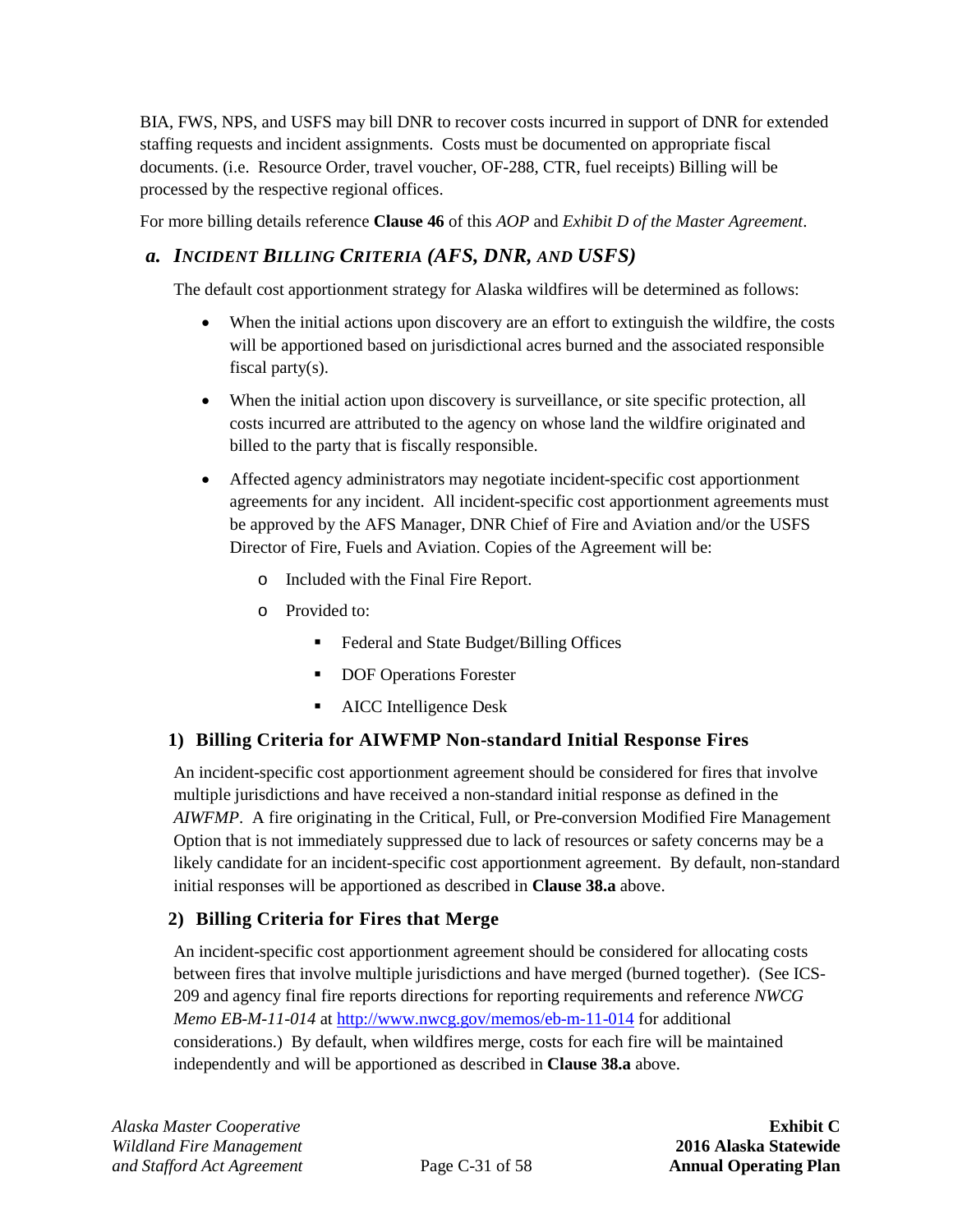BIA, FWS, NPS, and USFS may bill DNR to recover costs incurred in support of DNR for extended staffing requests and incident assignments. Costs must be documented on appropriate fiscal documents. (i.e. Resource Order, travel voucher, OF-288, CTR, fuel receipts) Billing will be processed by the respective regional offices.

For more billing details reference **Clause 46** of this *AOP* and *Exhibit D of the Master Agreement*.

### *a. Incident Billing Criteria (AFS, DNR, and USFS)*

The default cost apportionment strategy for Alaska wildfires will be determined as follows:

- When the initial actions upon discovery are an effort to extinguish the wildfire, the costs will be apportioned based on jurisdictional acres burned and the associated responsible fiscal party(s).
- When the initial action upon discovery is surveillance, or site specific protection, all costs incurred are attributed to the agency on whose land the wildfire originated and billed to the party that is fiscally responsible.
- Affected agency administrators may negotiate incident-specific cost apportionment agreements for any incident. All incident-specific cost apportionment agreements must be approved by the AFS Manager, DNR Chief of Fire and Aviation and/or the USFS Director of Fire, Fuels and Aviation. Copies of the Agreement will be:
  - Included with the Final Fire Report.
  - Provided to:
    - Federal and State Budget/Billing Offices
    - DOF Operations Forester
    - AICC Intelligence Desk

#### 1) Billing Criteria for AIWFMP Non-standard Initial Response Fires

An incident-specific cost apportionment agreement should be considered for fires that involve multiple jurisdictions and have received a non-standard initial response as defined in the *AIWFMP*. A fire originating in the Critical, Full, or Pre-conversion Modified Fire Management Option that is not immediately suppressed due to lack of resources or safety concerns may be a likely candidate for an incident-specific cost apportionment agreement. By default, non-standard initial responses will be apportioned as described in **Clause 38.a** above.

#### 2) Billing Criteria for Fires that Merge

An incident-specific cost apportionment agreement should be considered for allocating costs between fires that involve multiple jurisdictions and have merged (burned together). (See ICS-209 and agency final fire reports directions for reporting requirements and reference *NWCG Memo EB-M-11-014* at http://www.nwcg.gov/memos/eb-m-11-014 for additional considerations.) By default, when wildfires merge, costs for each fire will be maintained independently and will be apportioned as described in **Clause 38.a** above.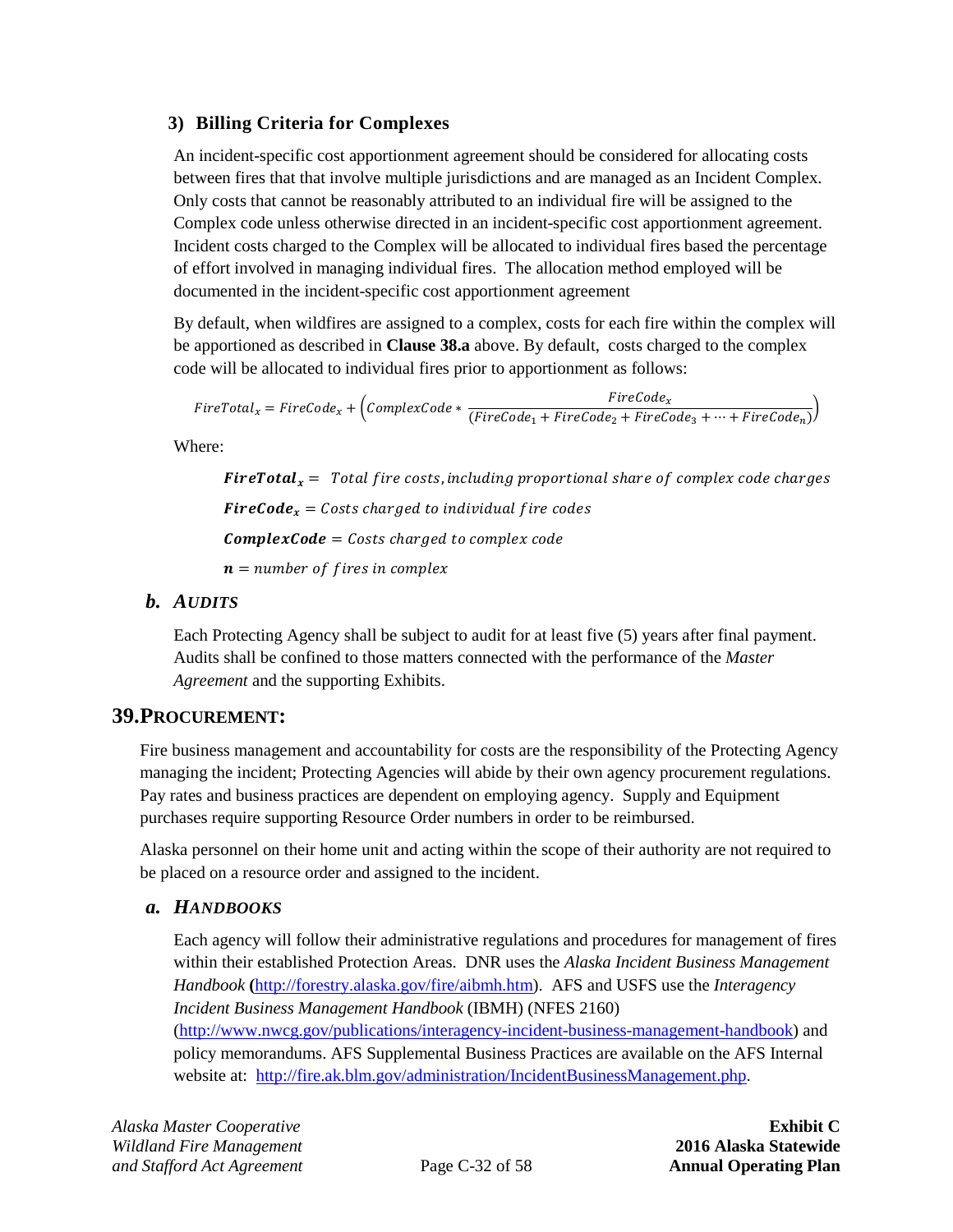### 3) Billing Criteria for Complexes

An incident-specific cost apportionment agreement should be considered for allocating costs between fires that that involve multiple jurisdictions and are managed as an Incident Complex. Only costs that cannot be reasonably attributed to an individual fire will be assigned to the Complex code unless otherwise directed in an incident-specific cost apportionment agreement. Incident costs charged to the Complex will be allocated to individual fires based the percentage of effort involved in managing individual fires. The allocation method employed will be documented in the incident-specific cost apportionment agreement

By default, when wildfires are assigned to a complex, costs for each fire within the complex will be apportioned as described in **Clause 38.a** above. By default, costs charged to the complex code will be allocated to individual fires prior to apportionment as follows:

$$FireTotal_x = FireCode_x + \left(ComplexCode * \frac{FireCode_x}{(FireCode_1 + FireCode_2 + FireCode_3 + \cdots + FireCode_n)}\right)$$

Where:

$\boldsymbol{FireTotal_x} =$ *Total fire costs, including proportional share of complex code charges*

$\boldsymbol{FireCode_x} =$ *Costs charged to individual fire codes*

$\boldsymbol{ComplexCode} =$ *Costs charged to complex code*

$\boldsymbol{n} =$ *number of fires in complex*

### b. *AUDITS*

Each Protecting Agency shall be subject to audit for at least five (5) years after final payment. Audits shall be confined to those matters connected with the performance of the *Master Agreement* and the supporting Exhibits.

## 39. PROCUREMENT:

Fire business management and accountability for costs are the responsibility of the Protecting Agency managing the incident; Protecting Agencies will abide by their own agency procurement regulations. Pay rates and business practices are dependent on employing agency. Supply and Equipment purchases require supporting Resource Order numbers in order to be reimbursed.

Alaska personnel on their home unit and acting within the scope of their authority are not required to be placed on a resource order and assigned to the incident.

### a. *HANDBOOKS*

Each agency will follow their administrative regulations and procedures for management of fires within their established Protection Areas. DNR uses the *Alaska Incident Business Management Handbook* **(**http://forestry.alaska.gov/fire/aibmh.htm). AFS and USFS use the *Interagency Incident Business Management Handbook* (IBMH) (NFES 2160) (http://www.nwcg.gov/publications/interagency-incident-business-management-handbook) and policy memorandums. AFS Supplemental Business Practices are available on the AFS Internal website at: http://fire.ak.blm.gov/administration/IncidentBusinessManagement.php.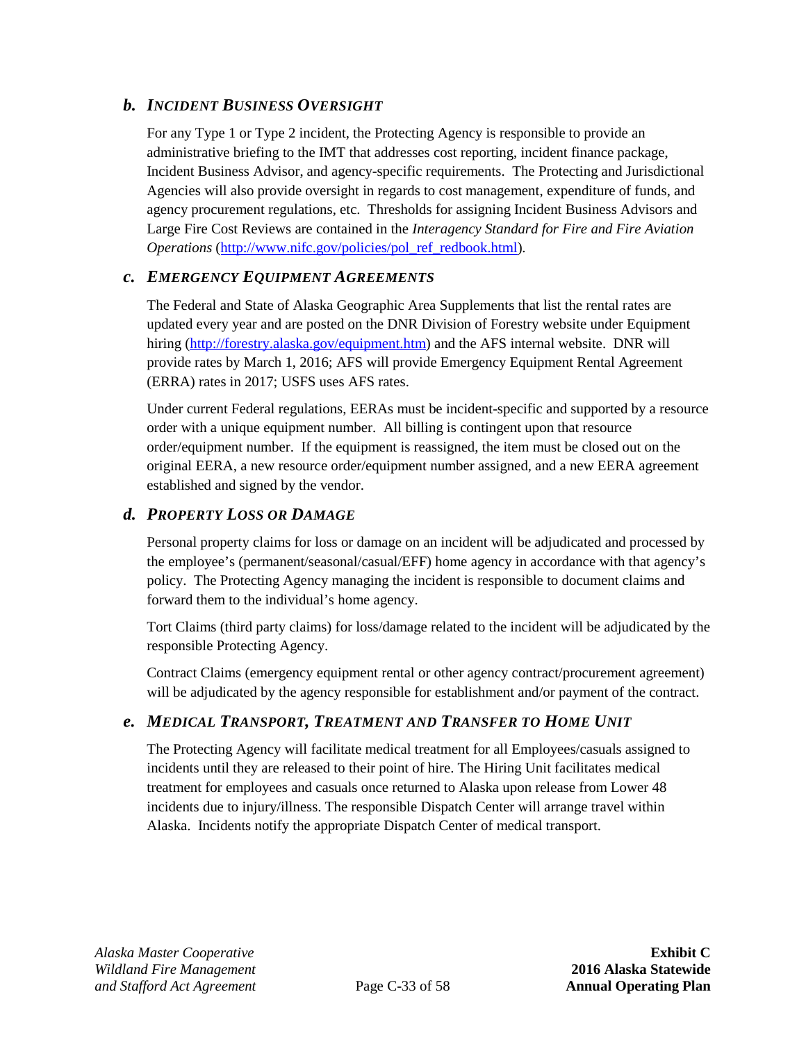### *b. INCIDENT BUSINESS OVERSIGHT*

For any Type 1 or Type 2 incident, the Protecting Agency is responsible to provide an administrative briefing to the IMT that addresses cost reporting, incident finance package, Incident Business Advisor, and agency-specific requirements. The Protecting and Jurisdictional Agencies will also provide oversight in regards to cost management, expenditure of funds, and agency procurement regulations, etc. Thresholds for assigning Incident Business Advisors and Large Fire Cost Reviews are contained in the *Interagency Standard for Fire and Fire Aviation Operations* (http://www.nifc.gov/policies/pol_ref_redbook.html).

### *c. EMERGENCY EQUIPMENT AGREEMENTS*

The Federal and State of Alaska Geographic Area Supplements that list the rental rates are updated every year and are posted on the DNR Division of Forestry website under Equipment hiring (http://forestry.alaska.gov/equipment.htm) and the AFS internal website. DNR will provide rates by March 1, 2016; AFS will provide Emergency Equipment Rental Agreement (ERRA) rates in 2017; USFS uses AFS rates.

Under current Federal regulations, EERAs must be incident-specific and supported by a resource order with a unique equipment number. All billing is contingent upon that resource order/equipment number. If the equipment is reassigned, the item must be closed out on the original EERA, a new resource order/equipment number assigned, and a new EERA agreement established and signed by the vendor.

### *d. PROPERTY LOSS OR DAMAGE*

Personal property claims for loss or damage on an incident will be adjudicated and processed by the employee's (permanent/seasonal/casual/EFF) home agency in accordance with that agency's policy. The Protecting Agency managing the incident is responsible to document claims and forward them to the individual's home agency.

Tort Claims (third party claims) for loss/damage related to the incident will be adjudicated by the responsible Protecting Agency.

Contract Claims (emergency equipment rental or other agency contract/procurement agreement) will be adjudicated by the agency responsible for establishment and/or payment of the contract.

### *e. MEDICAL TRANSPORT, TREATMENT AND TRANSFER TO HOME UNIT*

The Protecting Agency will facilitate medical treatment for all Employees/casuals assigned to incidents until they are released to their point of hire. The Hiring Unit facilitates medical treatment for employees and casuals once returned to Alaska upon release from Lower 48 incidents due to injury/illness. The responsible Dispatch Center will arrange travel within Alaska. Incidents notify the appropriate Dispatch Center of medical transport.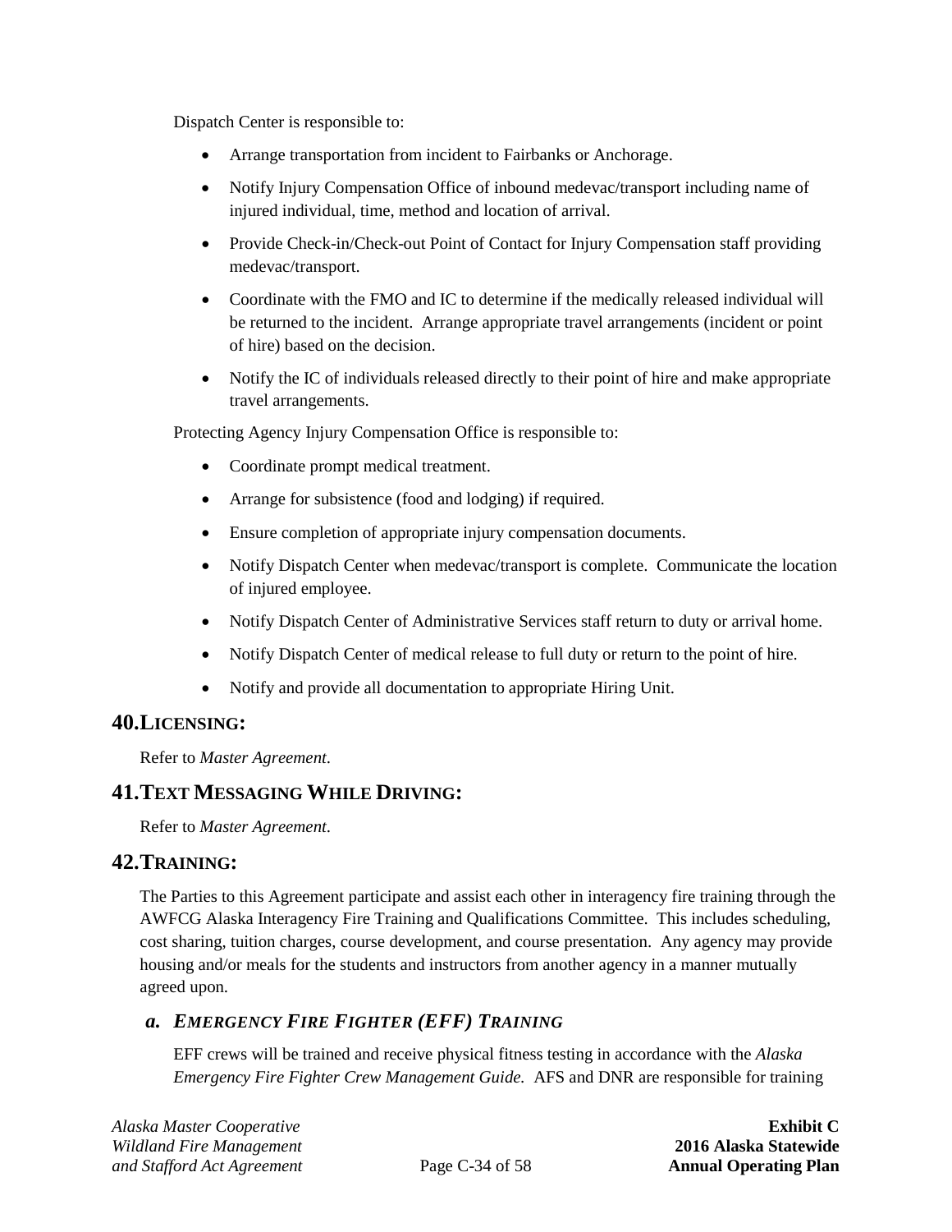Dispatch Center is responsible to:

- Arrange transportation from incident to Fairbanks or Anchorage.
- Notify Injury Compensation Office of inbound medevac/transport including name of injured individual, time, method and location of arrival.
- Provide Check-in/Check-out Point of Contact for Injury Compensation staff providing medevac/transport.
- Coordinate with the FMO and IC to determine if the medically released individual will be returned to the incident. Arrange appropriate travel arrangements (incident or point of hire) based on the decision.
- Notify the IC of individuals released directly to their point of hire and make appropriate travel arrangements.

Protecting Agency Injury Compensation Office is responsible to:

- Coordinate prompt medical treatment.
- Arrange for subsistence (food and lodging) if required.
- Ensure completion of appropriate injury compensation documents.
- Notify Dispatch Center when medevac/transport is complete. Communicate the location of injured employee.
- Notify Dispatch Center of Administrative Services staff return to duty or arrival home.
- Notify Dispatch Center of medical release to full duty or return to the point of hire.
- Notify and provide all documentation to appropriate Hiring Unit.

## 40. LICENSING:

Refer to *Master Agreement*.

## 41. TEXT MESSAGING WHILE DRIVING:

Refer to *Master Agreement*.

## 42. TRAINING:

The Parties to this Agreement participate and assist each other in interagency fire training through the AWFCG Alaska Interagency Fire Training and Qualifications Committee. This includes scheduling, cost sharing, tuition charges, course development, and course presentation. Any agency may provide housing and/or meals for the students and instructors from another agency in a manner mutually agreed upon.

### *a. EMERGENCY FIRE FIGHTER (EFF) TRAINING*

EFF crews will be trained and receive physical fitness testing in accordance with the *Alaska Emergency Fire Fighter Crew Management Guide.* AFS and DNR are responsible for training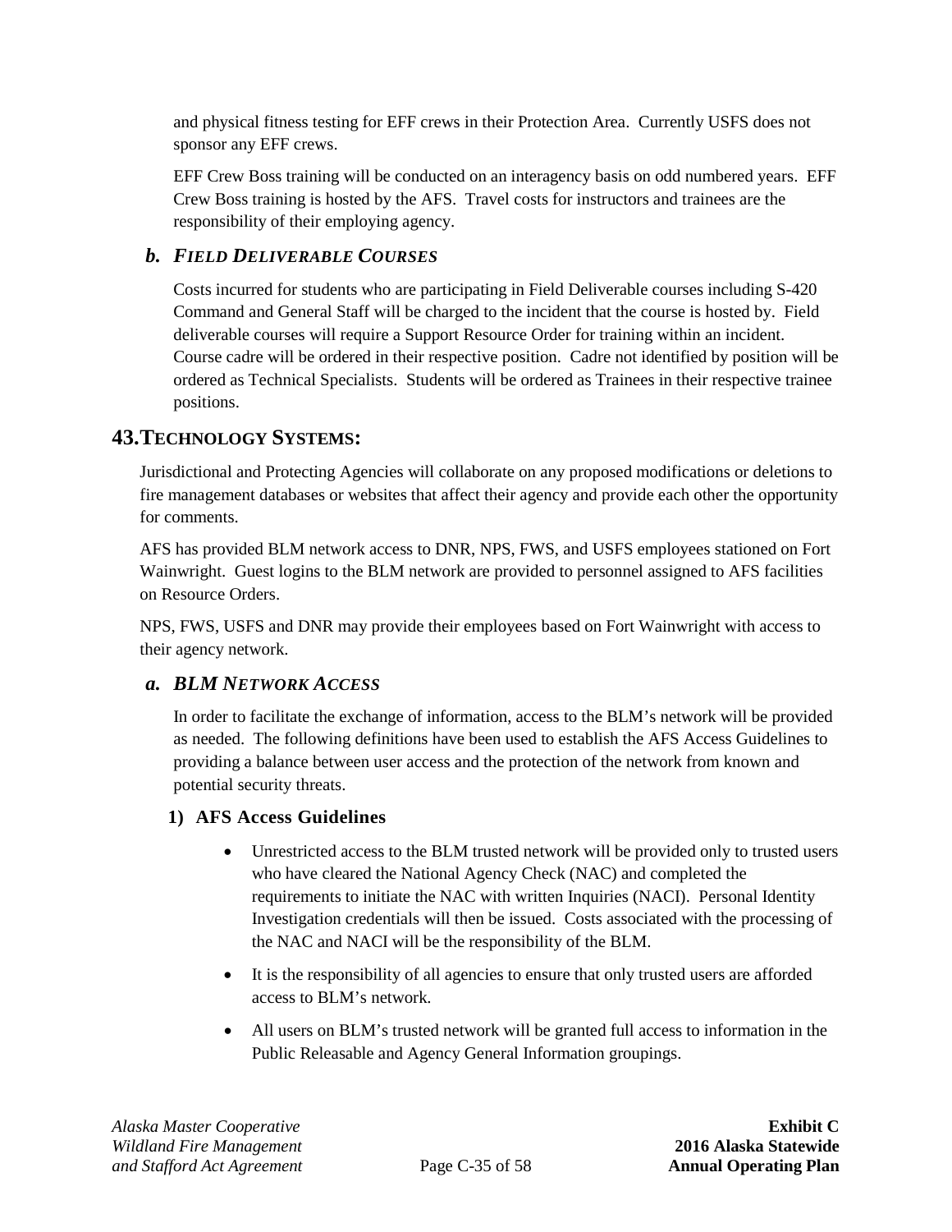and physical fitness testing for EFF crews in their Protection Area. Currently USFS does not sponsor any EFF crews.

EFF Crew Boss training will be conducted on an interagency basis on odd numbered years. EFF Crew Boss training is hosted by the AFS. Travel costs for instructors and trainees are the responsibility of their employing agency.

### *b. Field Deliverable Courses*

Costs incurred for students who are participating in Field Deliverable courses including S-420 Command and General Staff will be charged to the incident that the course is hosted by. Field deliverable courses will require a Support Resource Order for training within an incident. Course cadre will be ordered in their respective position. Cadre not identified by position will be ordered as Technical Specialists. Students will be ordered as Trainees in their respective trainee positions.

## 43. Technology Systems:

Jurisdictional and Protecting Agencies will collaborate on any proposed modifications or deletions to fire management databases or websites that affect their agency and provide each other the opportunity for comments.

AFS has provided BLM network access to DNR, NPS, FWS, and USFS employees stationed on Fort Wainwright. Guest logins to the BLM network are provided to personnel assigned to AFS facilities on Resource Orders.

NPS, FWS, USFS and DNR may provide their employees based on Fort Wainwright with access to their agency network.

### *a. BLM Network Access*

In order to facilitate the exchange of information, access to the BLM's network will be provided as needed. The following definitions have been used to establish the AFS Access Guidelines to providing a balance between user access and the protection of the network from known and potential security threats.

#### 1) AFS Access Guidelines

- Unrestricted access to the BLM trusted network will be provided only to trusted users who have cleared the National Agency Check (NAC) and completed the requirements to initiate the NAC with written Inquiries (NACI). Personal Identity Investigation credentials will then be issued. Costs associated with the processing of the NAC and NACI will be the responsibility of the BLM.
- It is the responsibility of all agencies to ensure that only trusted users are afforded access to BLM's network.
- All users on BLM's trusted network will be granted full access to information in the Public Releasable and Agency General Information groupings.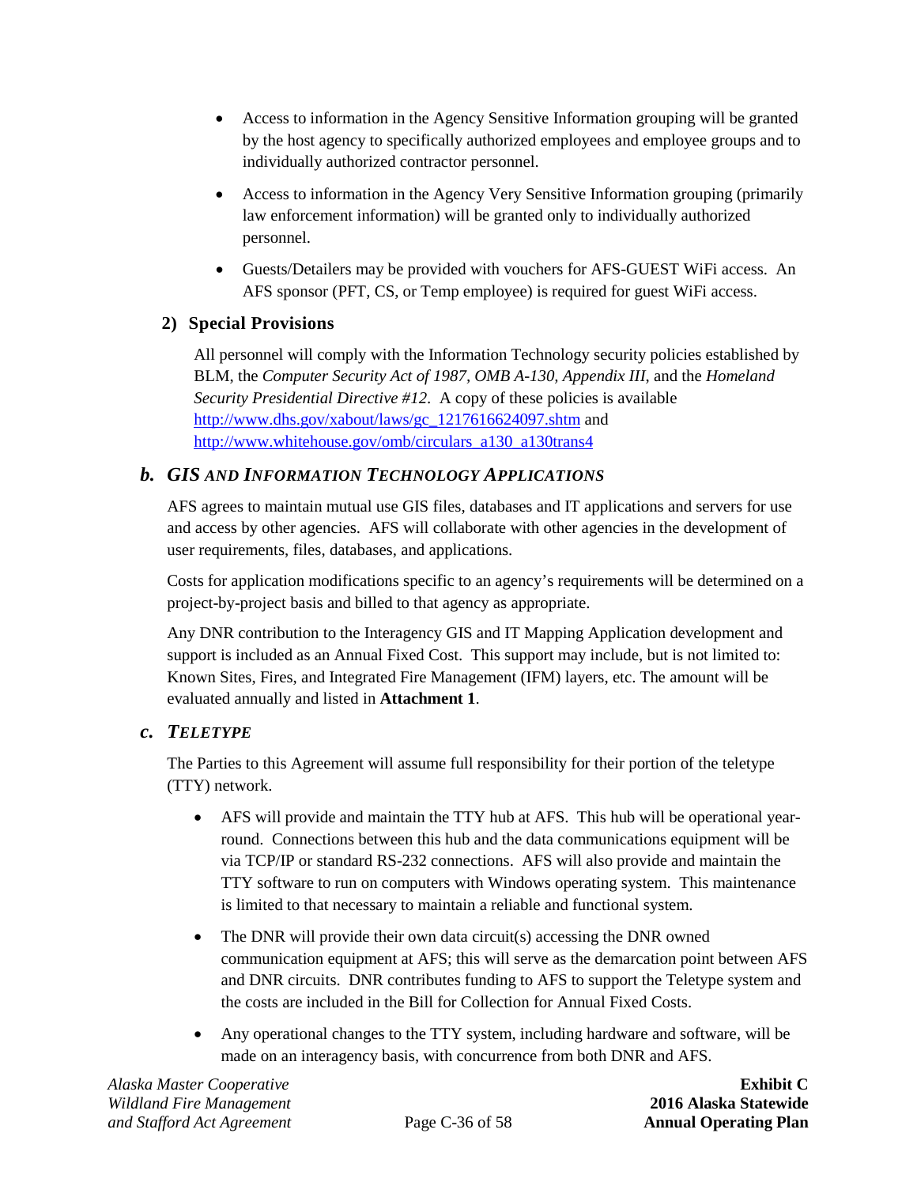- Access to information in the Agency Sensitive Information grouping will be granted by the host agency to specifically authorized employees and employee groups and to individually authorized contractor personnel.
- Access to information in the Agency Very Sensitive Information grouping (primarily law enforcement information) will be granted only to individually authorized personnel.
- Guests/Detailers may be provided with vouchers for AFS-GUEST WiFi access. An AFS sponsor (PFT, CS, or Temp employee) is required for guest WiFi access.

#### 2) Special Provisions

All personnel will comply with the Information Technology security policies established by BLM, the *Computer Security Act of 1987, OMB A-130, Appendix III,* and the *Homeland Security Presidential Directive #12*. A copy of these policies is available http://www.dhs.gov/xabout/laws/gc_1217616624097.shtm and http://www.whitehouse.gov/omb/circulars_a130_a130trans4

### b. GIS AND INFORMATION TECHNOLOGY APPLICATIONS

AFS agrees to maintain mutual use GIS files, databases and IT applications and servers for use and access by other agencies. AFS will collaborate with other agencies in the development of user requirements, files, databases, and applications.

Costs for application modifications specific to an agency's requirements will be determined on a project-by-project basis and billed to that agency as appropriate.

Any DNR contribution to the Interagency GIS and IT Mapping Application development and support is included as an Annual Fixed Cost. This support may include, but is not limited to: Known Sites, Fires, and Integrated Fire Management (IFM) layers, etc. The amount will be evaluated annually and listed in **Attachment 1**.

### c. TELETYPE

The Parties to this Agreement will assume full responsibility for their portion of the teletype (TTY) network.

- AFS will provide and maintain the TTY hub at AFS. This hub will be operational year-round. Connections between this hub and the data communications equipment will be via TCP/IP or standard RS-232 connections. AFS will also provide and maintain the TTY software to run on computers with Windows operating system. This maintenance is limited to that necessary to maintain a reliable and functional system.
- The DNR will provide their own data circuit(s) accessing the DNR owned communication equipment at AFS; this will serve as the demarcation point between AFS and DNR circuits. DNR contributes funding to AFS to support the Teletype system and the costs are included in the Bill for Collection for Annual Fixed Costs.
- Any operational changes to the TTY system, including hardware and software, will be made on an interagency basis, with concurrence from both DNR and AFS.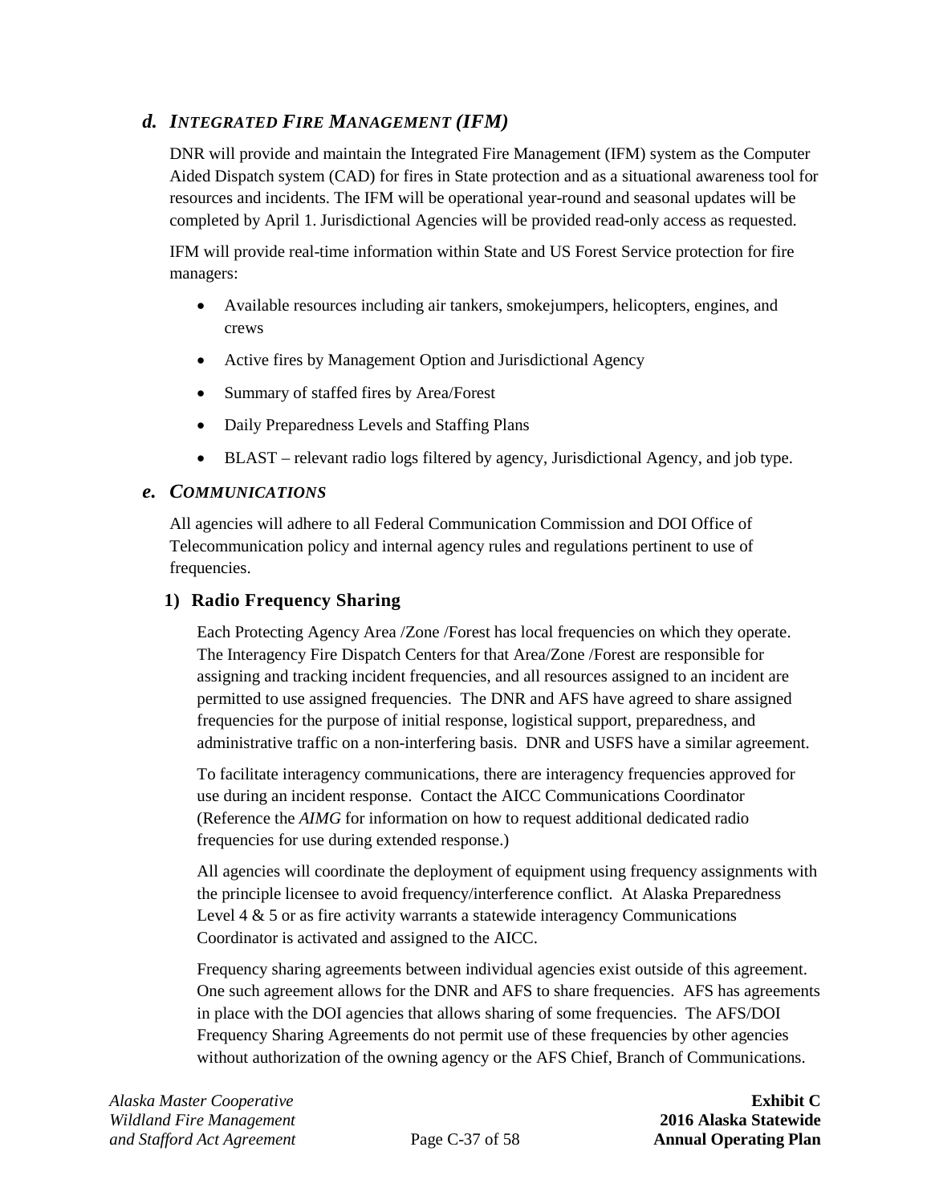## *d. INTEGRATED FIRE MANAGEMENT (IFM)*

DNR will provide and maintain the Integrated Fire Management (IFM) system as the Computer Aided Dispatch system (CAD) for fires in State protection and as a situational awareness tool for resources and incidents. The IFM will be operational year-round and seasonal updates will be completed by April 1. Jurisdictional Agencies will be provided read-only access as requested.

IFM will provide real-time information within State and US Forest Service protection for fire managers:

- Available resources including air tankers, smokejumpers, helicopters, engines, and crews
- Active fires by Management Option and Jurisdictional Agency
- Summary of staffed fires by Area/Forest
- Daily Preparedness Levels and Staffing Plans
- BLAST – relevant radio logs filtered by agency, Jurisdictional Agency, and job type.

## *e. COMMUNICATIONS*

All agencies will adhere to all Federal Communication Commission and DOI Office of Telecommunication policy and internal agency rules and regulations pertinent to use of frequencies.

### 1) Radio Frequency Sharing

Each Protecting Agency Area /Zone /Forest has local frequencies on which they operate. The Interagency Fire Dispatch Centers for that Area/Zone /Forest are responsible for assigning and tracking incident frequencies, and all resources assigned to an incident are permitted to use assigned frequencies. The DNR and AFS have agreed to share assigned frequencies for the purpose of initial response, logistical support, preparedness, and administrative traffic on a non-interfering basis. DNR and USFS have a similar agreement.

To facilitate interagency communications, there are interagency frequencies approved for use during an incident response. Contact the AICC Communications Coordinator (Reference the *AIMG* for information on how to request additional dedicated radio frequencies for use during extended response.)

All agencies will coordinate the deployment of equipment using frequency assignments with the principle licensee to avoid frequency/interference conflict. At Alaska Preparedness Level 4 & 5 or as fire activity warrants a statewide interagency Communications Coordinator is activated and assigned to the AICC.

Frequency sharing agreements between individual agencies exist outside of this agreement. One such agreement allows for the DNR and AFS to share frequencies. AFS has agreements in place with the DOI agencies that allows sharing of some frequencies. The AFS/DOI Frequency Sharing Agreements do not permit use of these frequencies by other agencies without authorization of the owning agency or the AFS Chief, Branch of Communications.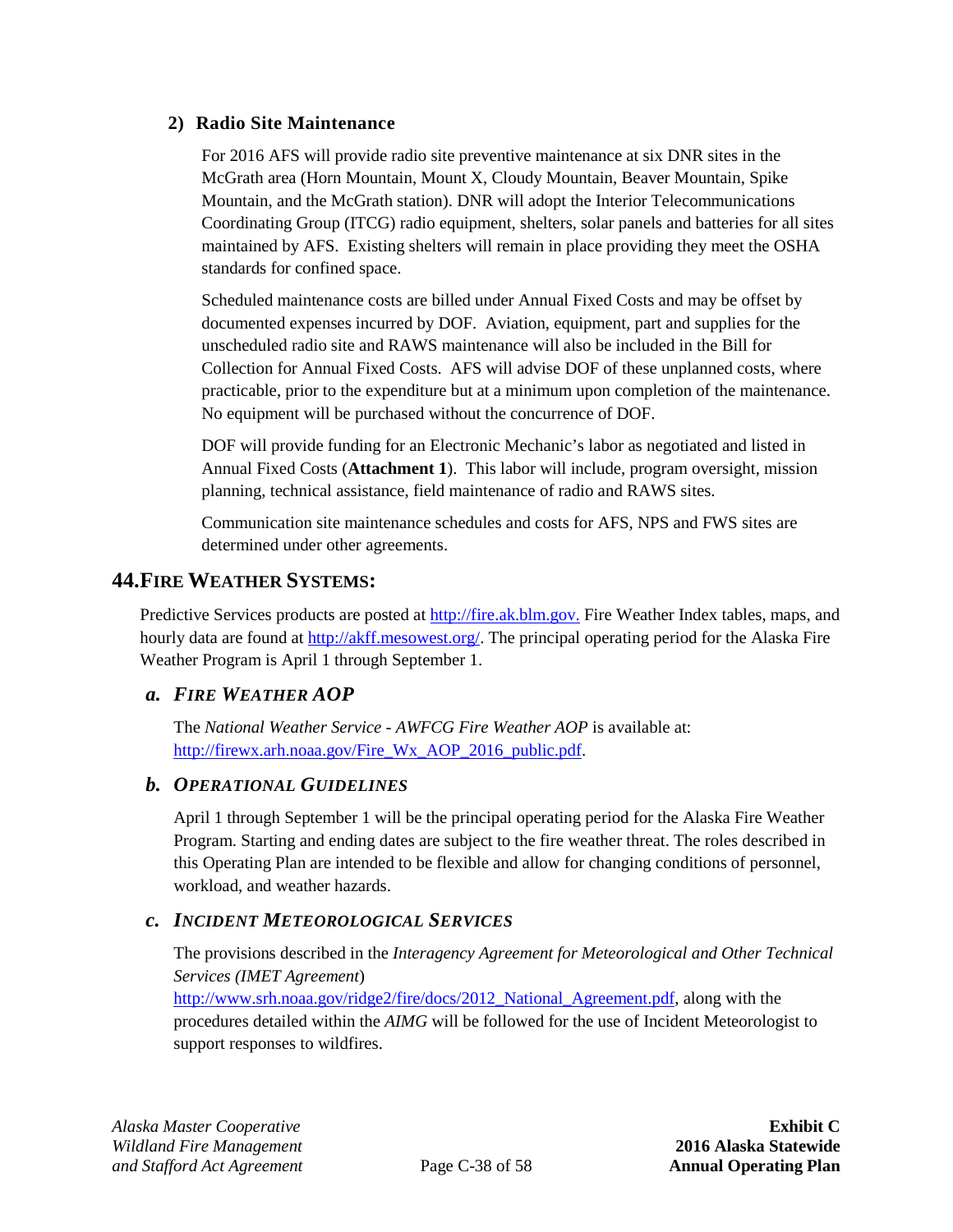### 2) Radio Site Maintenance

For 2016 AFS will provide radio site preventive maintenance at six DNR sites in the McGrath area (Horn Mountain, Mount X, Cloudy Mountain, Beaver Mountain, Spike Mountain, and the McGrath station). DNR will adopt the Interior Telecommunications Coordinating Group (ITCG) radio equipment, shelters, solar panels and batteries for all sites maintained by AFS. Existing shelters will remain in place providing they meet the OSHA standards for confined space.

Scheduled maintenance costs are billed under Annual Fixed Costs and may be offset by documented expenses incurred by DOF. Aviation, equipment, part and supplies for the unscheduled radio site and RAWS maintenance will also be included in the Bill for Collection for Annual Fixed Costs. AFS will advise DOF of these unplanned costs, where practicable, prior to the expenditure but at a minimum upon completion of the maintenance. No equipment will be purchased without the concurrence of DOF.

DOF will provide funding for an Electronic Mechanic's labor as negotiated and listed in Annual Fixed Costs (**Attachment 1**). This labor will include, program oversight, mission planning, technical assistance, field maintenance of radio and RAWS sites.

Communication site maintenance schedules and costs for AFS, NPS and FWS sites are determined under other agreements.

## 44. Fire Weather Systems:

Predictive Services products are posted at http://fire.ak.blm.gov. Fire Weather Index tables, maps, and hourly data are found at http://akff.mesowest.org/. The principal operating period for the Alaska Fire Weather Program is April 1 through September 1.

### *a. Fire Weather AOP*

The *National Weather Service - AWFCG Fire Weather AOP* is available at: http://firewx.arh.noaa.gov/Fire_Wx_AOP_2016_public.pdf.

### *b. Operational Guidelines*

April 1 through September 1 will be the principal operating period for the Alaska Fire Weather Program. Starting and ending dates are subject to the fire weather threat. The roles described in this Operating Plan are intended to be flexible and allow for changing conditions of personnel, workload, and weather hazards.

### *c. Incident Meteorological Services*

The provisions described in the *Interagency Agreement for Meteorological and Other Technical Services (IMET Agreement*) http://www.srh.noaa.gov/ridge2/fire/docs/2012_National_Agreement.pdf, along with the procedures detailed within the *AIMG* will be followed for the use of Incident Meteorologist to support responses to wildfires.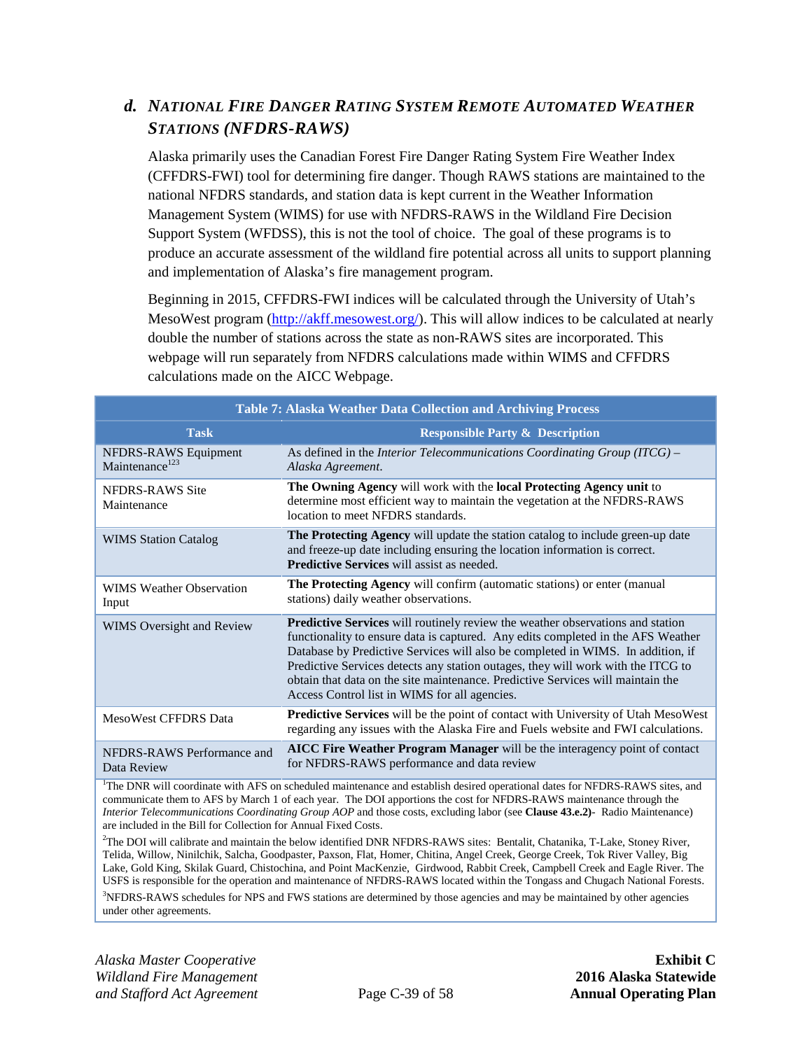### d. *NATIONAL FIRE DANGER RATING SYSTEM REMOTE AUTOMATED WEATHER STATIONS (NFDRS-RAWS)*

Alaska primarily uses the Canadian Forest Fire Danger Rating System Fire Weather Index (CFFDRS-FWI) tool for determining fire danger. Though RAWS stations are maintained to the national NFDRS standards, and station data is kept current in the Weather Information Management System (WIMS) for use with NFDRS-RAWS in the Wildland Fire Decision Support System (WFDSS), this is not the tool of choice. The goal of these programs is to produce an accurate assessment of the wildland fire potential across all units to support planning and implementation of Alaska's fire management program.

Beginning in 2015, CFFDRS-FWI indices will be calculated through the University of Utah's MesoWest program (http://akff.mesowest.org/). This will allow indices to be calculated at nearly double the number of stations across the state as non-RAWS sites are incorporated. This webpage will run separately from NFDRS calculations made within WIMS and CFFDRS calculations made on the AICC Webpage.

**Table 7: Alaska Weather Data Collection and Archiving Process**

| Task | Responsible Party & Description |
|---|---|
| NFDRS-RAWS Equipment Maintenance[1,2,3] | As defined in the *Interior Telecommunications Coordinating Group (ITCG) – Alaska Agreement*. |
| NFDRS-RAWS Site Maintenance | **The Owning Agency** will work with the **local Protecting Agency unit** to determine most efficient way to maintain the vegetation at the NFDRS-RAWS location to meet NFDRS standards. |
| WIMS Station Catalog | **The Protecting Agency** will update the station catalog to include green-up date and freeze-up date including ensuring the location information is correct. **Predictive Services** will assist as needed. |
| WIMS Weather Observation Input | **The Protecting Agency** will confirm (automatic stations) or enter (manual stations) daily weather observations. |
| WIMS Oversight and Review | **Predictive Services** will routinely review the weather observations and station functionality to ensure data is captured. Any edits completed in the AFS Weather Database by Predictive Services will also be completed in WIMS. In addition, if Predictive Services detects any station outages, they will work with the ITCG to obtain that data on the site maintenance. Predictive Services will maintain the Access Control list in WIMS for all agencies. |
| MesoWest CFFDRS Data | **Predictive Services** will be the point of contact with University of Utah MesoWest regarding any issues with the Alaska Fire and Fuels website and FWI calculations. |
| NFDRS-RAWS Performance and Data Review | **AICC Fire Weather Program Manager** will be the interagency point of contact for NFDRS-RAWS performance and data review |

[1]The DNR will coordinate with AFS on scheduled maintenance and establish desired operational dates for NFDRS-RAWS sites, and communicate them to AFS by March 1 of each year. The DOI apportions the cost for NFDRS-RAWS maintenance through the *Interior Telecommunications Coordinating Group AOP* and those costs, excluding labor (see **Clause 43.e.2)-** Radio Maintenance) are included in the Bill for Collection for Annual Fixed Costs.

[2]The DOI will calibrate and maintain the below identified DNR NFDRS-RAWS sites: Bentalit, Chatanika, T-Lake, Stoney River, Telida, Willow, Ninilchik, Salcha, Goodpaster, Paxson, Flat, Homer, Chitina, Angel Creek, George Creek, Tok River Valley, Big Lake, Gold King, Skilak Guard, Chistochina, and Point MacKenzie, Girdwood, Rabbit Creek, Campbell Creek and Eagle River. The USFS is responsible for the operation and maintenance of NFDRS-RAWS located within the Tongass and Chugach National Forests.

[3]NFDRS-RAWS schedules for NPS and FWS stations are determined by those agencies and may be maintained by other agencies under other agreements.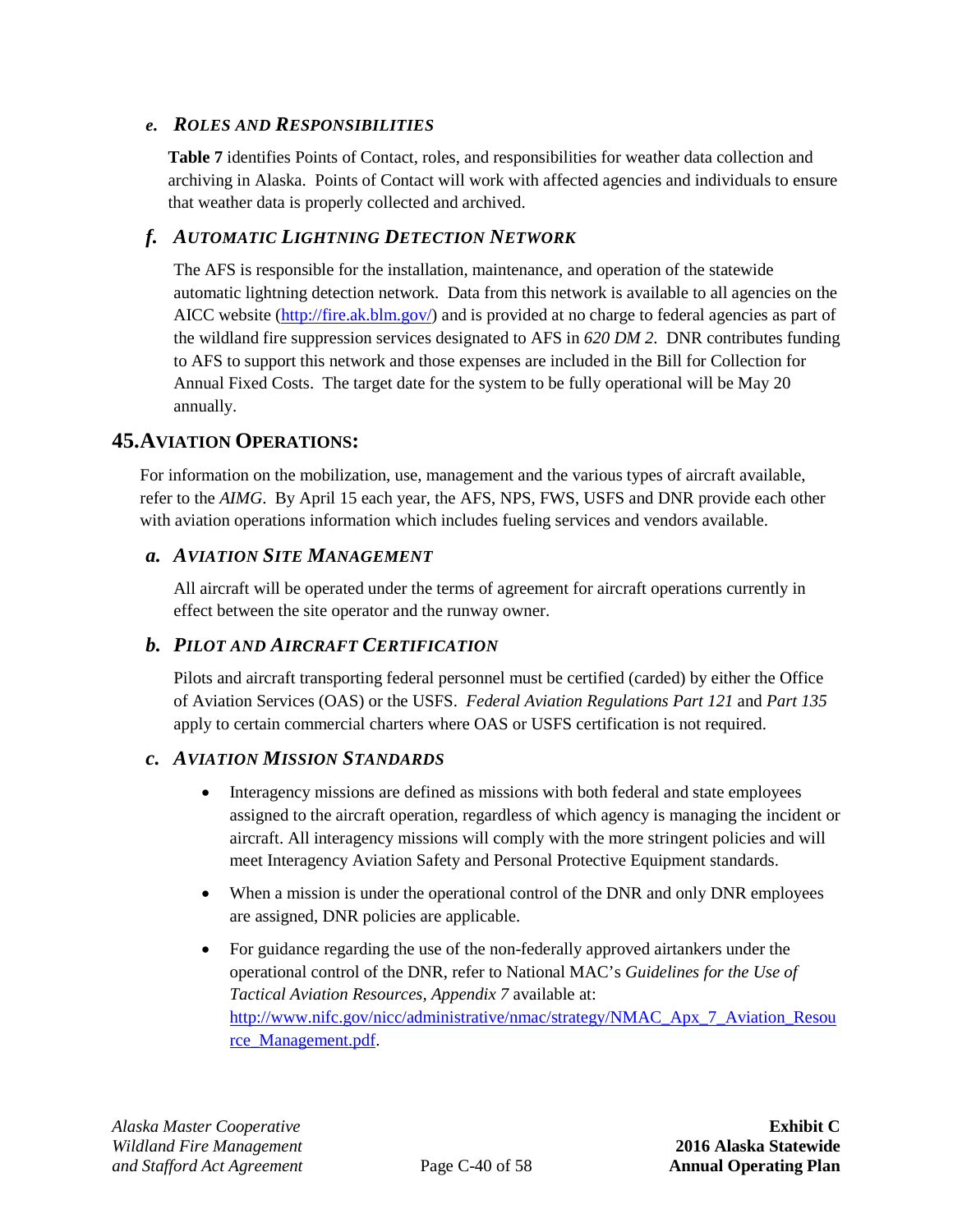### e. *ROLES AND RESPONSIBILITIES*

**Table 7** identifies Points of Contact, roles, and responsibilities for weather data collection and archiving in Alaska. Points of Contact will work with affected agencies and individuals to ensure that weather data is properly collected and archived.

### f. *AUTOMATIC LIGHTNING DETECTION NETWORK*

The AFS is responsible for the installation, maintenance, and operation of the statewide automatic lightning detection network. Data from this network is available to all agencies on the AICC website (http://fire.ak.blm.gov/) and is provided at no charge to federal agencies as part of the wildland fire suppression services designated to AFS in *620 DM 2*. DNR contributes funding to AFS to support this network and those expenses are included in the Bill for Collection for Annual Fixed Costs. The target date for the system to be fully operational will be May 20 annually.

## 45. AVIATION OPERATIONS:

For information on the mobilization, use, management and the various types of aircraft available, refer to the *AIMG*. By April 15 each year, the AFS, NPS, FWS, USFS and DNR provide each other with aviation operations information which includes fueling services and vendors available.

### a. *AVIATION SITE MANAGEMENT*

All aircraft will be operated under the terms of agreement for aircraft operations currently in effect between the site operator and the runway owner.

### b. *PILOT AND AIRCRAFT CERTIFICATION*

Pilots and aircraft transporting federal personnel must be certified (carded) by either the Office of Aviation Services (OAS) or the USFS. *Federal Aviation Regulations Part 121* and *Part 135* apply to certain commercial charters where OAS or USFS certification is not required.

### c. *AVIATION MISSION STANDARDS*

- Interagency missions are defined as missions with both federal and state employees assigned to the aircraft operation, regardless of which agency is managing the incident or aircraft. All interagency missions will comply with the more stringent policies and will meet Interagency Aviation Safety and Personal Protective Equipment standards.
- When a mission is under the operational control of the DNR and only DNR employees are assigned, DNR policies are applicable.
- For guidance regarding the use of the non-federally approved airtankers under the operational control of the DNR, refer to National MAC's *Guidelines for the Use of Tactical Aviation Resources*, *Appendix 7* available at: http://www.nifc.gov/nicc/administrative/nmac/strategy/NMAC_Apx_7_Aviation_Resource_Management.pdf.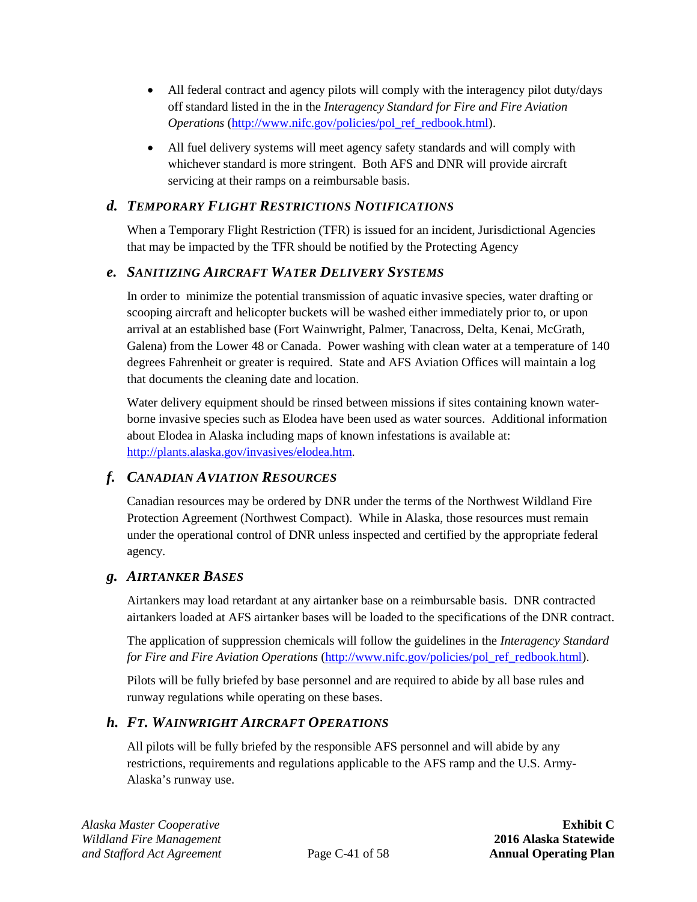- All federal contract and agency pilots will comply with the interagency pilot duty/days off standard listed in the in the *Interagency Standard for Fire and Fire Aviation Operations* (http://www.nifc.gov/policies/pol_ref_redbook.html).
- All fuel delivery systems will meet agency safety standards and will comply with whichever standard is more stringent. Both AFS and DNR will provide aircraft servicing at their ramps on a reimbursable basis.

### d. *Temporary Flight Restrictions Notifications*

When a Temporary Flight Restriction (TFR) is issued for an incident, Jurisdictional Agencies that may be impacted by the TFR should be notified by the Protecting Agency

### e. *Sanitizing Aircraft Water Delivery Systems*

In order to minimize the potential transmission of aquatic invasive species, water drafting or scooping aircraft and helicopter buckets will be washed either immediately prior to, or upon arrival at an established base (Fort Wainwright, Palmer, Tanacross, Delta, Kenai, McGrath, Galena) from the Lower 48 or Canada. Power washing with clean water at a temperature of 140 degrees Fahrenheit or greater is required. State and AFS Aviation Offices will maintain a log that documents the cleaning date and location.

Water delivery equipment should be rinsed between missions if sites containing known water-borne invasive species such as Elodea have been used as water sources. Additional information about Elodea in Alaska including maps of known infestations is available at: http://plants.alaska.gov/invasives/elodea.htm.

### f. *Canadian Aviation Resources*

Canadian resources may be ordered by DNR under the terms of the Northwest Wildland Fire Protection Agreement (Northwest Compact). While in Alaska, those resources must remain under the operational control of DNR unless inspected and certified by the appropriate federal agency.

### g. *Airtanker Bases*

Airtankers may load retardant at any airtanker base on a reimbursable basis. DNR contracted airtankers loaded at AFS airtanker bases will be loaded to the specifications of the DNR contract.

The application of suppression chemicals will follow the guidelines in the *Interagency Standard for Fire and Fire Aviation Operations* (http://www.nifc.gov/policies/pol_ref_redbook.html).

Pilots will be fully briefed by base personnel and are required to abide by all base rules and runway regulations while operating on these bases.

### h. *Ft. Wainwright Aircraft Operations*

All pilots will be fully briefed by the responsible AFS personnel and will abide by any restrictions, requirements and regulations applicable to the AFS ramp and the U.S. Army-Alaska's runway use.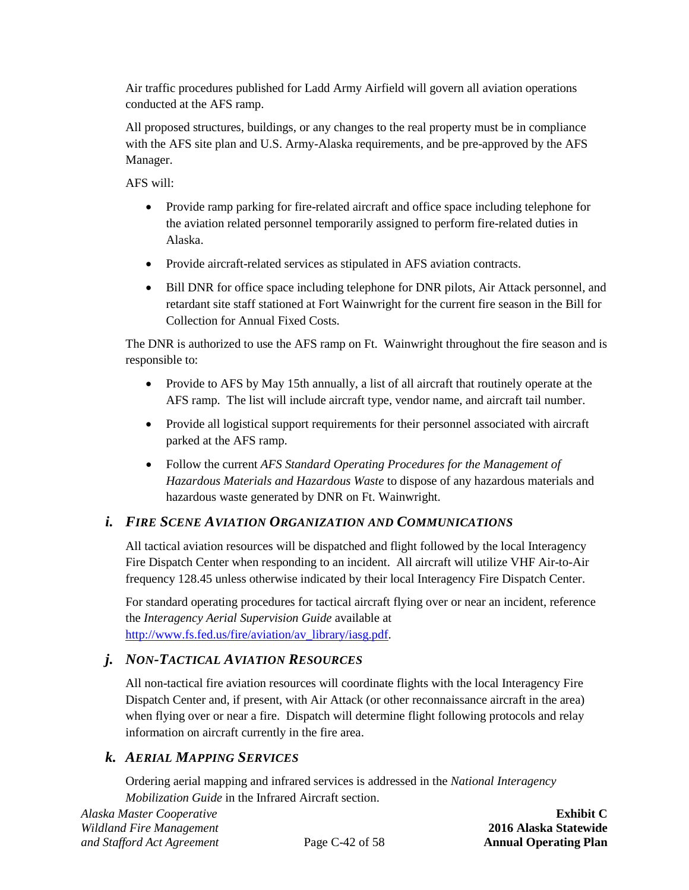Air traffic procedures published for Ladd Army Airfield will govern all aviation operations conducted at the AFS ramp.

All proposed structures, buildings, or any changes to the real property must be in compliance with the AFS site plan and U.S. Army-Alaska requirements, and be pre-approved by the AFS Manager.

AFS will:

- Provide ramp parking for fire-related aircraft and office space including telephone for the aviation related personnel temporarily assigned to perform fire-related duties in Alaska.
- Provide aircraft-related services as stipulated in AFS aviation contracts.
- Bill DNR for office space including telephone for DNR pilots, Air Attack personnel, and retardant site staff stationed at Fort Wainwright for the current fire season in the Bill for Collection for Annual Fixed Costs.

The DNR is authorized to use the AFS ramp on Ft. Wainwright throughout the fire season and is responsible to:

- Provide to AFS by May 15th annually, a list of all aircraft that routinely operate at the AFS ramp. The list will include aircraft type, vendor name, and aircraft tail number.
- Provide all logistical support requirements for their personnel associated with aircraft parked at the AFS ramp.
- Follow the current *AFS Standard Operating Procedures for the Management of Hazardous Materials and Hazardous Waste* to dispose of any hazardous materials and hazardous waste generated by DNR on Ft. Wainwright.

### *i. Fire Scene Aviation Organization and Communications*

All tactical aviation resources will be dispatched and flight followed by the local Interagency Fire Dispatch Center when responding to an incident. All aircraft will utilize VHF Air-to-Air frequency 128.45 unless otherwise indicated by their local Interagency Fire Dispatch Center.

For standard operating procedures for tactical aircraft flying over or near an incident, reference the *Interagency Aerial Supervision Guide* available at [http://www.fs.fed.us/fire/aviation/av_library/iasg.pdf](http://www.fs.fed.us/fire/aviation/av_library/iasg.pdf).

### *j. Non-Tactical Aviation Resources*

All non-tactical fire aviation resources will coordinate flights with the local Interagency Fire Dispatch Center and, if present, with Air Attack (or other reconnaissance aircraft in the area) when flying over or near a fire. Dispatch will determine flight following protocols and relay information on aircraft currently in the fire area.

### *k. Aerial Mapping Services*

Ordering aerial mapping and infrared services is addressed in the *National Interagency Mobilization Guide* in the Infrared Aircraft section.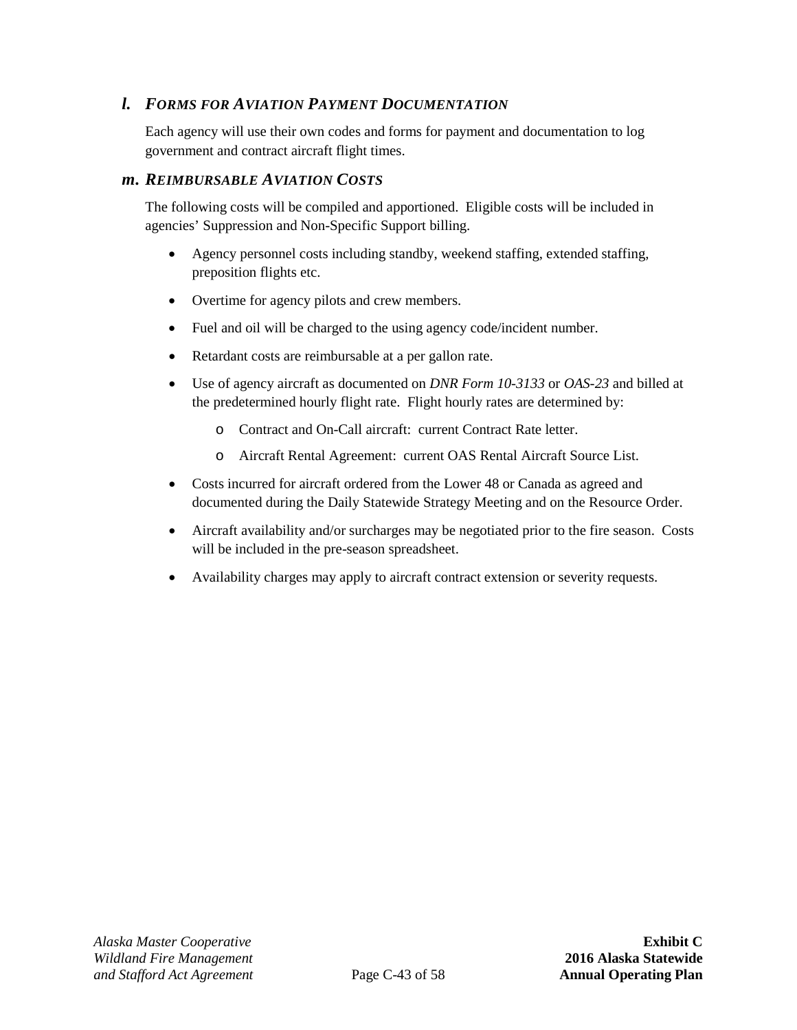### l. *FORMS FOR AVIATION PAYMENT DOCUMENTATION*

Each agency will use their own codes and forms for payment and documentation to log government and contract aircraft flight times.

### m. *REIMBURSABLE AVIATION COSTS*

The following costs will be compiled and apportioned. Eligible costs will be included in agencies' Suppression and Non-Specific Support billing.

- Agency personnel costs including standby, weekend staffing, extended staffing, preposition flights etc.
- Overtime for agency pilots and crew members.
- Fuel and oil will be charged to the using agency code/incident number.
- Retardant costs are reimbursable at a per gallon rate.
- Use of agency aircraft as documented on *DNR Form 10-3133* or *OAS-23* and billed at the predetermined hourly flight rate. Flight hourly rates are determined by:
  - Contract and On-Call aircraft: current Contract Rate letter.
  - Aircraft Rental Agreement: current OAS Rental Aircraft Source List.
- Costs incurred for aircraft ordered from the Lower 48 or Canada as agreed and documented during the Daily Statewide Strategy Meeting and on the Resource Order.
- Aircraft availability and/or surcharges may be negotiated prior to the fire season. Costs will be included in the pre-season spreadsheet.
- Availability charges may apply to aircraft contract extension or severity requests.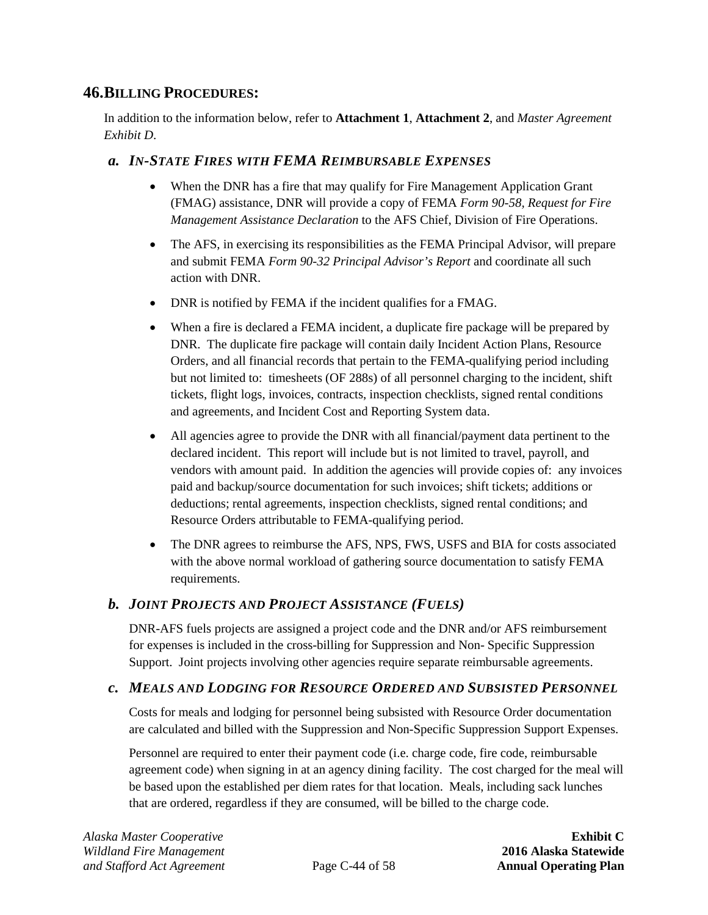## 46. BILLING PROCEDURES:

In addition to the information below, refer to **Attachment 1**, **Attachment 2**, and *Master Agreement Exhibit D*.

### *a. IN-STATE FIRES WITH FEMA REIMBURSABLE EXPENSES*

- When the DNR has a fire that may qualify for Fire Management Application Grant (FMAG) assistance, DNR will provide a copy of FEMA *Form 90-58, Request for Fire Management Assistance Declaration* to the AFS Chief, Division of Fire Operations.
- The AFS, in exercising its responsibilities as the FEMA Principal Advisor, will prepare and submit FEMA *Form 90-32 Principal Advisor's Report* and coordinate all such action with DNR.
- DNR is notified by FEMA if the incident qualifies for a FMAG.
- When a fire is declared a FEMA incident, a duplicate fire package will be prepared by DNR. The duplicate fire package will contain daily Incident Action Plans, Resource Orders, and all financial records that pertain to the FEMA-qualifying period including but not limited to: timesheets (OF 288s) of all personnel charging to the incident, shift tickets, flight logs, invoices, contracts, inspection checklists, signed rental conditions and agreements, and Incident Cost and Reporting System data.
- All agencies agree to provide the DNR with all financial/payment data pertinent to the declared incident. This report will include but is not limited to travel, payroll, and vendors with amount paid. In addition the agencies will provide copies of: any invoices paid and backup/source documentation for such invoices; shift tickets; additions or deductions; rental agreements, inspection checklists, signed rental conditions; and Resource Orders attributable to FEMA-qualifying period.
- The DNR agrees to reimburse the AFS, NPS, FWS, USFS and BIA for costs associated with the above normal workload of gathering source documentation to satisfy FEMA requirements.

### *b. JOINT PROJECTS AND PROJECT ASSISTANCE (FUELS)*

DNR-AFS fuels projects are assigned a project code and the DNR and/or AFS reimbursement for expenses is included in the cross-billing for Suppression and Non- Specific Suppression Support. Joint projects involving other agencies require separate reimbursable agreements.

### *c. MEALS AND LODGING FOR RESOURCE ORDERED AND SUBSISTED PERSONNEL*

Costs for meals and lodging for personnel being subsisted with Resource Order documentation are calculated and billed with the Suppression and Non-Specific Suppression Support Expenses.

Personnel are required to enter their payment code (i.e. charge code, fire code, reimbursable agreement code) when signing in at an agency dining facility. The cost charged for the meal will be based upon the established per diem rates for that location. Meals, including sack lunches that are ordered, regardless if they are consumed, will be billed to the charge code.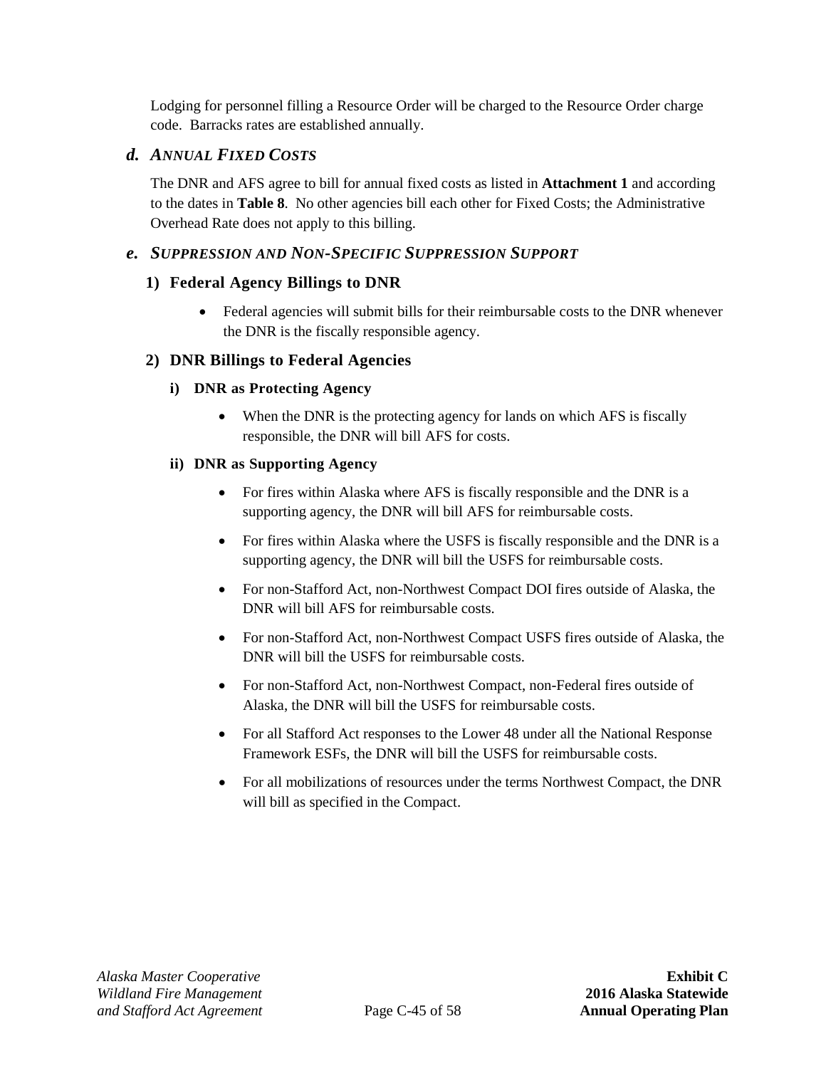Lodging for personnel filling a Resource Order will be charged to the Resource Order charge code. Barracks rates are established annually.

### d. *ANNUAL FIXED COSTS*

The DNR and AFS agree to bill for annual fixed costs as listed in **Attachment 1** and according to the dates in **Table 8**. No other agencies bill each other for Fixed Costs; the Administrative Overhead Rate does not apply to this billing.

### e. *SUPPRESSION AND NON-SPECIFIC SUPPRESSION SUPPORT*

#### 1) Federal Agency Billings to DNR

- Federal agencies will submit bills for their reimbursable costs to the DNR whenever the DNR is the fiscally responsible agency.

#### 2) DNR Billings to Federal Agencies

##### i) DNR as Protecting Agency

- When the DNR is the protecting agency for lands on which AFS is fiscally responsible, the DNR will bill AFS for costs.

##### ii) DNR as Supporting Agency

- For fires within Alaska where AFS is fiscally responsible and the DNR is a supporting agency, the DNR will bill AFS for reimbursable costs.
- For fires within Alaska where the USFS is fiscally responsible and the DNR is a supporting agency, the DNR will bill the USFS for reimbursable costs.
- For non-Stafford Act, non-Northwest Compact DOI fires outside of Alaska, the DNR will bill AFS for reimbursable costs.
- For non-Stafford Act, non-Northwest Compact USFS fires outside of Alaska, the DNR will bill the USFS for reimbursable costs.
- For non-Stafford Act, non-Northwest Compact, non-Federal fires outside of Alaska, the DNR will bill the USFS for reimbursable costs.
- For all Stafford Act responses to the Lower 48 under all the National Response Framework ESFs, the DNR will bill the USFS for reimbursable costs.
- For all mobilizations of resources under the terms Northwest Compact, the DNR will bill as specified in the Compact.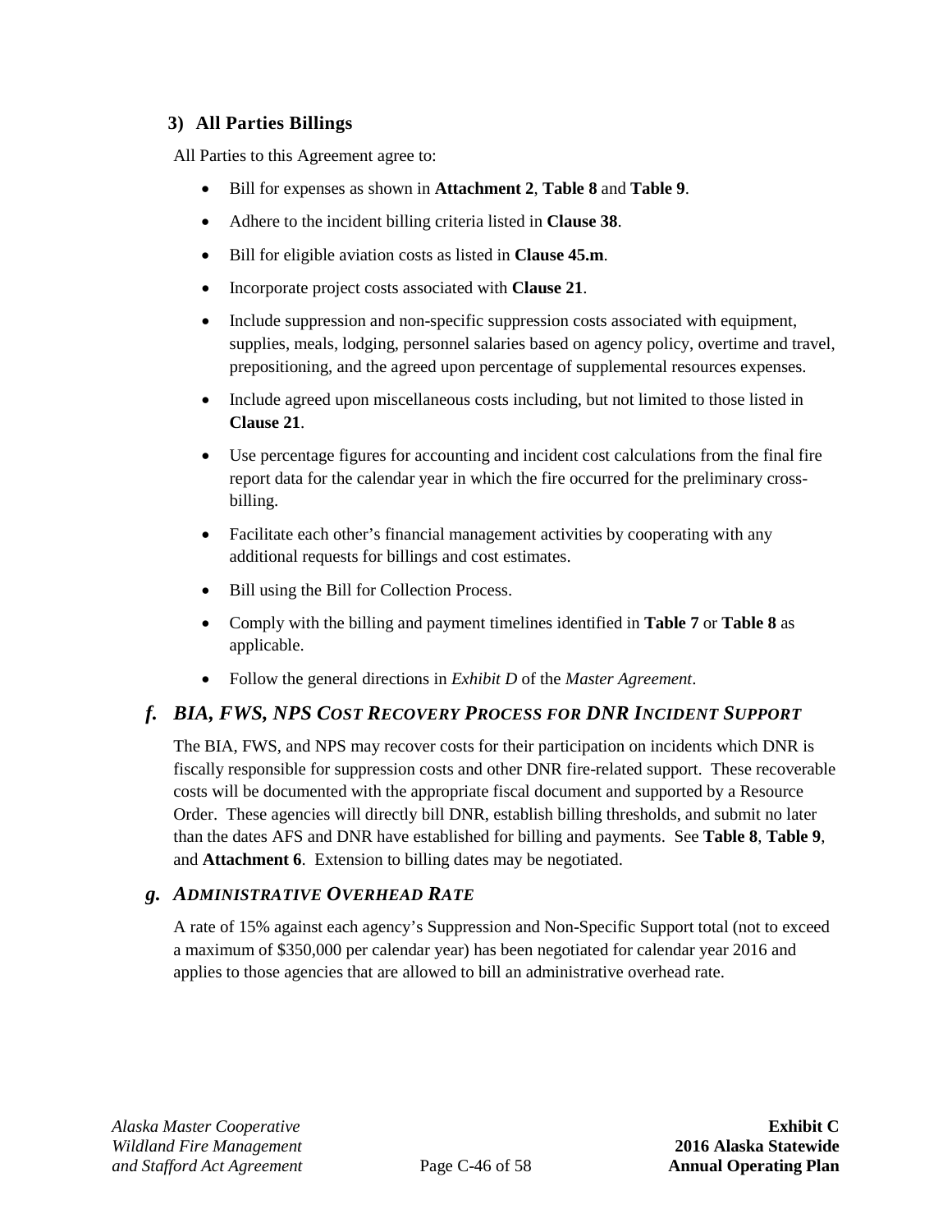### 3) All Parties Billings

All Parties to this Agreement agree to:

- Bill for expenses as shown in **Attachment 2**, **Table 8** and **Table 9**.
- Adhere to the incident billing criteria listed in **Clause 38**.
- Bill for eligible aviation costs as listed in **Clause 45.m**.
- Incorporate project costs associated with **Clause 21**.
- Include suppression and non-specific suppression costs associated with equipment, supplies, meals, lodging, personnel salaries based on agency policy, overtime and travel, prepositioning, and the agreed upon percentage of supplemental resources expenses.
- Include agreed upon miscellaneous costs including, but not limited to those listed in **Clause 21**.
- Use percentage figures for accounting and incident cost calculations from the final fire report data for the calendar year in which the fire occurred for the preliminary cross-billing.
- Facilitate each other's financial management activities by cooperating with any additional requests for billings and cost estimates.
- Bill using the Bill for Collection Process.
- Comply with the billing and payment timelines identified in **Table 7** or **Table 8** as applicable.
- Follow the general directions in *Exhibit D* of the *Master Agreement*.

## *f. BIA, FWS, NPS Cost Recovery Process for DNR Incident Support*

The BIA, FWS, and NPS may recover costs for their participation on incidents which DNR is fiscally responsible for suppression costs and other DNR fire-related support. These recoverable costs will be documented with the appropriate fiscal document and supported by a Resource Order. These agencies will directly bill DNR, establish billing thresholds, and submit no later than the dates AFS and DNR have established for billing and payments. See **Table 8**, **Table 9**, and **Attachment 6**. Extension to billing dates may be negotiated.

## *g. Administrative Overhead Rate*

A rate of 15% against each agency's Suppression and Non-Specific Support total (not to exceed a maximum of $350,000 per calendar year) has been negotiated for calendar year 2016 and applies to those agencies that are allowed to bill an administrative overhead rate.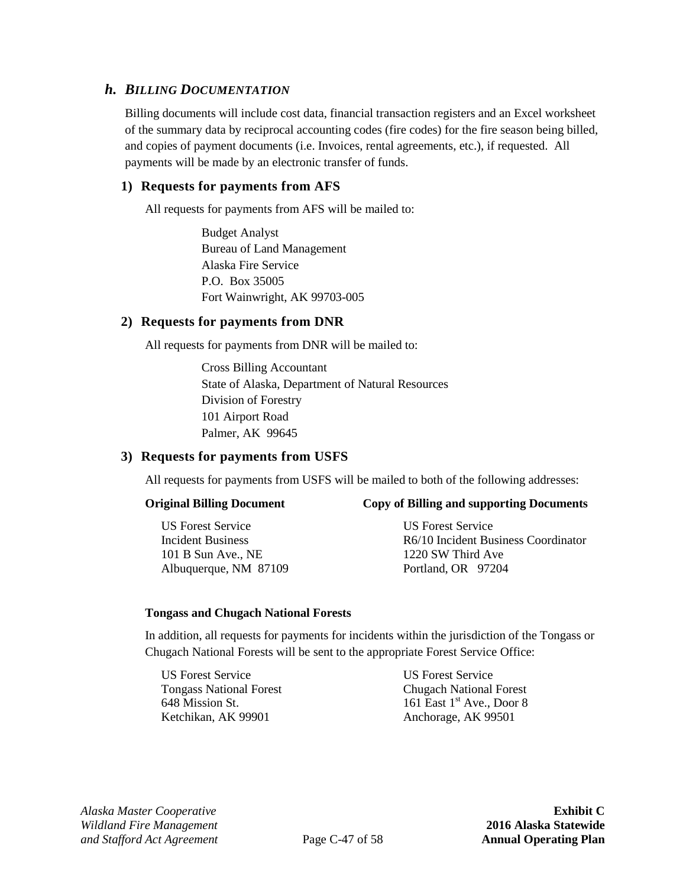### *h. BILLING DOCUMENTATION*

Billing documents will include cost data, financial transaction registers and an Excel worksheet of the summary data by reciprocal accounting codes (fire codes) for the fire season being billed, and copies of payment documents (i.e. Invoices, rental agreements, etc.), if requested. All payments will be made by an electronic transfer of funds.

#### 1) Requests for payments from AFS

All requests for payments from AFS will be mailed to:

Budget Analyst
Bureau of Land Management
Alaska Fire Service
P.O. Box 35005
Fort Wainwright, AK 99703-005

#### 2) Requests for payments from DNR

All requests for payments from DNR will be mailed to:

Cross Billing Accountant
State of Alaska, Department of Natural Resources
Division of Forestry
101 Airport Road
Palmer, AK 99645

#### 3) Requests for payments from USFS

All requests for payments from USFS will be mailed to both of the following addresses:

**Original Billing Document**

US Forest Service
Incident Business
101 B Sun Ave., NE
Albuquerque, NM 87109

**Copy of Billing and supporting Documents**

US Forest Service
R6/10 Incident Business Coordinator
1220 SW Third Ave
Portland, OR 97204

**Tongass and Chugach National Forests**

In addition, all requests for payments for incidents within the jurisdiction of the Tongass or Chugach National Forests will be sent to the appropriate Forest Service Office:

US Forest Service
Tongass National Forest
648 Mission St.
Ketchikan, AK 99901

US Forest Service
Chugach National Forest
161 East 1st Ave., Door 8
Anchorage, AK 99501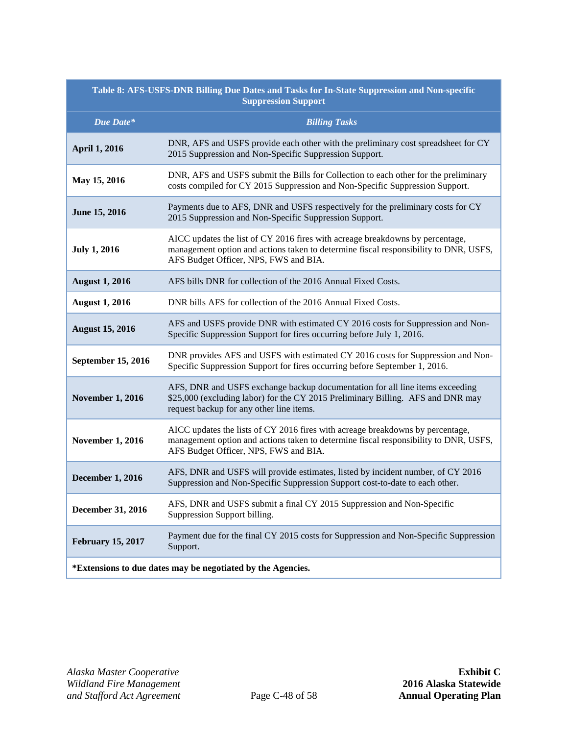**Table 8: AFS-USFS-DNR Billing Due Dates and Tasks for In-State Suppression and Non-specific Suppression Support**

| *Due Date** | *Billing Tasks* |
|---|---|
| **April 1, 2016** | DNR, AFS and USFS provide each other with the preliminary cost spreadsheet for CY 2015 Suppression and Non-Specific Suppression Support. |
| **May 15, 2016** | DNR, AFS and USFS submit the Bills for Collection to each other for the preliminary costs compiled for CY 2015 Suppression and Non-Specific Suppression Support. |
| **June 15, 2016** | Payments due to AFS, DNR and USFS respectively for the preliminary costs for CY 2015 Suppression and Non-Specific Suppression Support. |
| **July 1, 2016** | AICC updates the list of CY 2016 fires with acreage breakdowns by percentage, management option and actions taken to determine fiscal responsibility to DNR, USFS, AFS Budget Officer, NPS, FWS and BIA. |
| **August 1, 2016** | AFS bills DNR for collection of the 2016 Annual Fixed Costs. |
| **August 1, 2016** | DNR bills AFS for collection of the 2016 Annual Fixed Costs. |
| **August 15, 2016** | AFS and USFS provide DNR with estimated CY 2016 costs for Suppression and Non-Specific Suppression Support for fires occurring before July 1, 2016. |
| **September 15, 2016** | DNR provides AFS and USFS with estimated CY 2016 costs for Suppression and Non-Specific Suppression Support for fires occurring before September 1, 2016. |
| **November 1, 2016** | AFS, DNR and USFS exchange backup documentation for all line items exceeding $25,000 (excluding labor) for the CY 2015 Preliminary Billing. AFS and DNR may request backup for any other line items. |
| **November 1, 2016** | AICC updates the lists of CY 2016 fires with acreage breakdowns by percentage, management option and actions taken to determine fiscal responsibility to DNR, USFS, AFS Budget Officer, NPS, FWS and BIA. |
| **December 1, 2016** | AFS, DNR and USFS will provide estimates, listed by incident number, of CY 2016 Suppression and Non-Specific Suppression Support cost-to-date to each other. |
| **December 31, 2016** | AFS, DNR and USFS submit a final CY 2015 Suppression and Non-Specific Suppression Support billing. |
| **February 15, 2017** | Payment due for the final CY 2015 costs for Suppression and Non-Specific Suppression Support. |

***Extensions to due dates may be negotiated by the Agencies.**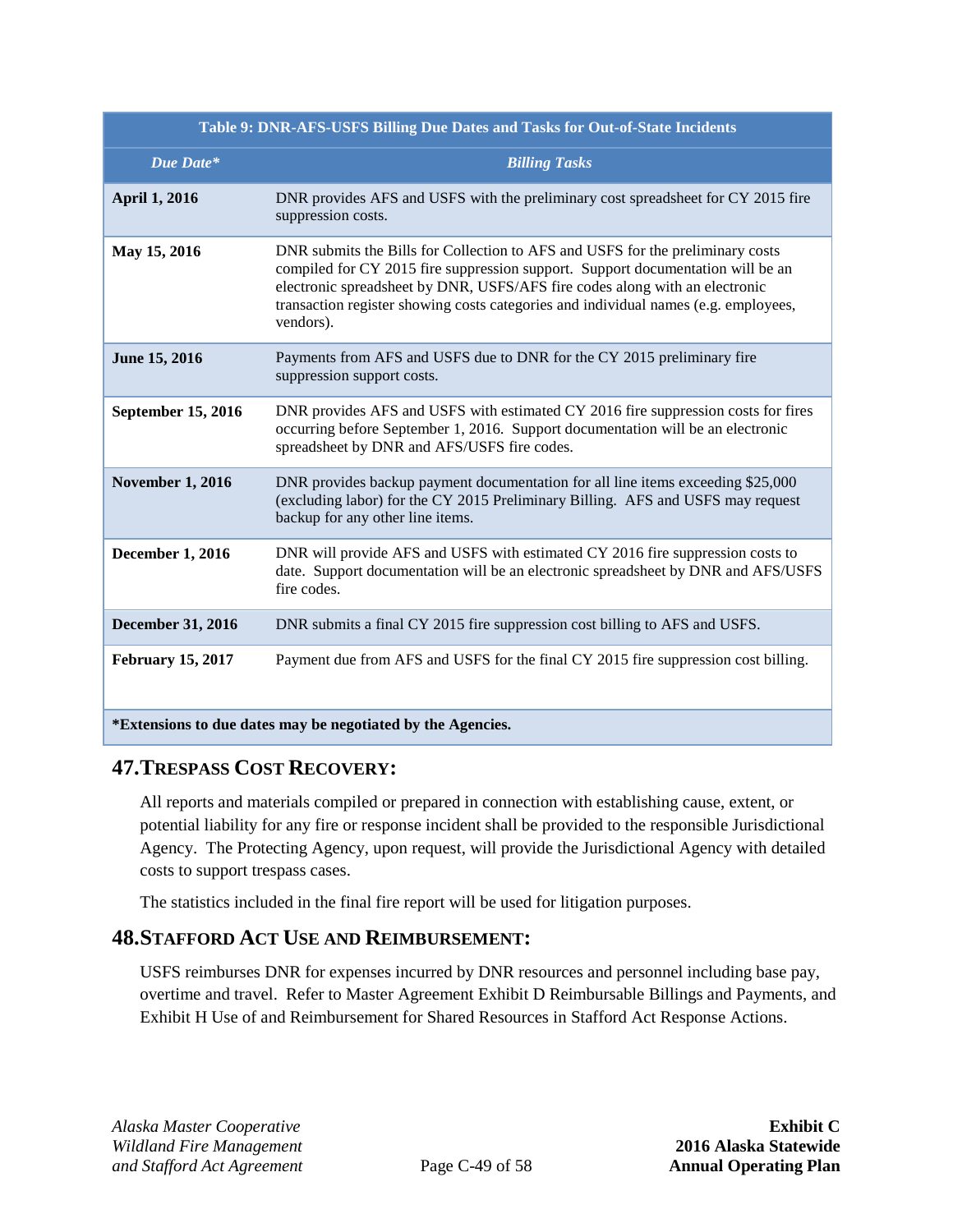| Table 9: DNR-AFS-USFS Billing Due Dates and Tasks for Out-of-State Incidents | |
|---|---|
| ***Due Date**** | ***Billing Tasks*** |
| **April 1, 2016** | DNR provides AFS and USFS with the preliminary cost spreadsheet for CY 2015 fire suppression costs. |
| **May 15, 2016** | DNR submits the Bills for Collection to AFS and USFS for the preliminary costs compiled for CY 2015 fire suppression support. Support documentation will be an electronic spreadsheet by DNR, USFS/AFS fire codes along with an electronic transaction register showing costs categories and individual names (e.g. employees, vendors). |
| **June 15, 2016** | Payments from AFS and USFS due to DNR for the CY 2015 preliminary fire suppression support costs. |
| **September 15, 2016** | DNR provides AFS and USFS with estimated CY 2016 fire suppression costs for fires occurring before September 1, 2016. Support documentation will be an electronic spreadsheet by DNR and AFS/USFS fire codes. |
| **November 1, 2016** | DNR provides backup payment documentation for all line items exceeding $25,000 (excluding labor) for the CY 2015 Preliminary Billing. AFS and USFS may request backup for any other line items. |
| **December 1, 2016** | DNR will provide AFS and USFS with estimated CY 2016 fire suppression costs to date. Support documentation will be an electronic spreadsheet by DNR and AFS/USFS fire codes. |
| **December 31, 2016** | DNR submits a final CY 2015 fire suppression cost billing to AFS and USFS. |
| **February 15, 2017** | Payment due from AFS and USFS for the final CY 2015 fire suppression cost billing. |
| ***Extensions to due dates may be negotiated by the Agencies.** | |

## 47. TRESPASS COST RECOVERY:

All reports and materials compiled or prepared in connection with establishing cause, extent, or potential liability for any fire or response incident shall be provided to the responsible Jurisdictional Agency. The Protecting Agency, upon request, will provide the Jurisdictional Agency with detailed costs to support trespass cases.

The statistics included in the final fire report will be used for litigation purposes.

## 48. STAFFORD ACT USE AND REIMBURSEMENT:

USFS reimburses DNR for expenses incurred by DNR resources and personnel including base pay, overtime and travel. Refer to Master Agreement Exhibit D Reimbursable Billings and Payments, and Exhibit H Use of and Reimbursement for Shared Resources in Stafford Act Response Actions.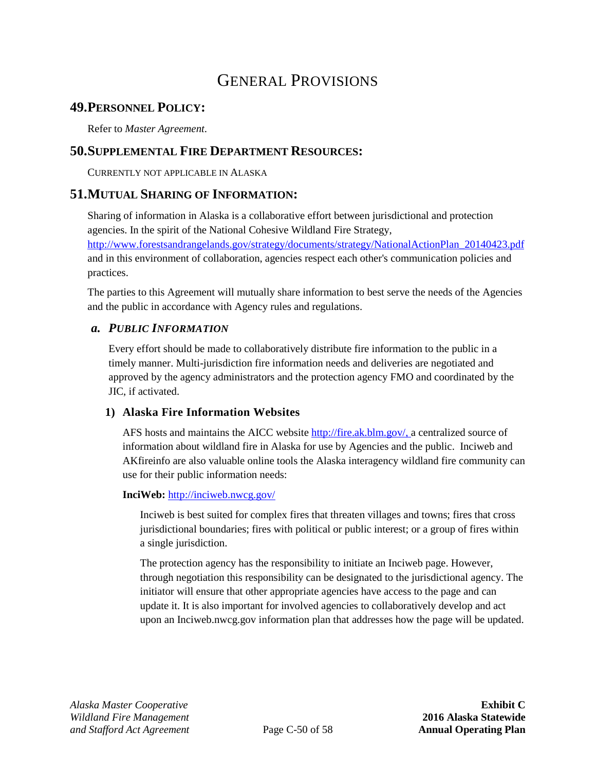# GENERAL PROVISIONS

## 49. PERSONNEL POLICY:

Refer to *Master Agreement*.

## 50. SUPPLEMENTAL FIRE DEPARTMENT RESOURCES:

CURRENTLY NOT APPLICABLE IN ALASKA

## 51. MUTUAL SHARING OF INFORMATION:

Sharing of information in Alaska is a collaborative effort between jurisdictional and protection agencies. In the spirit of the National Cohesive Wildland Fire Strategy, http://www.forestsandrangelands.gov/strategy/documents/strategy/NationalActionPlan_20140423.pdf and in this environment of collaboration, agencies respect each other's communication policies and practices.

The parties to this Agreement will mutually share information to best serve the needs of the Agencies and the public in accordance with Agency rules and regulations.

### *a. PUBLIC INFORMATION*

Every effort should be made to collaboratively distribute fire information to the public in a timely manner. Multi-jurisdiction fire information needs and deliveries are negotiated and approved by the agency administrators and the protection agency FMO and coordinated by the JIC, if activated.

#### 1) Alaska Fire Information Websites

AFS hosts and maintains the AICC website http://fire.ak.blm.gov/, a centralized source of information about wildland fire in Alaska for use by Agencies and the public. Inciweb and AKfireinfo are also valuable online tools the Alaska interagency wildland fire community can use for their public information needs:

**InciWeb:** http://inciweb.nwcg.gov/

Inciweb is best suited for complex fires that threaten villages and towns; fires that cross jurisdictional boundaries; fires with political or public interest; or a group of fires within a single jurisdiction.

The protection agency has the responsibility to initiate an Inciweb page. However, through negotiation this responsibility can be designated to the jurisdictional agency. The initiator will ensure that other appropriate agencies have access to the page and can update it. It is also important for involved agencies to collaboratively develop and act upon an Inciweb.nwcg.gov information plan that addresses how the page will be updated.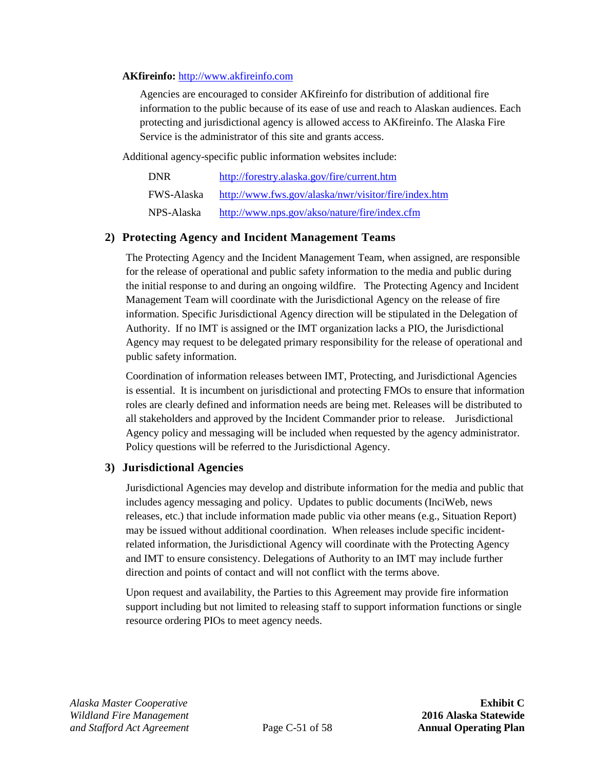**AKfireinfo:** http://www.akfireinfo.com

Agencies are encouraged to consider AKfireinfo for distribution of additional fire information to the public because of its ease of use and reach to Alaskan audiences. Each protecting and jurisdictional agency is allowed access to AKfireinfo. The Alaska Fire Service is the administrator of this site and grants access.

Additional agency-specific public information websites include:

| | |
|---|---|
| DNR | http://forestry.alaska.gov/fire/current.htm |
| FWS-Alaska | http://www.fws.gov/alaska/nwr/visitor/fire/index.htm |
| NPS-Alaska | http://www.nps.gov/akso/nature/fire/index.cfm |

### 2) Protecting Agency and Incident Management Teams

The Protecting Agency and the Incident Management Team, when assigned, are responsible for the release of operational and public safety information to the media and public during the initial response to and during an ongoing wildfire. The Protecting Agency and Incident Management Team will coordinate with the Jurisdictional Agency on the release of fire information. Specific Jurisdictional Agency direction will be stipulated in the Delegation of Authority. If no IMT is assigned or the IMT organization lacks a PIO, the Jurisdictional Agency may request to be delegated primary responsibility for the release of operational and public safety information.

Coordination of information releases between IMT, Protecting, and Jurisdictional Agencies is essential. It is incumbent on jurisdictional and protecting FMOs to ensure that information roles are clearly defined and information needs are being met. Releases will be distributed to all stakeholders and approved by the Incident Commander prior to release. Jurisdictional Agency policy and messaging will be included when requested by the agency administrator. Policy questions will be referred to the Jurisdictional Agency.

### 3) Jurisdictional Agencies

Jurisdictional Agencies may develop and distribute information for the media and public that includes agency messaging and policy. Updates to public documents (InciWeb, news releases, etc.) that include information made public via other means (e.g., Situation Report) may be issued without additional coordination. When releases include specific incident-related information, the Jurisdictional Agency will coordinate with the Protecting Agency and IMT to ensure consistency. Delegations of Authority to an IMT may include further direction and points of contact and will not conflict with the terms above.

Upon request and availability, the Parties to this Agreement may provide fire information support including but not limited to releasing staff to support information functions or single resource ordering PIOs to meet agency needs.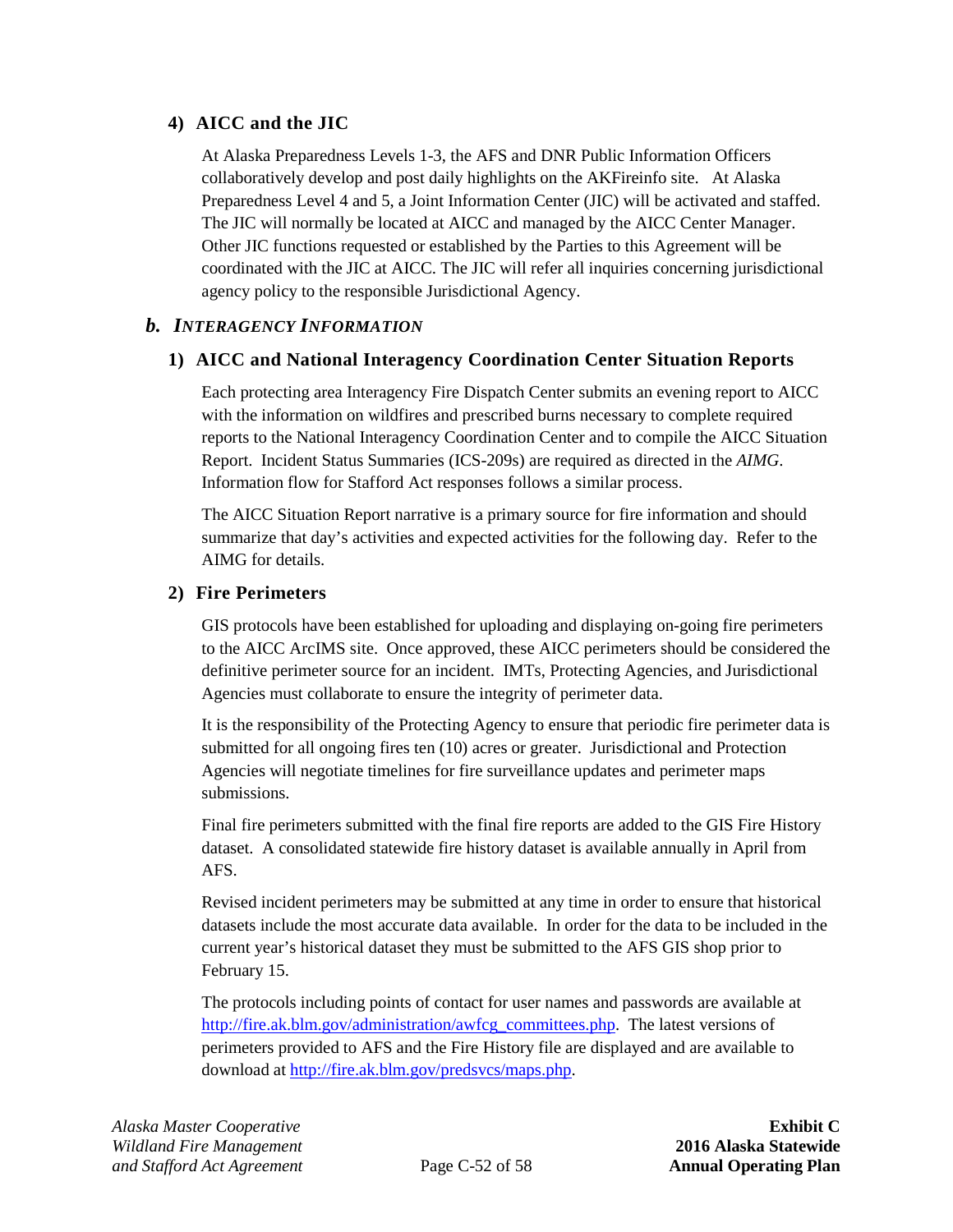#### 4) AICC and the JIC

At Alaska Preparedness Levels 1-3, the AFS and DNR Public Information Officers collaboratively develop and post daily highlights on the AKFireinfo site. At Alaska Preparedness Level 4 and 5, a Joint Information Center (JIC) will be activated and staffed. The JIC will normally be located at AICC and managed by the AICC Center Manager. Other JIC functions requested or established by the Parties to this Agreement will be coordinated with the JIC at AICC. The JIC will refer all inquiries concerning jurisdictional agency policy to the responsible Jurisdictional Agency.

### *b. INTERAGENCY INFORMATION*

#### 1) AICC and National Interagency Coordination Center Situation Reports

Each protecting area Interagency Fire Dispatch Center submits an evening report to AICC with the information on wildfires and prescribed burns necessary to complete required reports to the National Interagency Coordination Center and to compile the AICC Situation Report. Incident Status Summaries (ICS-209s) are required as directed in the *AIMG*. Information flow for Stafford Act responses follows a similar process.

The AICC Situation Report narrative is a primary source for fire information and should summarize that day's activities and expected activities for the following day. Refer to the AIMG for details.

#### 2) Fire Perimeters

GIS protocols have been established for uploading and displaying on-going fire perimeters to the AICC ArcIMS site. Once approved, these AICC perimeters should be considered the definitive perimeter source for an incident. IMTs, Protecting Agencies, and Jurisdictional Agencies must collaborate to ensure the integrity of perimeter data.

It is the responsibility of the Protecting Agency to ensure that periodic fire perimeter data is submitted for all ongoing fires ten (10) acres or greater. Jurisdictional and Protection Agencies will negotiate timelines for fire surveillance updates and perimeter maps submissions.

Final fire perimeters submitted with the final fire reports are added to the GIS Fire History dataset. A consolidated statewide fire history dataset is available annually in April from AFS.

Revised incident perimeters may be submitted at any time in order to ensure that historical datasets include the most accurate data available. In order for the data to be included in the current year's historical dataset they must be submitted to the AFS GIS shop prior to February 15.

The protocols including points of contact for user names and passwords are available at [http://fire.ak.blm.gov/administration/awfcg_committees.php](http://fire.ak.blm.gov/administration/awfcg_committees.php). The latest versions of perimeters provided to AFS and the Fire History file are displayed and are available to download at [http://fire.ak.blm.gov/predsvcs/maps.php](http://fire.ak.blm.gov/predsvcs/maps.php).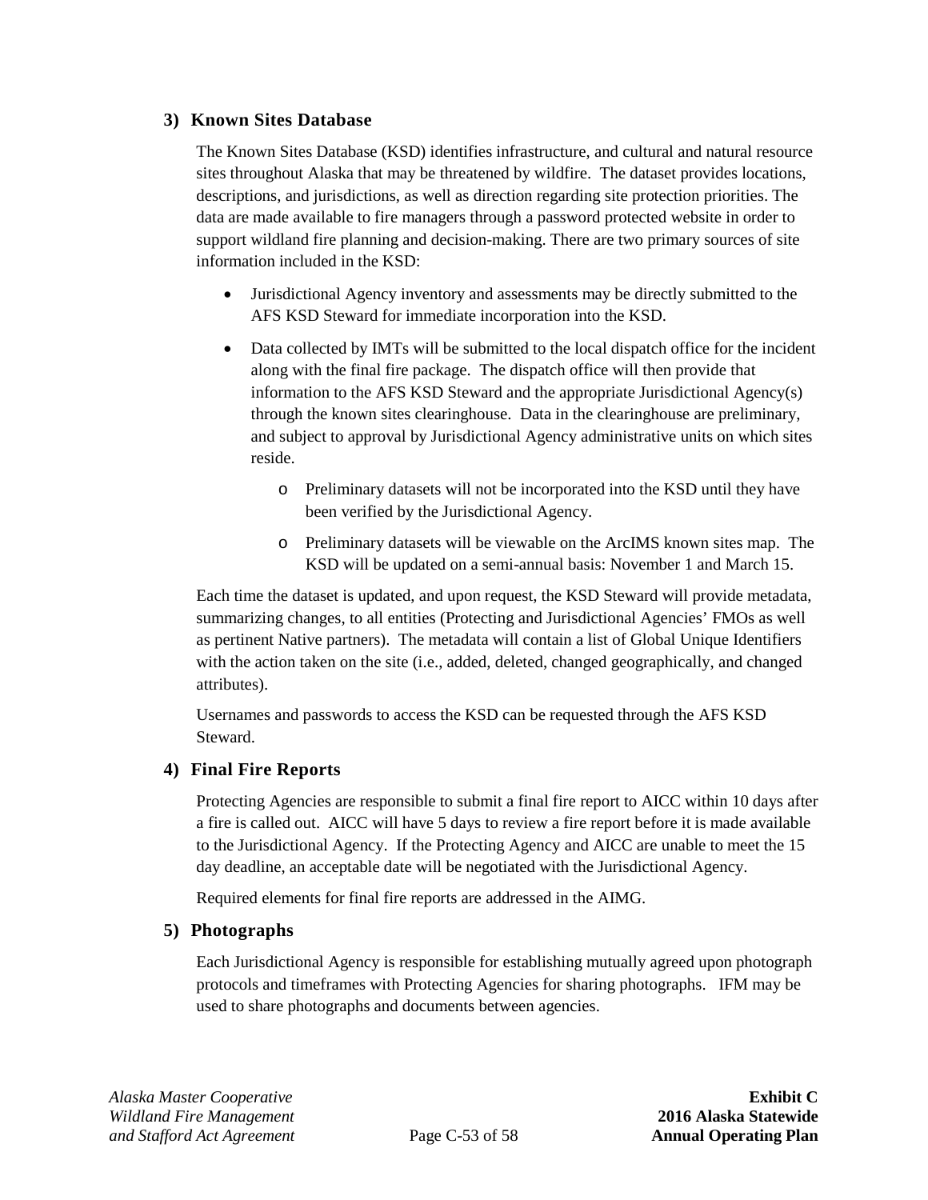### 3) Known Sites Database

The Known Sites Database (KSD) identifies infrastructure, and cultural and natural resource sites throughout Alaska that may be threatened by wildfire. The dataset provides locations, descriptions, and jurisdictions, as well as direction regarding site protection priorities. The data are made available to fire managers through a password protected website in order to support wildland fire planning and decision-making. There are two primary sources of site information included in the KSD:

- Jurisdictional Agency inventory and assessments may be directly submitted to the AFS KSD Steward for immediate incorporation into the KSD.
- Data collected by IMTs will be submitted to the local dispatch office for the incident along with the final fire package. The dispatch office will then provide that information to the AFS KSD Steward and the appropriate Jurisdictional Agency(s) through the known sites clearinghouse. Data in the clearinghouse are preliminary, and subject to approval by Jurisdictional Agency administrative units on which sites reside.
    - Preliminary datasets will not be incorporated into the KSD until they have been verified by the Jurisdictional Agency.
    - Preliminary datasets will be viewable on the ArcIMS known sites map. The KSD will be updated on a semi-annual basis: November 1 and March 15.

Each time the dataset is updated, and upon request, the KSD Steward will provide metadata, summarizing changes, to all entities (Protecting and Jurisdictional Agencies' FMOs as well as pertinent Native partners). The metadata will contain a list of Global Unique Identifiers with the action taken on the site (i.e., added, deleted, changed geographically, and changed attributes).

Usernames and passwords to access the KSD can be requested through the AFS KSD Steward.

### 4) Final Fire Reports

Protecting Agencies are responsible to submit a final fire report to AICC within 10 days after a fire is called out. AICC will have 5 days to review a fire report before it is made available to the Jurisdictional Agency. If the Protecting Agency and AICC are unable to meet the 15 day deadline, an acceptable date will be negotiated with the Jurisdictional Agency.

Required elements for final fire reports are addressed in the AIMG.

### 5) Photographs

Each Jurisdictional Agency is responsible for establishing mutually agreed upon photograph protocols and timeframes with Protecting Agencies for sharing photographs. IFM may be used to share photographs and documents between agencies.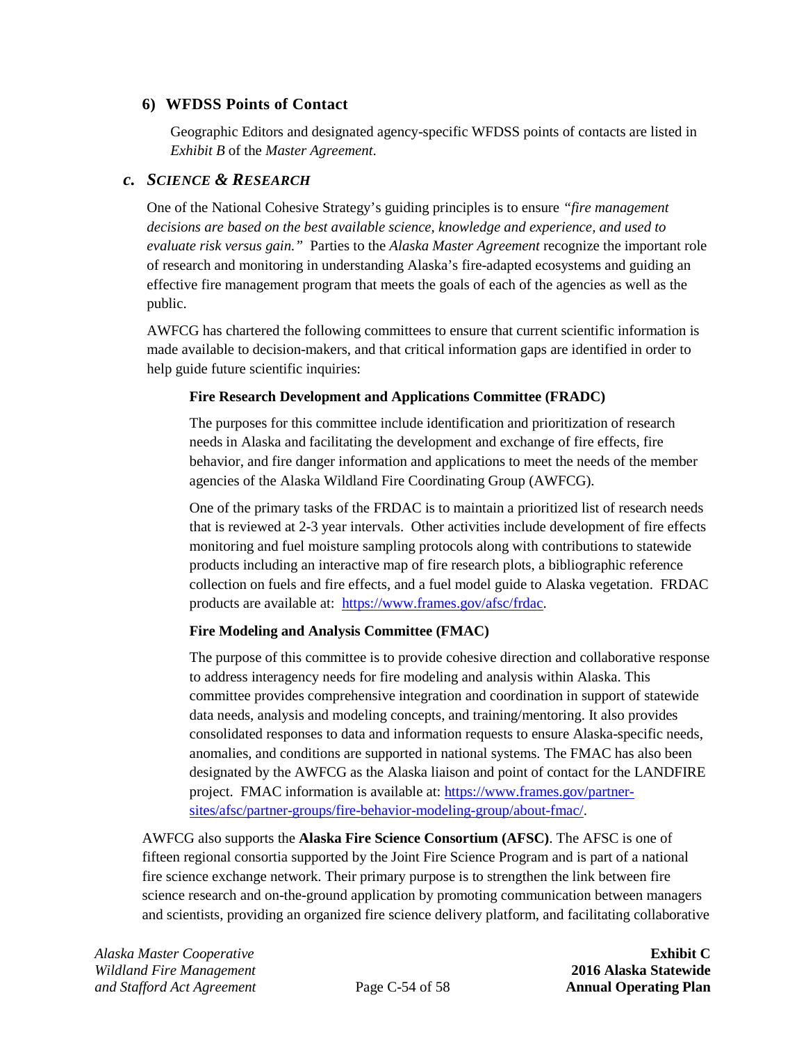### 6) WFDSS Points of Contact

Geographic Editors and designated agency-specific WFDSS points of contacts are listed in *Exhibit B* of the *Master Agreement*.

## *c. Science & Research*

One of the National Cohesive Strategy's guiding principles is to ensure *"fire management decisions are based on the best available science, knowledge and experience, and used to evaluate risk versus gain."* Parties to the *Alaska Master Agreement* recognize the important role of research and monitoring in understanding Alaska's fire-adapted ecosystems and guiding an effective fire management program that meets the goals of each of the agencies as well as the public.

AWFCG has chartered the following committees to ensure that current scientific information is made available to decision-makers, and that critical information gaps are identified in order to help guide future scientific inquiries:

**Fire Research Development and Applications Committee (FRADC)**

The purposes for this committee include identification and prioritization of research needs in Alaska and facilitating the development and exchange of fire effects, fire behavior, and fire danger information and applications to meet the needs of the member agencies of the Alaska Wildland Fire Coordinating Group (AWFCG).

One of the primary tasks of the FRDAC is to maintain a prioritized list of research needs that is reviewed at 2-3 year intervals. Other activities include development of fire effects monitoring and fuel moisture sampling protocols along with contributions to statewide products including an interactive map of fire research plots, a bibliographic reference collection on fuels and fire effects, and a fuel model guide to Alaska vegetation. FRDAC products are available at: [https://www.frames.gov/afsc/frdac](https://www.frames.gov/afsc/frdac).

**Fire Modeling and Analysis Committee (FMAC)**

The purpose of this committee is to provide cohesive direction and collaborative response to address interagency needs for fire modeling and analysis within Alaska. This committee provides comprehensive integration and coordination in support of statewide data needs, analysis and modeling concepts, and training/mentoring. It also provides consolidated responses to data and information requests to ensure Alaska-specific needs, anomalies, and conditions are supported in national systems. The FMAC has also been designated by the AWFCG as the Alaska liaison and point of contact for the LANDFIRE project. FMAC information is available at: [https://www.frames.gov/partner-sites/afsc/partner-groups/fire-behavior-modeling-group/about-fmac/](https://www.frames.gov/partner-sites/afsc/partner-groups/fire-behavior-modeling-group/about-fmac/).

AWFCG also supports the **Alaska Fire Science Consortium (AFSC)**. The AFSC is one of fifteen regional consortia supported by the Joint Fire Science Program and is part of a national fire science exchange network. Their primary purpose is to strengthen the link between fire science research and on-the-ground application by promoting communication between managers and scientists, providing an organized fire science delivery platform, and facilitating collaborative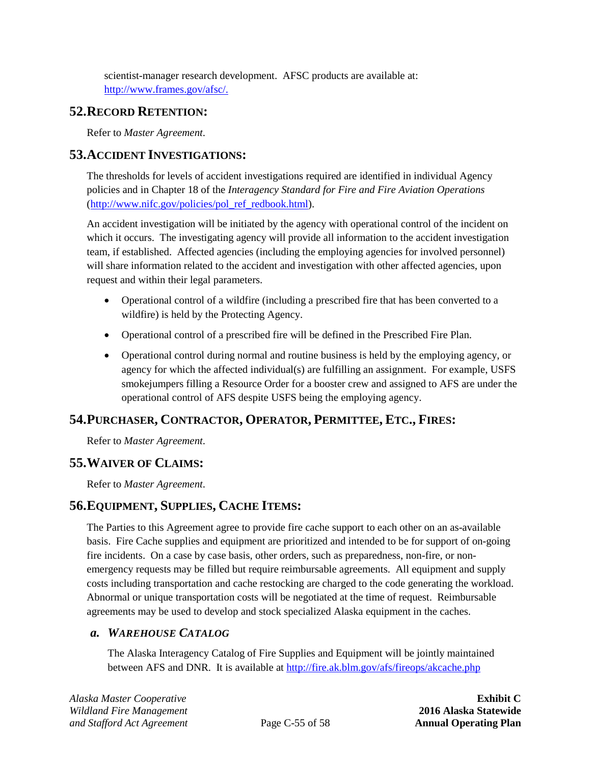scientist-manager research development. AFSC products are available at: http://www.frames.gov/afsc/.

## 52. RECORD RETENTION:

Refer to *Master Agreement*.

## 53. ACCIDENT INVESTIGATIONS:

The thresholds for levels of accident investigations required are identified in individual Agency policies and in Chapter 18 of the *Interagency Standard for Fire and Fire Aviation Operations* (http://www.nifc.gov/policies/pol_ref_redbook.html).

An accident investigation will be initiated by the agency with operational control of the incident on which it occurs. The investigating agency will provide all information to the accident investigation team, if established. Affected agencies (including the employing agencies for involved personnel) will share information related to the accident and investigation with other affected agencies, upon request and within their legal parameters.

- Operational control of a wildfire (including a prescribed fire that has been converted to a wildfire) is held by the Protecting Agency.
- Operational control of a prescribed fire will be defined in the Prescribed Fire Plan.
- Operational control during normal and routine business is held by the employing agency, or agency for which the affected individual(s) are fulfilling an assignment. For example, USFS smokejumpers filling a Resource Order for a booster crew and assigned to AFS are under the operational control of AFS despite USFS being the employing agency.

## 54. PURCHASER, CONTRACTOR, OPERATOR, PERMITTEE, ETC., FIRES:

Refer to *Master Agreement*.

## 55. WAIVER OF CLAIMS:

Refer to *Master Agreement*.

## 56. EQUIPMENT, SUPPLIES, CACHE ITEMS:

The Parties to this Agreement agree to provide fire cache support to each other on an as-available basis. Fire Cache supplies and equipment are prioritized and intended to be for support of on-going fire incidents. On a case by case basis, other orders, such as preparedness, non-fire, or non-emergency requests may be filled but require reimbursable agreements. All equipment and supply costs including transportation and cache restocking are charged to the code generating the workload. Abnormal or unique transportation costs will be negotiated at the time of request. Reimbursable agreements may be used to develop and stock specialized Alaska equipment in the caches.

### *a. WAREHOUSE CATALOG*

The Alaska Interagency Catalog of Fire Supplies and Equipment will be jointly maintained between AFS and DNR. It is available at http://fire.ak.blm.gov/afs/fireops/akcache.php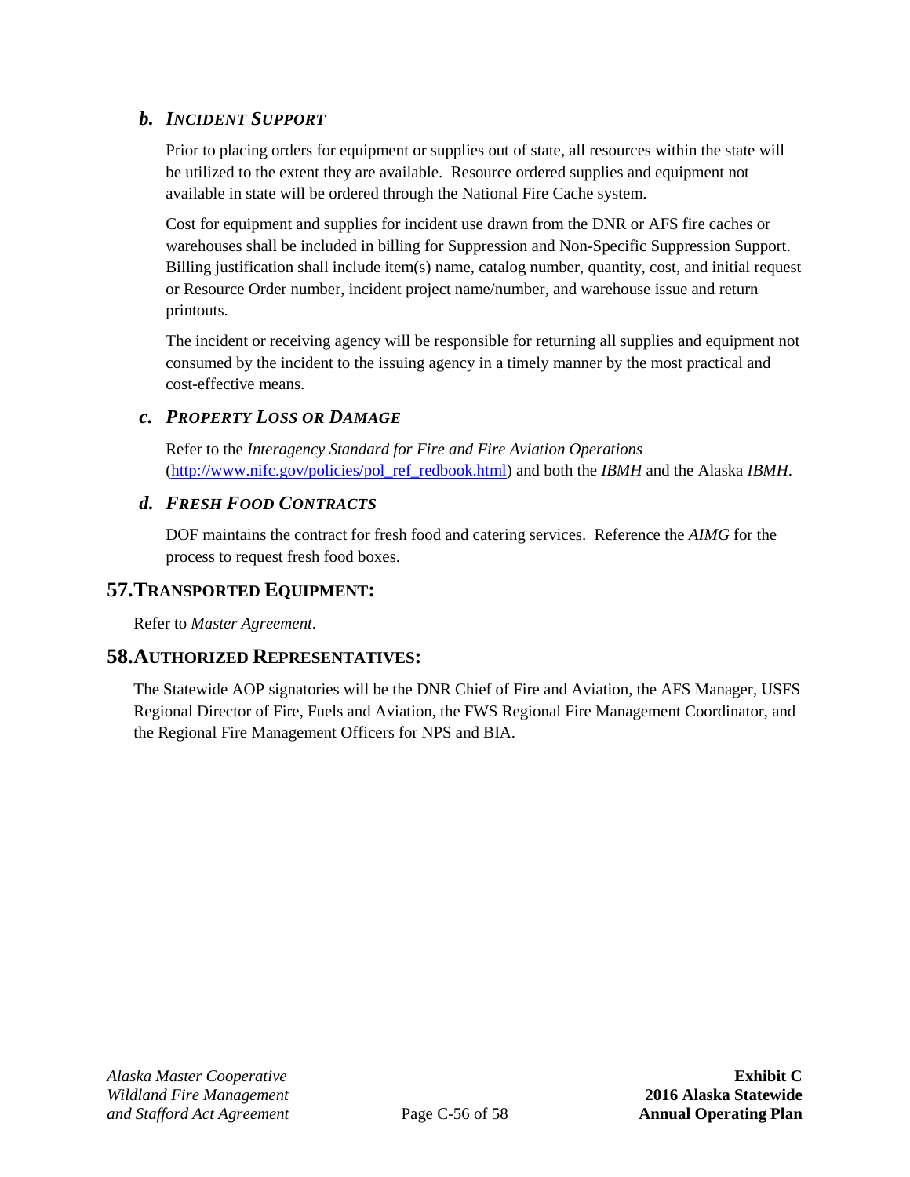### *b. Incident Support*

Prior to placing orders for equipment or supplies out of state, all resources within the state will be utilized to the extent they are available. Resource ordered supplies and equipment not available in state will be ordered through the National Fire Cache system.

Cost for equipment and supplies for incident use drawn from the DNR or AFS fire caches or warehouses shall be included in billing for Suppression and Non-Specific Suppression Support. Billing justification shall include item(s) name, catalog number, quantity, cost, and initial request or Resource Order number, incident project name/number, and warehouse issue and return printouts.

The incident or receiving agency will be responsible for returning all supplies and equipment not consumed by the incident to the issuing agency in a timely manner by the most practical and cost-effective means.

### *c. Property Loss or Damage*

Refer to the *Interagency Standard for Fire and Fire Aviation Operations* (http://www.nifc.gov/policies/pol_ref_redbook.html) and both the *IBMH* and the Alaska *IBMH*.

### *d. Fresh Food Contracts*

DOF maintains the contract for fresh food and catering services. Reference the *AIMG* for the process to request fresh food boxes.

## 57. Transported Equipment:

Refer to *Master Agreement*.

## 58. Authorized Representatives:

The Statewide AOP signatories will be the DNR Chief of Fire and Aviation, the AFS Manager, USFS Regional Director of Fire, Fuels and Aviation, the FWS Regional Fire Management Coordinator, and the Regional Fire Management Officers for NPS and BIA.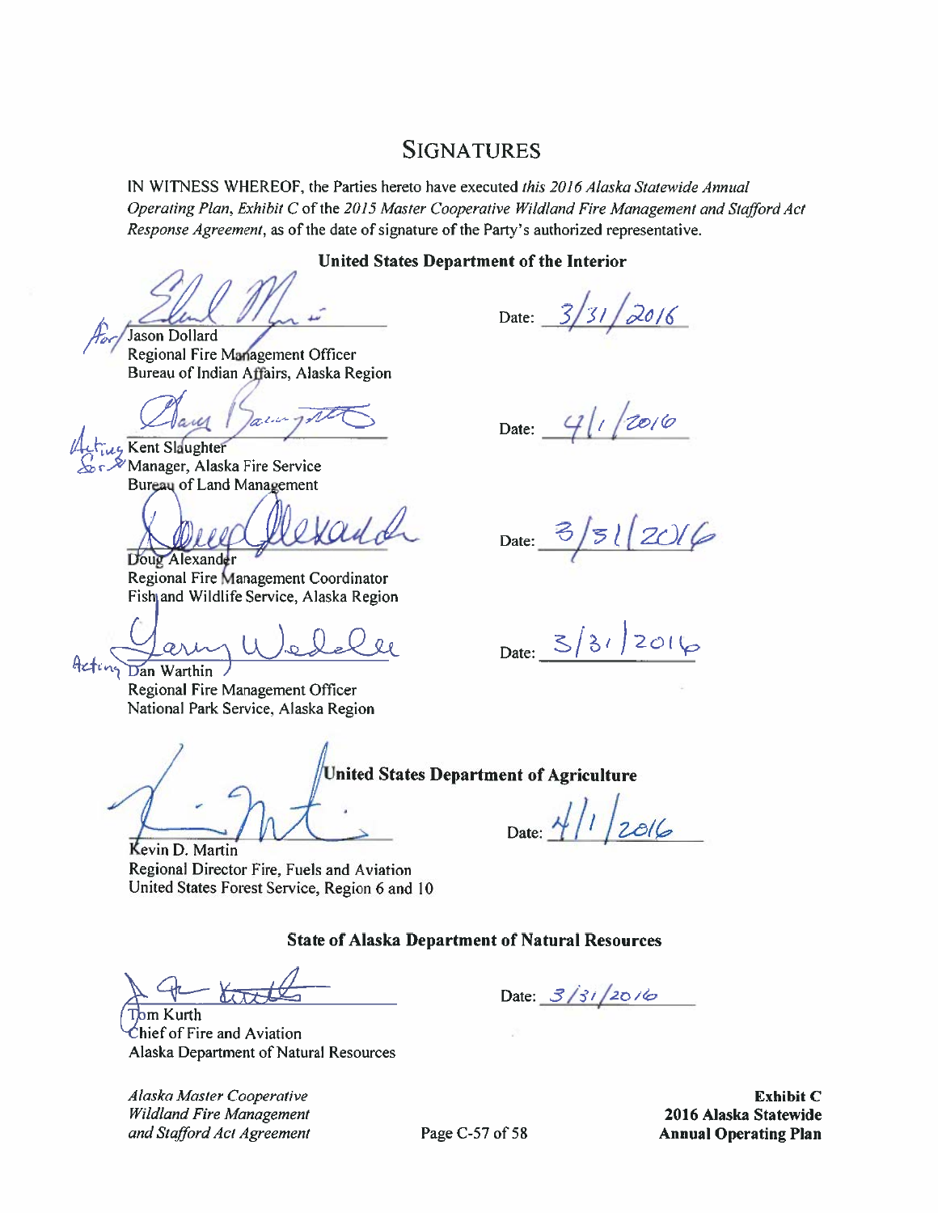# SIGNATURES

IN WITNESS WHEREOF, the Parties hereto have executed *this 2016 Alaska Statewide Annual Operating Plan, Exhibit C* of the *2015 Master Cooperative Wildland Fire Management and Stafford Act Response Agreement*, as of the date of signature of the Party's authorized representative.

**United States Department of the Interior**

For Jason Dollard
Regional Fire Management Officer
Bureau of Indian Affairs, Alaska Region

Date: 3/31/2016

Acting for Kent Slaughter
Manager, Alaska Fire Service
Bureau of Land Management

Date: 4/1/2016

Doug Alexander
Regional Fire Management Coordinator
Fish and Wildlife Service, Alaska Region

Date: 3/31/2016

Acting Dan Warthin
Regional Fire Management Officer
National Park Service, Alaska Region

Date: 3/31/2016

**United States Department of Agriculture**

Kevin D. Martin
Regional Director Fire, Fuels and Aviation
United States Forest Service, Region 6 and 10

Date: 4/1/2016

**State of Alaska Department of Natural Resources**

Tom Kurth
Chief of Fire and Aviation
Alaska Department of Natural Resources

Date: 3/31/2016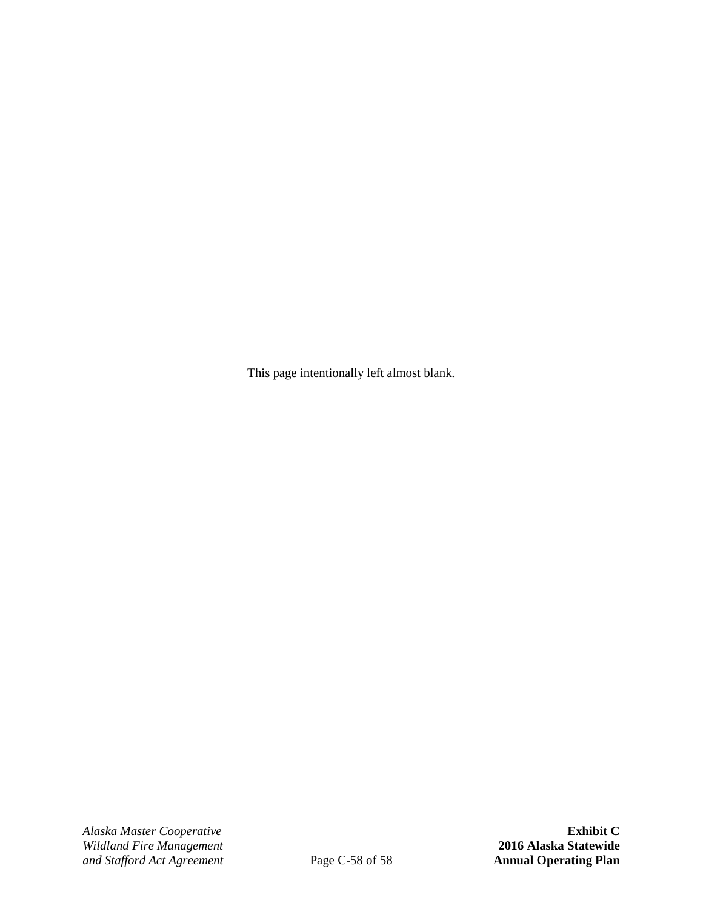This page intentionally left almost blank.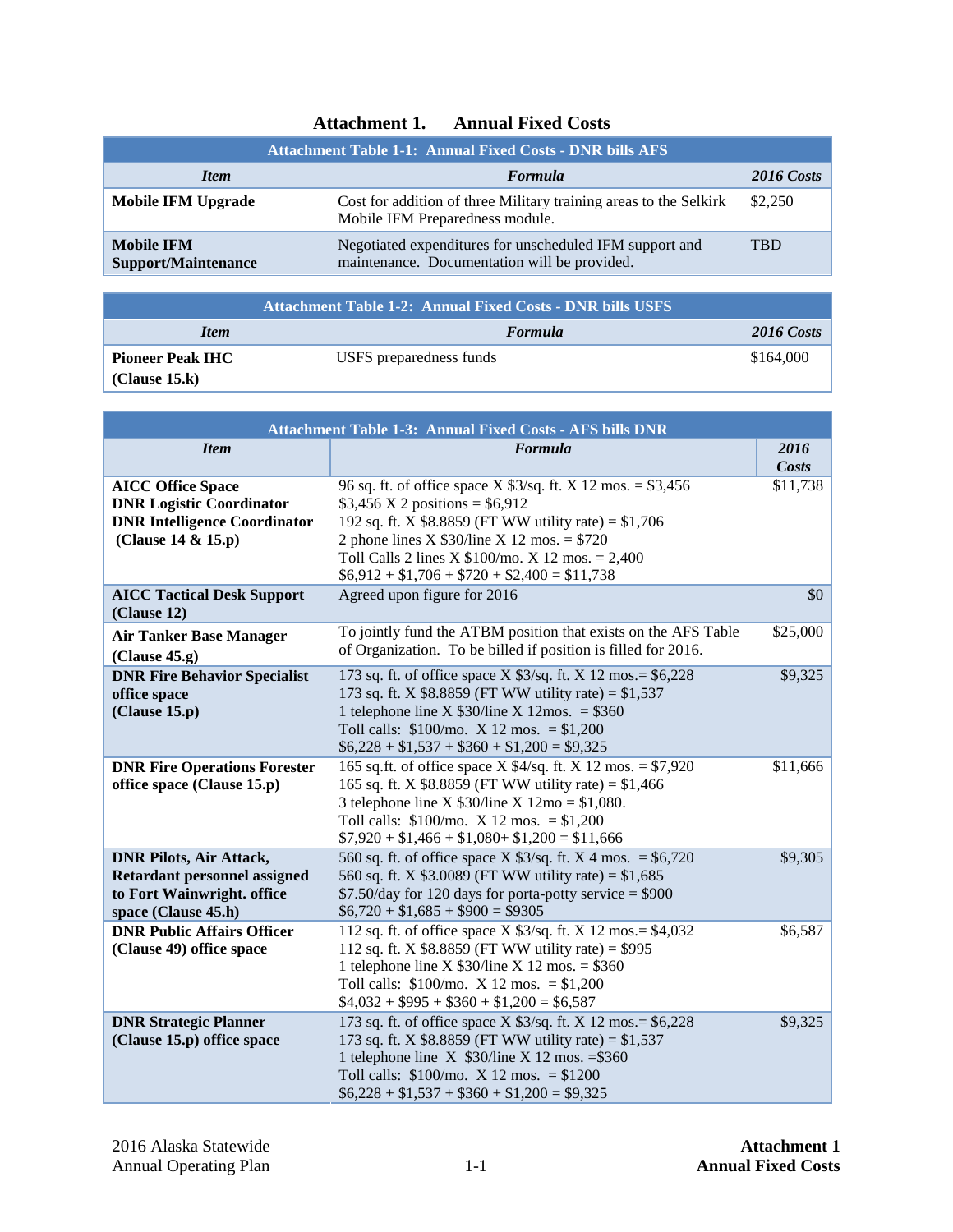# Attachment 1. Annual Fixed Costs

| Attachment Table 1-1: Annual Fixed Costs - DNR bills AFS | | |
|---|---|---|
| ***Item*** | ***Formula*** | ***2016 Costs*** |
| **Mobile IFM Upgrade** | Cost for addition of three Military training areas to the Selkirk Mobile IFM Preparedness module. | $2,250 |
| **Mobile IFM Support/Maintenance** | Negotiated expenditures for unscheduled IFM support and maintenance. Documentation will be provided. | TBD |

| Attachment Table 1-2: Annual Fixed Costs - DNR bills USFS | | |
|---|---|---|
| ***Item*** | ***Formula*** | ***2016 Costs*** |
| **Pioneer Peak IHC (Clause 15.k)** | USFS preparedness funds | $164,000 |

| Attachment Table 1-3: Annual Fixed Costs - AFS bills DNR | | |
|---|---|---|
| ***Item*** | ***Formula*** | ***2016 Costs*** |
| **AICC Office Space DNR Logistic Coordinator DNR Intelligence Coordinator (Clause 14 & 15.p)** | 96 sq. ft. of office space X $3/sq. ft. X 12 mos. = $3,456<br>$3,456 X 2 positions = $6,912<br>192 sq. ft. X $8.8859 (FT WW utility rate) = $1,706<br>2 phone lines X $30/line X 12 mos. = $720<br>Toll Calls 2 lines X $100/mo. X 12 mos. = 2,400<br>$6,912 + $1,706 + $720 + $2,400 = $11,738 | $11,738 |
| **AICC Tactical Desk Support (Clause 12)** | Agreed upon figure for 2016 | $0 |
| **Air Tanker Base Manager (Clause 45.g)** | To jointly fund the ATBM position that exists on the AFS Table of Organization. To be billed if position is filled for 2016. | $25,000 |
| **DNR Fire Behavior Specialist office space (Clause 15.p)** | 173 sq. ft. of office space X $3/sq. ft. X 12 mos.= $6,228<br>173 sq. ft. X $8.8859 (FT WW utility rate) = $1,537<br>1 telephone line X $30/line X 12mos. = $360<br>Toll calls: $100/mo. X 12 mos. = $1,200<br>$6,228 + $1,537 + $360 + $1,200 = $9,325 | $9,325 |
| **DNR Fire Operations Forester office space (Clause 15.p)** | 165 sq.ft. of office space X $4/sq. ft. X 12 mos. = $7,920<br>165 sq. ft. X $8.8859 (FT WW utility rate) = $1,466<br>3 telephone line X $30/line X 12mo = $1,080.<br>Toll calls: $100/mo. X 12 mos. = $1,200<br>$7,920 + $1,466 + $1,080+ $1,200 = $11,666 | $11,666 |
| **DNR Pilots, Air Attack, Retardant personnel assigned to Fort Wainwright. office space (Clause 45.h)** | 560 sq. ft. of office space X $3/sq. ft. X 4 mos. = $6,720<br>560 sq. ft. X $3.0089 (FT WW utility rate) = $1,685<br>$7.50/day for 120 days for porta-potty service = $900<br>$6,720 + $1,685 + $900 = $9305 | $9,305 |
| **DNR Public Affairs Officer (Clause 49) office space** | 112 sq. ft. of office space X $3/sq. ft. X 12 mos.= $4,032<br>112 sq. ft. X $8.8859 (FT WW utility rate) = $995<br>1 telephone line X $30/line X 12 mos. = $360<br>Toll calls: $100/mo. X 12 mos. = $1,200<br>$4,032 + $995 + $360 + $1,200 = $6,587 | $6,587 |
| **DNR Strategic Planner (Clause 15.p) office space** | 173 sq. ft. of office space X $3/sq. ft. X 12 mos.= $6,228<br>173 sq. ft. X $8.8859 (FT WW utility rate) = $1,537<br>1 telephone line X $30/line X 12 mos. =$360<br>Toll calls: $100/mo. X 12 mos. = $1200<br>$6,228 + $1,537 + $360 + $1,200 = $9,325 | $9,325 |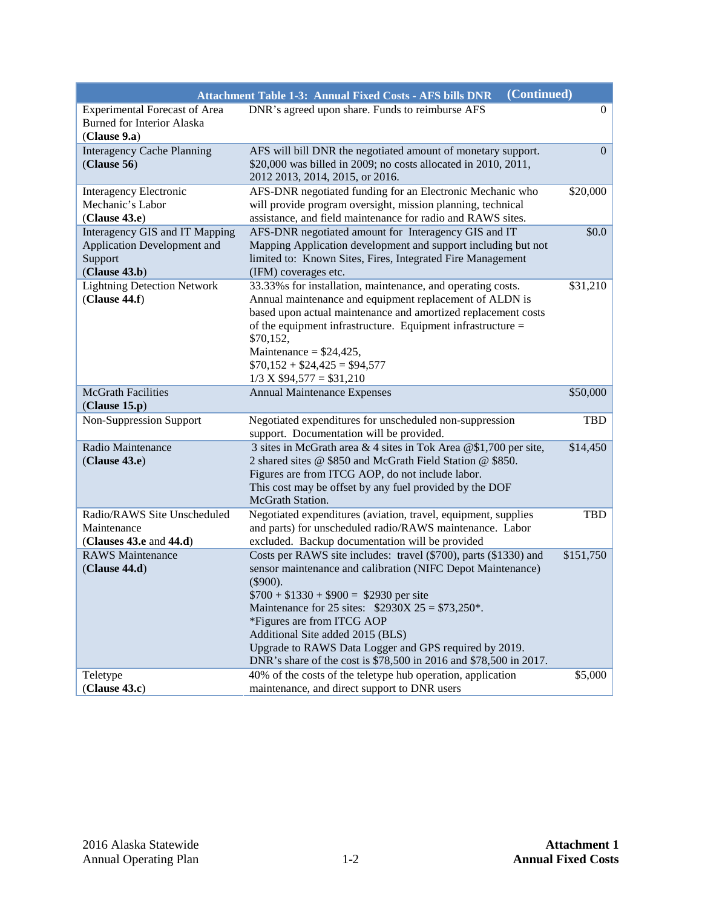| Attachment Table 1-3: Annual Fixed Costs - AFS bills DNR (Continued) | | |
|---|---|---|
| Experimental Forecast of Area Burned for Interior Alaska (**Clause 9.a**) | DNR's agreed upon share. Funds to reimburse AFS | 0 |
| Interagency Cache Planning (**Clause 56**) | AFS will bill DNR the negotiated amount of monetary support. \$20,000 was billed in 2009; no costs allocated in 2010, 2011, 2012 2013, 2014, 2015, or 2016. | 0 |
| Interagency Electronic Mechanic's Labor (**Clause 43.e**) | AFS-DNR negotiated funding for an Electronic Mechanic who will provide program oversight, mission planning, technical assistance, and field maintenance for radio and RAWS sites. | \$20,000 |
| Interagency GIS and IT Mapping Application Development and Support (**Clause 43.b**) | AFS-DNR negotiated amount for Interagency GIS and IT Mapping Application development and support including but not limited to: Known Sites, Fires, Integrated Fire Management (IFM) coverages etc. | \$0.0 |
| Lightning Detection Network (**Clause 44.f**) | 33.33%s for installation, maintenance, and operating costs. Annual maintenance and equipment replacement of ALDN is based upon actual maintenance and amortized replacement costs of the equipment infrastructure. Equipment infrastructure = \$70,152,<br>Maintenance = \$24,425,<br>\$70,152 + \$24,425 = \$94,577<br>1/3 X \$94,577 = \$31,210 | \$31,210 |
| McGrath Facilities (**Clause 15.p**) | Annual Maintenance Expenses | \$50,000 |
| Non-Suppression Support | Negotiated expenditures for unscheduled non-suppression support. Documentation will be provided. | TBD |
| Radio Maintenance (**Clause 43.e**) | 3 sites in McGrath area & 4 sites in Tok Area @\$1,700 per site, 2 shared sites @ \$850 and McGrath Field Station @ \$850.<br>Figures are from ITCG AOP, do not include labor.<br>This cost may be offset by any fuel provided by the DOF McGrath Station. | \$14,450 |
| Radio/RAWS Site Unscheduled Maintenance (**Clauses 43.e** and **44.d**) | Negotiated expenditures (aviation, travel, equipment, supplies and parts) for unscheduled radio/RAWS maintenance. Labor excluded. Backup documentation will be provided | TBD |
| RAWS Maintenance (**Clause 44.d**) | Costs per RAWS site includes: travel (\$700), parts (\$1330) and sensor maintenance and calibration (NIFC Depot Maintenance) (\$900).<br>\$700 + \$1330 + \$900 = \$2930 per site<br>Maintenance for 25 sites: \$2930X 25 = \$73,250*.<br>*Figures are from ITCG AOP<br>Additional Site added 2015 (BLS)<br>Upgrade to RAWS Data Logger and GPS required by 2019.<br>DNR's share of the cost is \$78,500 in 2016 and \$78,500 in 2017. | \$151,750 |
| Teletype (**Clause 43.c**) | 40% of the costs of the teletype hub operation, application maintenance, and direct support to DNR users | \$5,000 |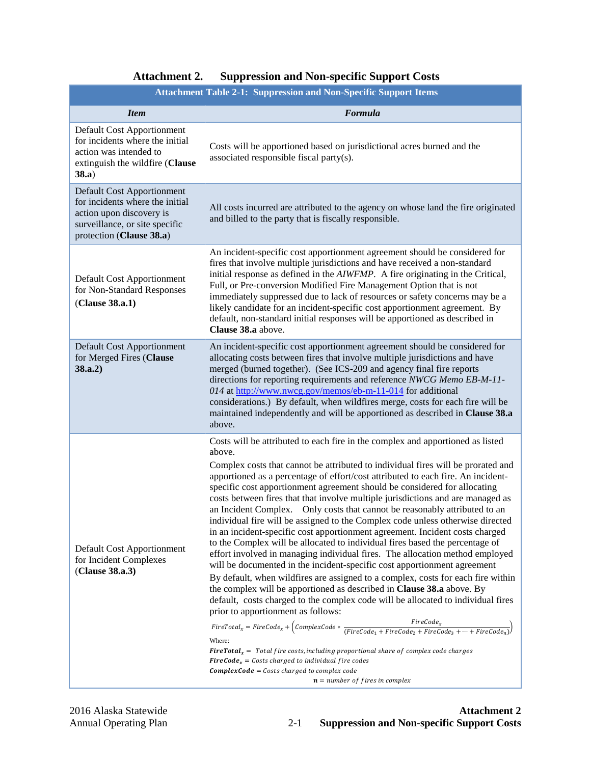# Attachment 2. Suppression and Non-specific Support Costs

**Attachment Table 2-1: Suppression and Non-Specific Support Items**

| *Item* | *Formula* |
|---|---|
| Default Cost Apportionment for incidents where the initial action was intended to extinguish the wildfire (**Clause 38.a**) | Costs will be apportioned based on jurisdictional acres burned and the associated responsible fiscal party(s). |
| Default Cost Apportionment for incidents where the initial action upon discovery is surveillance, or site specific protection (**Clause 38.a**) | All costs incurred are attributed to the agency on whose land the fire originated and billed to the party that is fiscally responsible. |
| Default Cost Apportionment for Non-Standard Responses (**Clause 38.a.1**) | An incident-specific cost apportionment agreement should be considered for fires that involve multiple jurisdictions and have received a non-standard initial response as defined in the *AIWFMP*. A fire originating in the Critical, Full, or Pre-conversion Modified Fire Management Option that is not immediately suppressed due to lack of resources or safety concerns may be a likely candidate for an incident-specific cost apportionment agreement. By default, non-standard initial responses will be apportioned as described in **Clause 38.a** above. |
| Default Cost Apportionment for Merged Fires (**Clause 38.a.2)** | An incident-specific cost apportionment agreement should be considered for allocating costs between fires that involve multiple jurisdictions and have merged (burned together). (See ICS-209 and agency final fire reports directions for reporting requirements and reference *NWCG Memo EB-M-11-014* at http://www.nwcg.gov/memos/eb-m-11-014 for additional considerations.) By default, when wildfires merge, costs for each fire will be maintained independently and will be apportioned as described in **Clause 38.a** above. |
| Default Cost Apportionment for Incident Complexes (**Clause 38.a.3)** | Costs will be attributed to each fire in the complex and apportioned as listed above.<br><br>Complex costs that cannot be attributed to individual fires will be prorated and apportioned as a percentage of effort/cost attributed to each fire. An incident-specific cost apportionment agreement should be considered for allocating costs between fires that that involve multiple jurisdictions and are managed as an Incident Complex. Only costs that cannot be reasonably attributed to an individual fire will be assigned to the Complex code unless otherwise directed in an incident-specific cost apportionment agreement. Incident costs charged to the Complex will be allocated to individual fires based the percentage of effort involved in managing individual fires. The allocation method employed will be documented in the incident-specific cost apportionment agreement<br><br>By default, when wildfires are assigned to a complex, costs for each fire within the complex will be apportioned as described in **Clause 38.a** above. By default, costs charged to the complex code will be allocated to individual fires prior to apportionment as follows:<br><br>$FireTotal_x = FireCode_x + \left(ComplexCode * \frac{FireCode_x}{(FireCode_1 + FireCode_2 + FireCode_3 + \cdots + FireCode_n)}\right)$<br><br>Where:<br>$\boldsymbol{FireTotal_x} =$ *Total fire costs, including proportional share of complex code charges*<br>$\boldsymbol{FireCode_x} =$ *Costs charged to individual fire codes*<br>$\boldsymbol{ComplexCode} =$ *Costs charged to complex code*<br>$\boldsymbol{n} =$ *number of fires in complex* |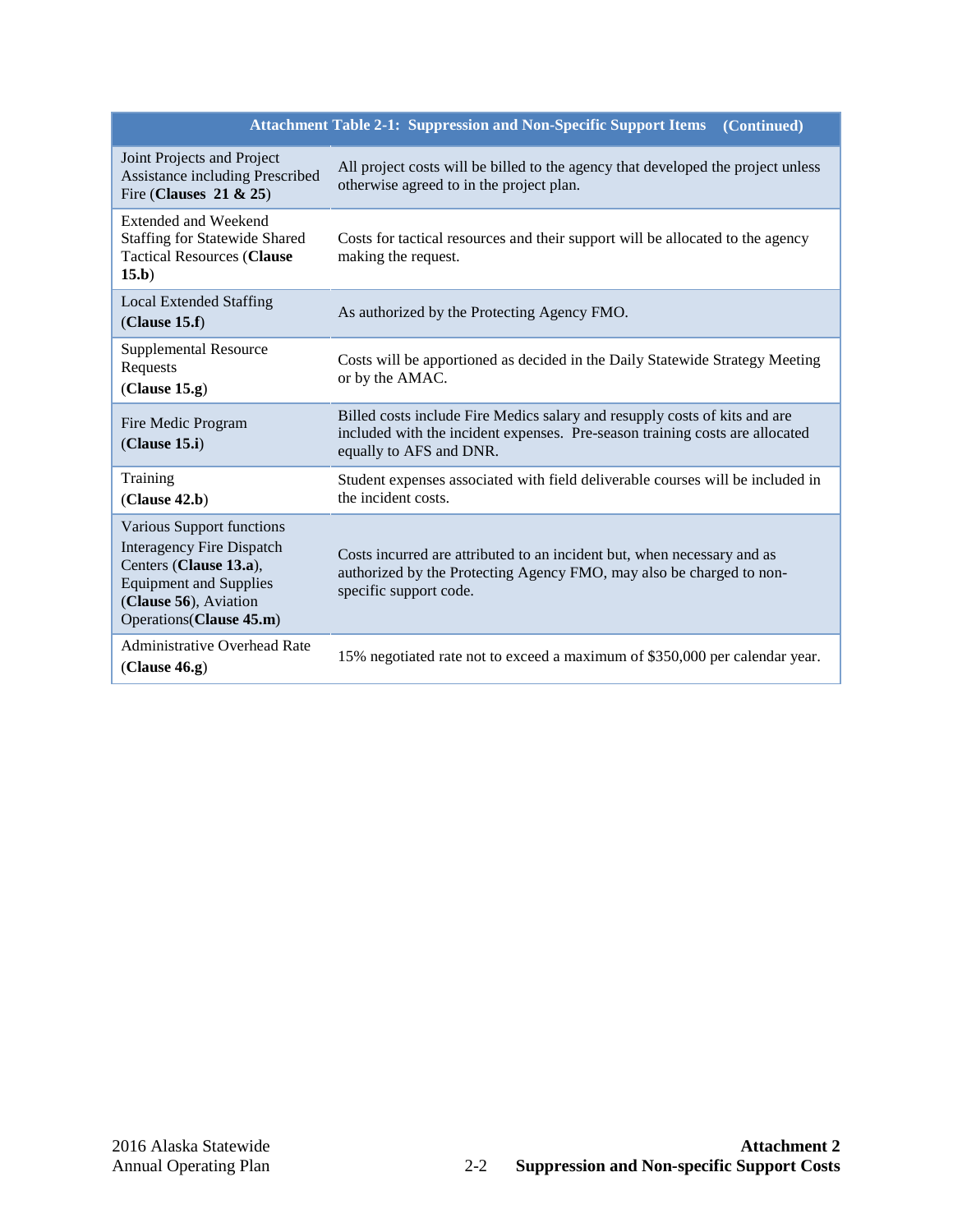| Attachment Table 2-1: Suppression and Non-Specific Support Items (Continued) | |
|---|---|
| Joint Projects and Project Assistance including Prescribed Fire (**Clauses 21 & 25**) | All project costs will be billed to the agency that developed the project unless otherwise agreed to in the project plan. |
| Extended and Weekend Staffing for Statewide Shared Tactical Resources (**Clause 15.b**) | Costs for tactical resources and their support will be allocated to the agency making the request. |
| Local Extended Staffing (**Clause 15.f**) | As authorized by the Protecting Agency FMO. |
| Supplemental Resource Requests (**Clause 15.g**) | Costs will be apportioned as decided in the Daily Statewide Strategy Meeting or by the AMAC. |
| Fire Medic Program (**Clause 15.i**) | Billed costs include Fire Medics salary and resupply costs of kits and are included with the incident expenses. Pre-season training costs are allocated equally to AFS and DNR. |
| Training (**Clause 42.b**) | Student expenses associated with field deliverable courses will be included in the incident costs. |
| Various Support functions Interagency Fire Dispatch Centers (**Clause 13.a**), Equipment and Supplies (**Clause 56**), Aviation Operations(**Clause 45.m**) | Costs incurred are attributed to an incident but, when necessary and as authorized by the Protecting Agency FMO, may also be charged to non-specific support code. |
| Administrative Overhead Rate (**Clause 46.g**) | 15% negotiated rate not to exceed a maximum of $350,000 per calendar year. |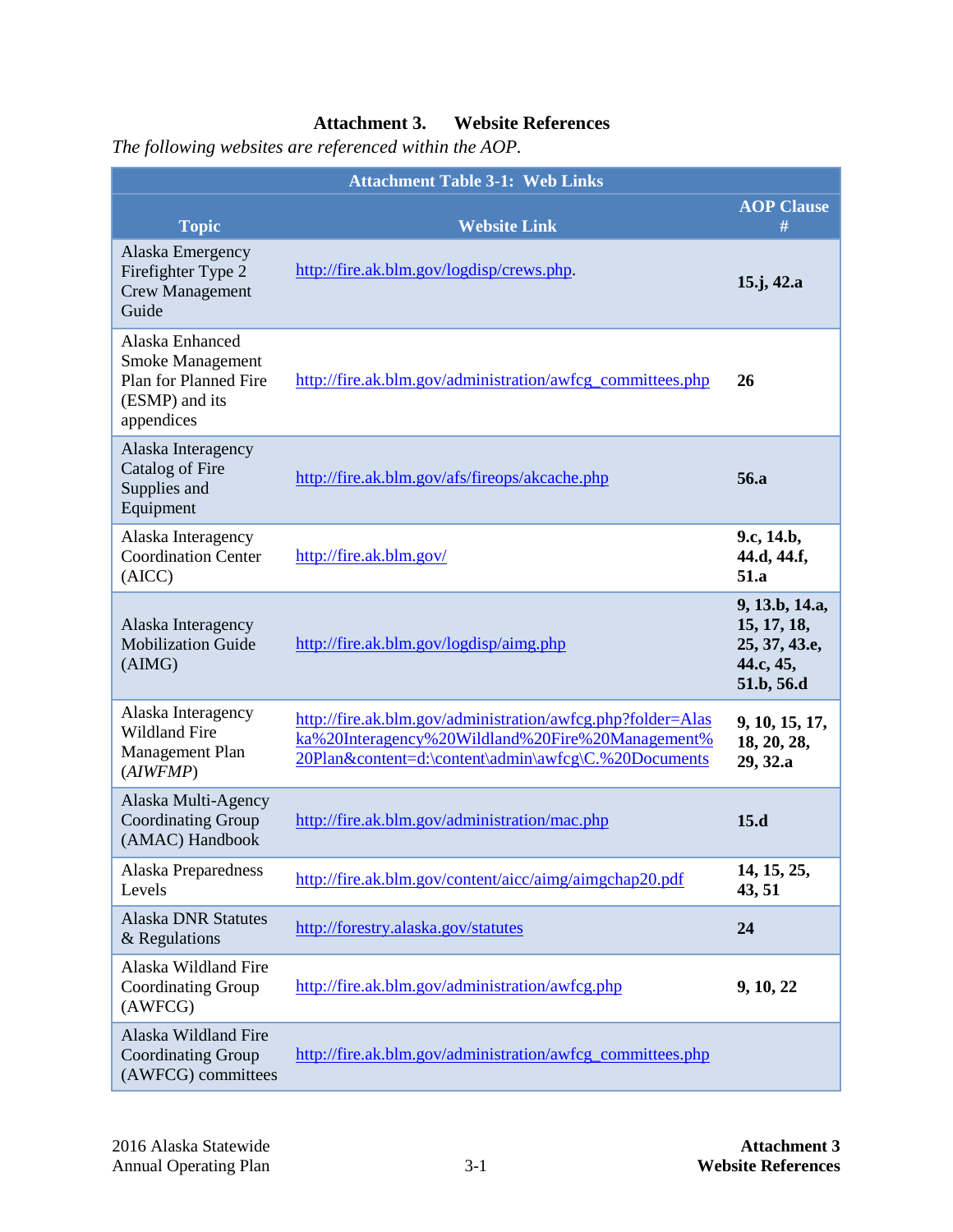# Attachment 3. Website References

*The following websites are referenced within the AOP.*

| Attachment Table 3-1: Web Links | | |
|---|---|---|
| **Topic** | **Website Link** | **AOP Clause #** |
| Alaska Emergency Firefighter Type 2 Crew Management Guide | http://fire.ak.blm.gov/logdisp/crews.php. | **15.j, 42.a** |
| Alaska Enhanced Smoke Management Plan for Planned Fire (ESMP) and its appendices | http://fire.ak.blm.gov/administration/awfcg_committees.php | **26** |
| Alaska Interagency Catalog of Fire Supplies and Equipment | http://fire.ak.blm.gov/afs/fireops/akcache.php | **56.a** |
| Alaska Interagency Coordination Center (AICC) | http://fire.ak.blm.gov/ | **9.c, 14.b, 44.d, 44.f, 51.a** |
| Alaska Interagency Mobilization Guide (AIMG) | http://fire.ak.blm.gov/logdisp/aimg.php | **9, 13.b, 14.a, 15, 17, 18, 25, 37, 43.e, 44.c, 45, 51.b, 56.d** |
| Alaska Interagency Wildland Fire Management Plan (*AIWFMP*) | http://fire.ak.blm.gov/administration/awfcg.php?folder=Alaska%20Interagency%20Wildland%20Fire%20Management%20Plan&content=d:\content\admin\awfcg\C.%20Documents | **9, 10, 15, 17, 18, 20, 28, 29, 32.a** |
| Alaska Multi-Agency Coordinating Group (AMAC) Handbook | http://fire.ak.blm.gov/administration/mac.php | **15.d** |
| Alaska Preparedness Levels | http://fire.ak.blm.gov/content/aicc/aimg/aimgchap20.pdf | **14, 15, 25, 43, 51** |
| Alaska DNR Statutes & Regulations | http://forestry.alaska.gov/statutes | **24** |
| Alaska Wildland Fire Coordinating Group (AWFCG) | http://fire.ak.blm.gov/administration/awfcg.php | **9, 10, 22** |
| Alaska Wildland Fire Coordinating Group (AWFCG) committees | http://fire.ak.blm.gov/administration/awfcg_committees.php | |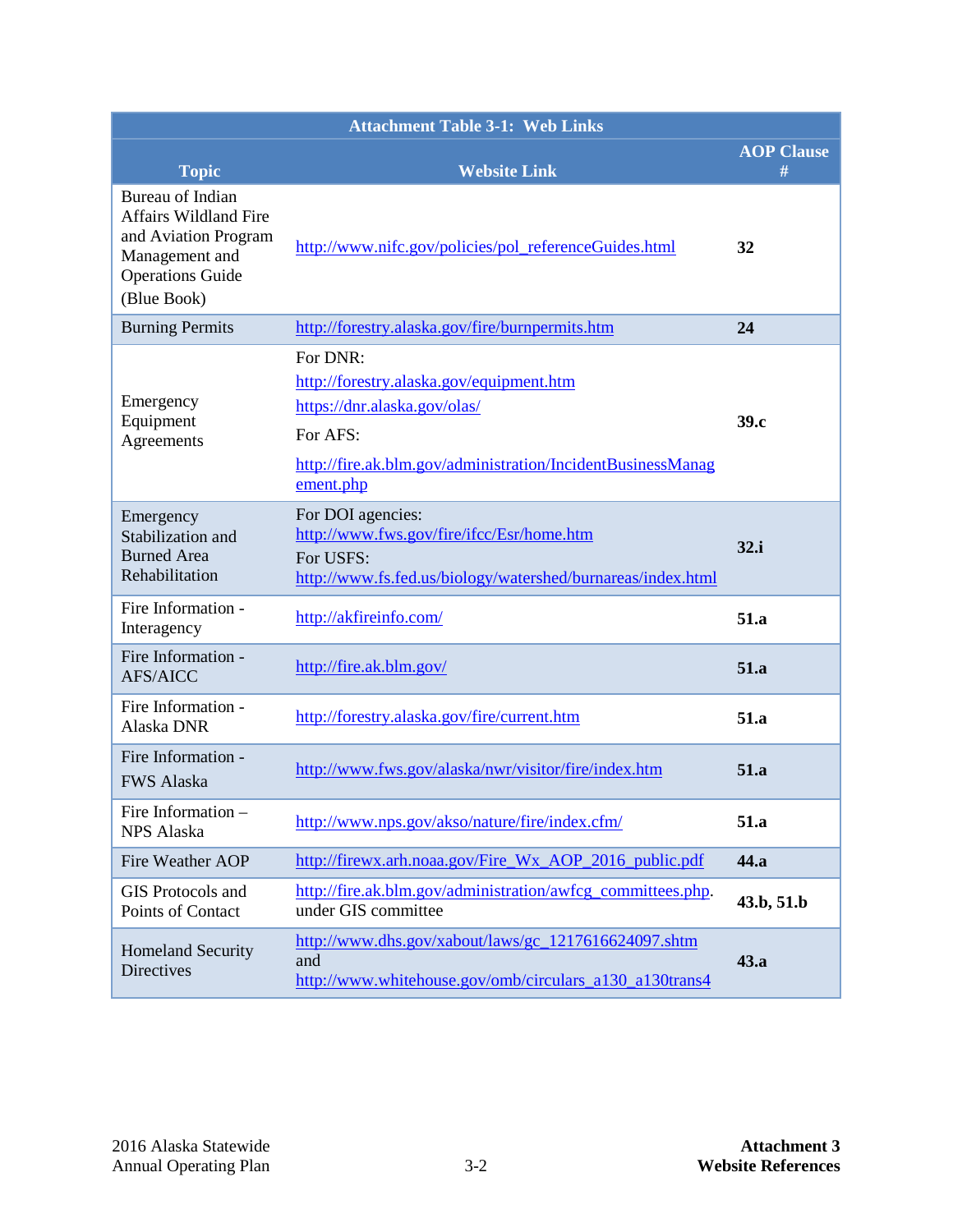| Attachment Table 3-1: Web Links | | |
|---|---|---|
| **Topic** | **Website Link** | **AOP Clause #** |
| Bureau of Indian Affairs Wildland Fire and Aviation Program Management and Operations Guide (Blue Book) | http://www.nifc.gov/policies/pol_referenceGuides.html | **32** |
| Burning Permits | http://forestry.alaska.gov/fire/burnpermits.htm | **24** |
| Emergency Equipment Agreements | For DNR:<br>http://forestry.alaska.gov/equipment.htm<br>https://dnr.alaska.gov/olas/<br>For AFS:<br>http://fire.ak.blm.gov/administration/IncidentBusinessManagement.php | **39.c** |
| Emergency Stabilization and Burned Area Rehabilitation | For DOI agencies:<br>http://www.fws.gov/fire/ifcc/Esr/home.htm<br>For USFS:<br>http://www.fs.fed.us/biology/watershed/burnareas/index.html | **32.i** |
| Fire Information - Interagency | http://akfireinfo.com/ | **51.a** |
| Fire Information - AFS/AICC | http://fire.ak.blm.gov/ | **51.a** |
| Fire Information - Alaska DNR | http://forestry.alaska.gov/fire/current.htm | **51.a** |
| Fire Information - FWS Alaska | http://www.fws.gov/alaska/nwr/visitor/fire/index.htm | **51.a** |
| Fire Information – NPS Alaska | http://www.nps.gov/akso/nature/fire/index.cfm/ | **51.a** |
| Fire Weather AOP | http://firewx.arh.noaa.gov/Fire_Wx_AOP_2016_public.pdf | **44.a** |
| GIS Protocols and Points of Contact | http://fire.ak.blm.gov/administration/awfcg_committees.php. under GIS committee | **43.b, 51.b** |
| Homeland Security Directives | http://www.dhs.gov/xabout/laws/gc_1217616624097.shtm and http://www.whitehouse.gov/omb/circulars_a130_a130trans4 | **43.a** |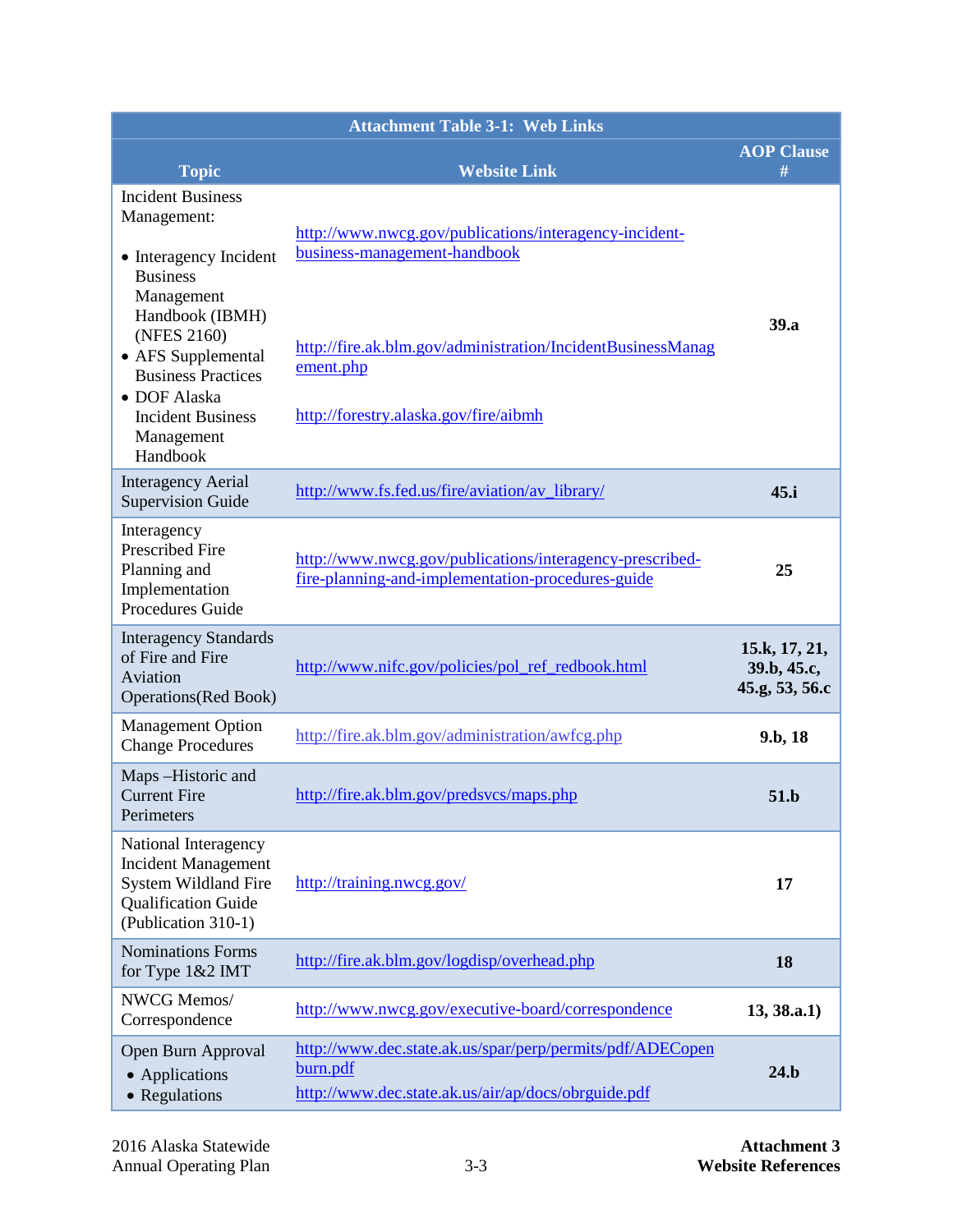| Attachment Table 3-1: Web Links | | |
|---|---|---|
| **Topic** | **Website Link** | **AOP Clause #** |
| Incident Business Management:<br>• Interagency Incident Business Management Handbook (IBMH) (NFES 2160)<br>• AFS Supplemental Business Practices<br>• DOF Alaska Incident Business Management Handbook | http://www.nwcg.gov/publications/interagency-incident-business-management-handbook<br><br>http://fire.ak.blm.gov/administration/IncidentBusinessManagement.php<br><br>http://forestry.alaska.gov/fire/aibmh | **39.a** |
| Interagency Aerial Supervision Guide | http://www.fs.fed.us/fire/aviation/av_library/ | **45.i** |
| Interagency Prescribed Fire Planning and Implementation Procedures Guide | http://www.nwcg.gov/publications/interagency-prescribed-fire-planning-and-implementation-procedures-guide | **25** |
| Interagency Standards of Fire and Fire Aviation Operations(Red Book) | http://www.nifc.gov/policies/pol_ref_redbook.html | **15.k, 17, 21, 39.b, 45.c, 45.g, 53, 56.c** |
| Management Option Change Procedures | http://fire.ak.blm.gov/administration/awfcg.php | **9.b, 18** |
| Maps –Historic and Current Fire Perimeters | http://fire.ak.blm.gov/predsvcs/maps.php | **51.b** |
| National Interagency Incident Management System Wildland Fire Qualification Guide (Publication 310-1) | http://training.nwcg.gov/ | **17** |
| Nominations Forms for Type 1&2 IMT | http://fire.ak.blm.gov/logdisp/overhead.php | **18** |
| NWCG Memos/ Correspondence | http://www.nwcg.gov/executive-board/correspondence | **13, 38.a.1)** |
| Open Burn Approval<br>• Applications<br>• Regulations | http://www.dec.state.ak.us/spar/perp/permits/pdf/ADECopenburn.pdf<br>http://www.dec.state.ak.us/air/ap/docs/obrguide.pdf | **24.b** |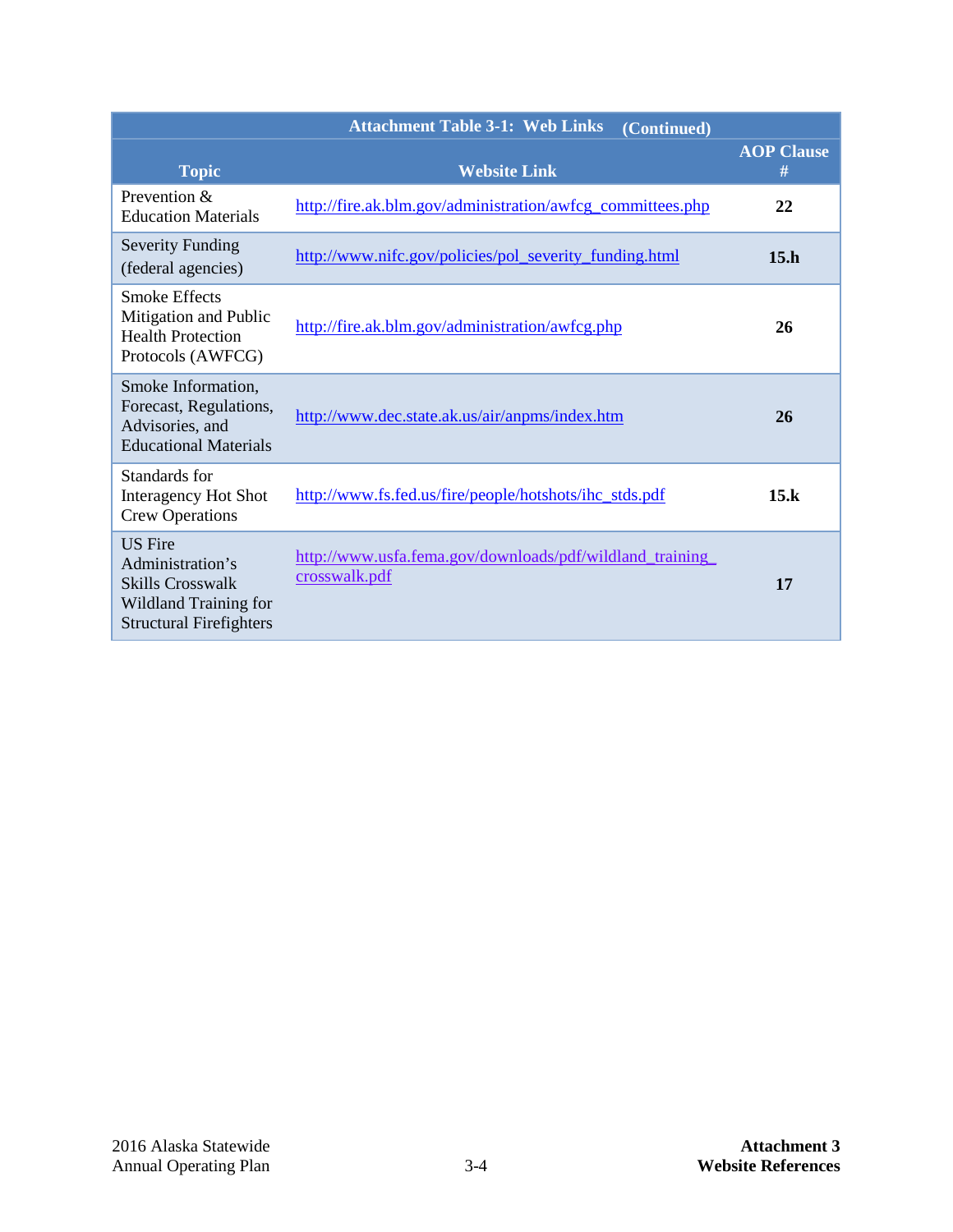| Attachment Table 3-1: Web Links (Continued) | | |
|---|---|---|
| **Topic** | **Website Link** | **AOP Clause #** |
| Prevention & Education Materials | http://fire.ak.blm.gov/administration/awfcg_committees.php | **22** |
| Severity Funding (federal agencies) | http://www.nifc.gov/policies/pol_severity_funding.html | **15.h** |
| Smoke Effects Mitigation and Public Health Protection Protocols (AWFCG) | http://fire.ak.blm.gov/administration/awfcg.php | **26** |
| Smoke Information, Forecast, Regulations, Advisories, and Educational Materials | http://www.dec.state.ak.us/air/anpms/index.htm | **26** |
| Standards for Interagency Hot Shot Crew Operations | http://www.fs.fed.us/fire/people/hotshots/ihc_stds.pdf | **15.k** |
| US Fire Administration's Skills Crosswalk Wildland Training for Structural Firefighters | http://www.usfa.fema.gov/downloads/pdf/wildland_training_crosswalk.pdf | **17** |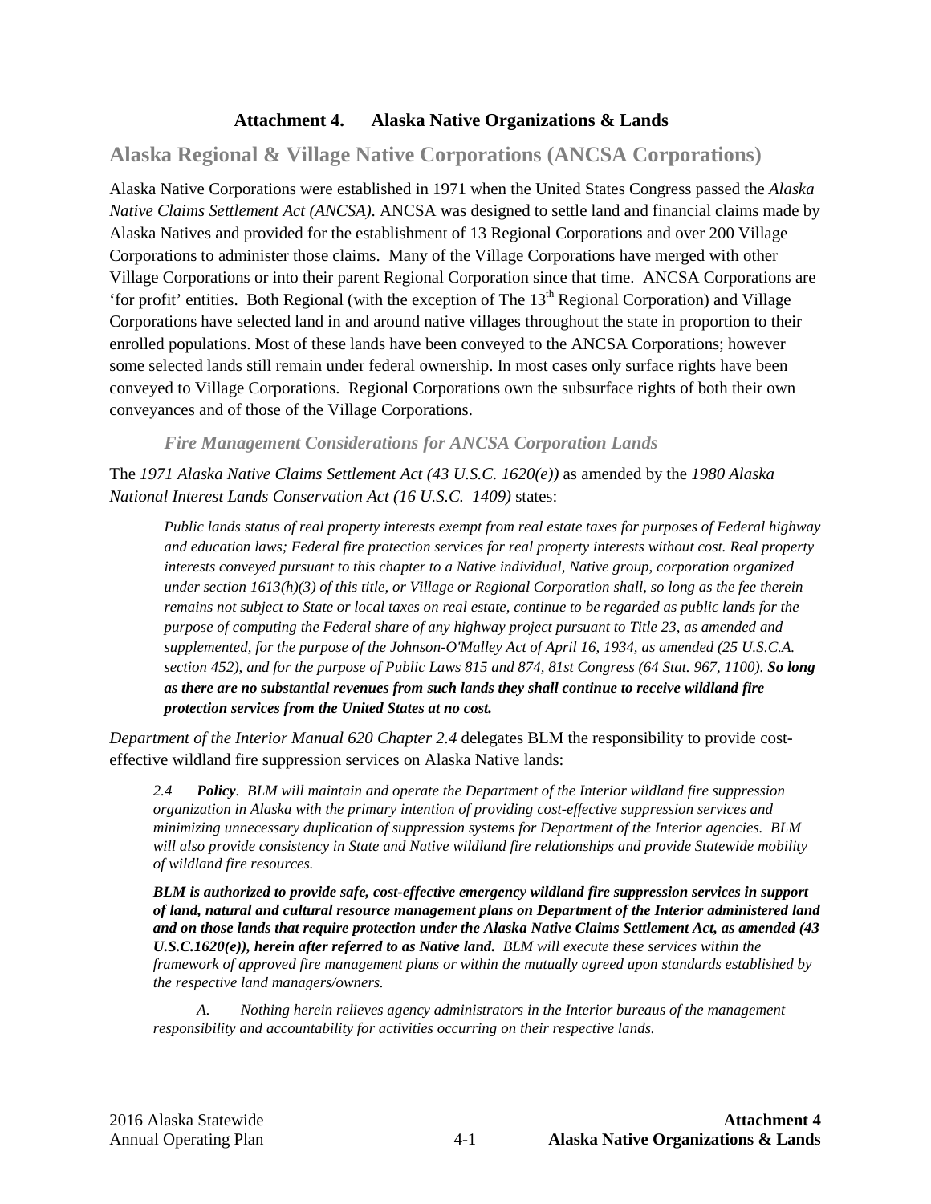# Attachment 4. Alaska Native Organizations & Lands

## Alaska Regional & Village Native Corporations (ANCSA Corporations)

Alaska Native Corporations were established in 1971 when the United States Congress passed the *Alaska Native Claims Settlement Act (ANCSA)*. ANCSA was designed to settle land and financial claims made by Alaska Natives and provided for the establishment of 13 Regional Corporations and over 200 Village Corporations to administer those claims. Many of the Village Corporations have merged with other Village Corporations or into their parent Regional Corporation since that time. ANCSA Corporations are 'for profit' entities. Both Regional (with the exception of The 13th Regional Corporation) and Village Corporations have selected land in and around native villages throughout the state in proportion to their enrolled populations. Most of these lands have been conveyed to the ANCSA Corporations; however some selected lands still remain under federal ownership. In most cases only surface rights have been conveyed to Village Corporations. Regional Corporations own the subsurface rights of both their own conveyances and of those of the Village Corporations.

### *Fire Management Considerations for ANCSA Corporation Lands*

The *1971 Alaska Native Claims Settlement Act (43 U.S.C. 1620(e))* as amended by the *1980 Alaska National Interest Lands Conservation Act (16 U.S.C. 1409)* states:

> *Public lands status of real property interests exempt from real estate taxes for purposes of Federal highway and education laws; Federal fire protection services for real property interests without cost. Real property interests conveyed pursuant to this chapter to a Native individual, Native group, corporation organized under section 1613(h)(3) of this title, or Village or Regional Corporation shall, so long as the fee therein remains not subject to State or local taxes on real estate, continue to be regarded as public lands for the purpose of computing the Federal share of any highway project pursuant to Title 23, as amended and supplemented, for the purpose of the Johnson-O'Malley Act of April 16, 1934, as amended (25 U.S.C.A. section 452), and for the purpose of Public Laws 815 and 874, 81st Congress (64 Stat. 967, 1100).* ***So long as there are no substantial revenues from such lands they shall continue to receive wildland fire protection services from the United States at no cost.***

*Department of the Interior Manual 620 Chapter 2.4* delegates BLM the responsibility to provide cost-effective wildland fire suppression services on Alaska Native lands:

> *2.4 **Policy**. BLM will maintain and operate the Department of the Interior wildland fire suppression organization in Alaska with the primary intention of providing cost-effective suppression services and minimizing unnecessary duplication of suppression systems for Department of the Interior agencies. BLM will also provide consistency in State and Native wildland fire relationships and provide Statewide mobility of wildland fire resources.*
>
> ***BLM is authorized to provide safe, cost-effective emergency wildland fire suppression services in support of land, natural and cultural resource management plans on Department of the Interior administered land and on those lands that require protection under the Alaska Native Claims Settlement Act, as amended (43 U.S.C.1620(e)), herein after referred to as Native land.*** *BLM will execute these services within the framework of approved fire management plans or within the mutually agreed upon standards established by the respective land managers/owners.*
>
> *A. Nothing herein relieves agency administrators in the Interior bureaus of the management responsibility and accountability for activities occurring on their respective lands.*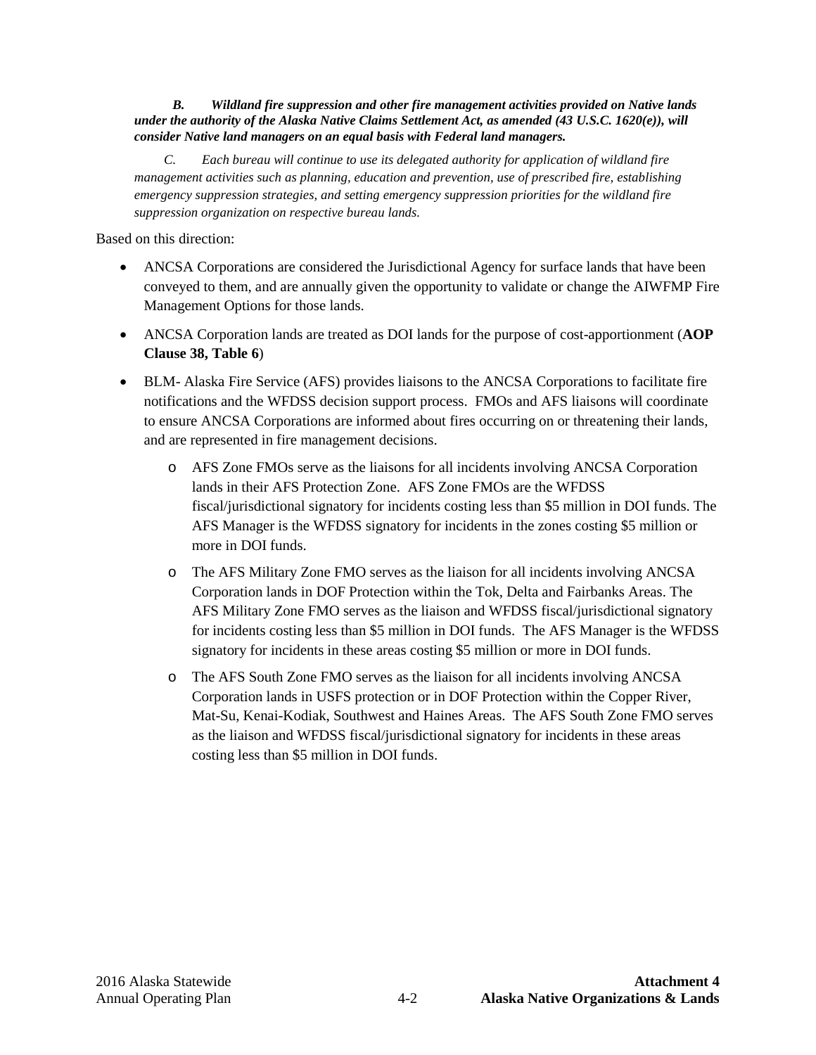***B. Wildland fire suppression and other fire management activities provided on Native lands under the authority of the Alaska Native Claims Settlement Act, as amended (43 U.S.C. 1620(e)), will consider Native land managers on an equal basis with Federal land managers.***

*C. Each bureau will continue to use its delegated authority for application of wildland fire management activities such as planning, education and prevention, use of prescribed fire, establishing emergency suppression strategies, and setting emergency suppression priorities for the wildland fire suppression organization on respective bureau lands.*

Based on this direction:

- ANCSA Corporations are considered the Jurisdictional Agency for surface lands that have been conveyed to them, and are annually given the opportunity to validate or change the AIWFMP Fire Management Options for those lands.
- ANCSA Corporation lands are treated as DOI lands for the purpose of cost-apportionment (**AOP Clause 38, Table 6**)
- BLM- Alaska Fire Service (AFS) provides liaisons to the ANCSA Corporations to facilitate fire notifications and the WFDSS decision support process. FMOs and AFS liaisons will coordinate to ensure ANCSA Corporations are informed about fires occurring on or threatening their lands, and are represented in fire management decisions.
  - AFS Zone FMOs serve as the liaisons for all incidents involving ANCSA Corporation lands in their AFS Protection Zone. AFS Zone FMOs are the WFDSS fiscal/jurisdictional signatory for incidents costing less than $5 million in DOI funds. The AFS Manager is the WFDSS signatory for incidents in the zones costing $5 million or more in DOI funds.
  - The AFS Military Zone FMO serves as the liaison for all incidents involving ANCSA Corporation lands in DOF Protection within the Tok, Delta and Fairbanks Areas. The AFS Military Zone FMO serves as the liaison and WFDSS fiscal/jurisdictional signatory for incidents costing less than $5 million in DOI funds. The AFS Manager is the WFDSS signatory for incidents in these areas costing $5 million or more in DOI funds.
  - The AFS South Zone FMO serves as the liaison for all incidents involving ANCSA Corporation lands in USFS protection or in DOF Protection within the Copper River, Mat-Su, Kenai-Kodiak, Southwest and Haines Areas. The AFS South Zone FMO serves as the liaison and WFDSS fiscal/jurisdictional signatory for incidents in these areas costing less than $5 million in DOI funds.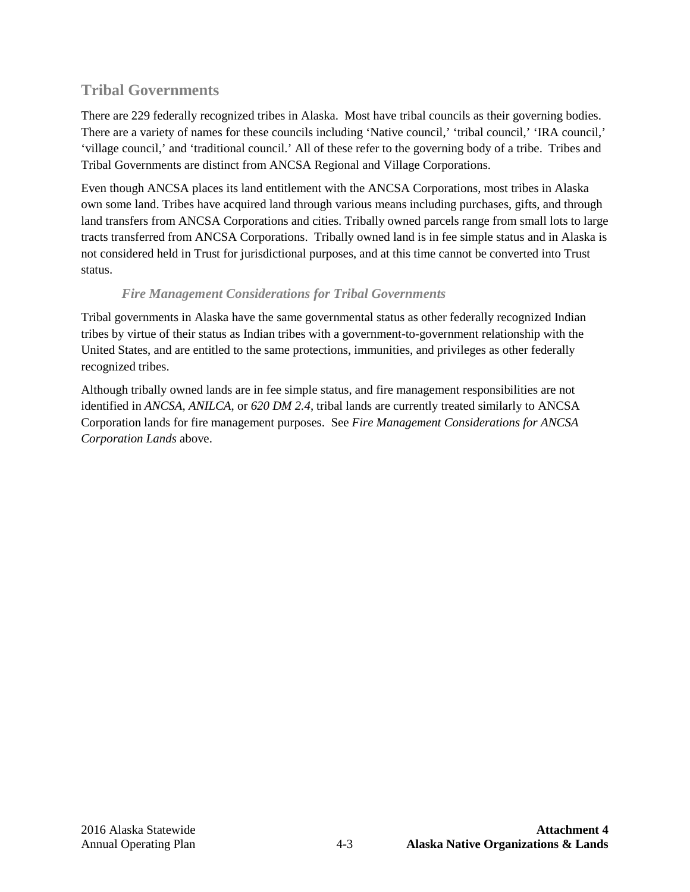## Tribal Governments

There are 229 federally recognized tribes in Alaska. Most have tribal councils as their governing bodies. There are a variety of names for these councils including ‘Native council,’ ‘tribal council,’ ‘IRA council,’ ‘village council,’ and ‘traditional council.’ All of these refer to the governing body of a tribe. Tribes and Tribal Governments are distinct from ANCSA Regional and Village Corporations.

Even though ANCSA places its land entitlement with the ANCSA Corporations, most tribes in Alaska own some land. Tribes have acquired land through various means including purchases, gifts, and through land transfers from ANCSA Corporations and cities. Tribally owned parcels range from small lots to large tracts transferred from ANCSA Corporations. Tribally owned land is in fee simple status and in Alaska is not considered held in Trust for jurisdictional purposes, and at this time cannot be converted into Trust status.

### *Fire Management Considerations for Tribal Governments*

Tribal governments in Alaska have the same governmental status as other federally recognized Indian tribes by virtue of their status as Indian tribes with a government-to-government relationship with the United States, and are entitled to the same protections, immunities, and privileges as other federally recognized tribes.

Although tribally owned lands are in fee simple status, and fire management responsibilities are not identified in *ANCSA*, *ANILCA*, or *620 DM 2.4*, tribal lands are currently treated similarly to ANCSA Corporation lands for fire management purposes. See *Fire Management Considerations for ANCSA Corporation Lands* above.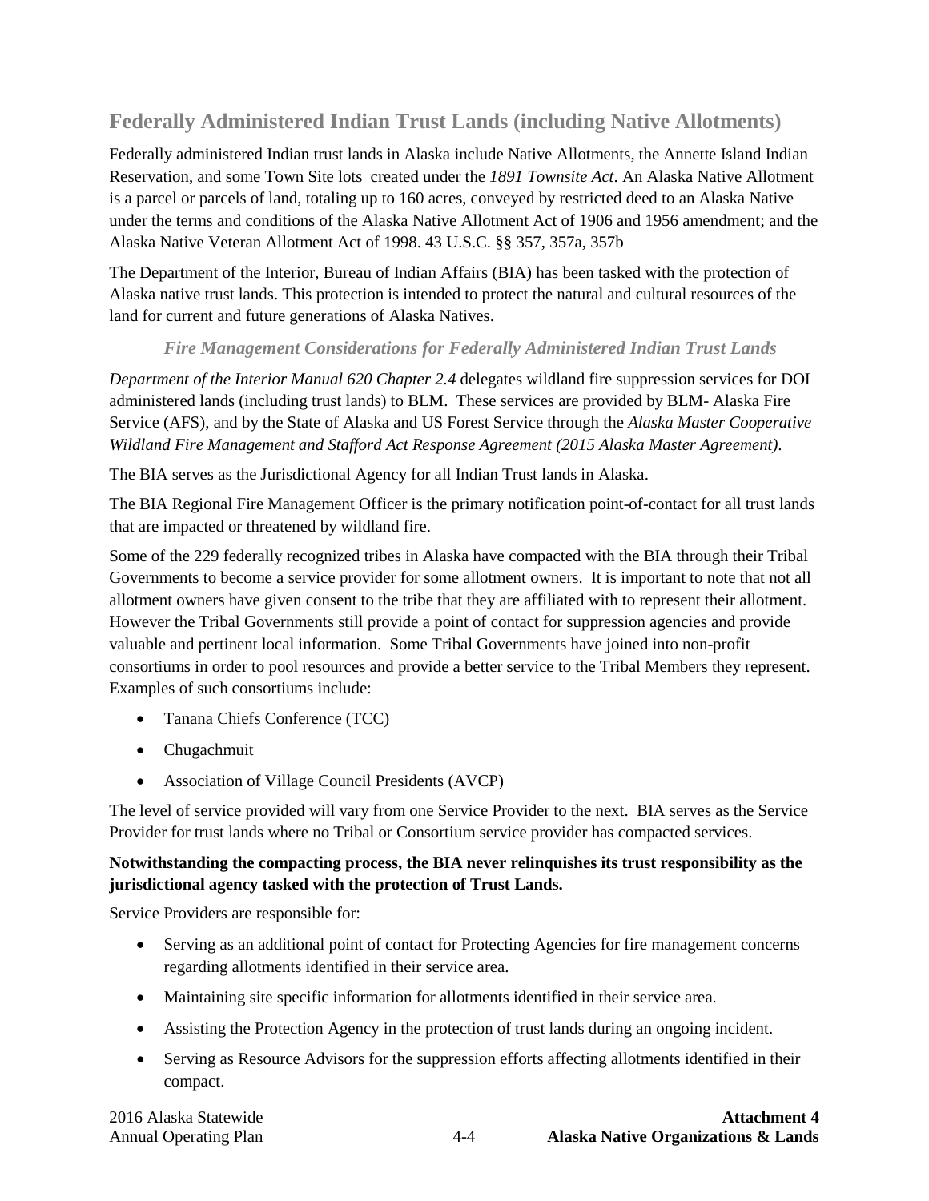## Federally Administered Indian Trust Lands (including Native Allotments)

Federally administered Indian trust lands in Alaska include Native Allotments, the Annette Island Indian Reservation, and some Town Site lots created under the *1891 Townsite Act*. An Alaska Native Allotment is a parcel or parcels of land, totaling up to 160 acres, conveyed by restricted deed to an Alaska Native under the terms and conditions of the Alaska Native Allotment Act of 1906 and 1956 amendment; and the Alaska Native Veteran Allotment Act of 1998. 43 U.S.C. §§ 357, 357a, 357b

The Department of the Interior, Bureau of Indian Affairs (BIA) has been tasked with the protection of Alaska native trust lands. This protection is intended to protect the natural and cultural resources of the land for current and future generations of Alaska Natives.

### *Fire Management Considerations for Federally Administered Indian Trust Lands*

*Department of the Interior Manual 620 Chapter 2.4* delegates wildland fire suppression services for DOI administered lands (including trust lands) to BLM. These services are provided by BLM- Alaska Fire Service (AFS), and by the State of Alaska and US Forest Service through the *Alaska Master Cooperative Wildland Fire Management and Stafford Act Response Agreement (2015 Alaska Master Agreement)*.

The BIA serves as the Jurisdictional Agency for all Indian Trust lands in Alaska.

The BIA Regional Fire Management Officer is the primary notification point-of-contact for all trust lands that are impacted or threatened by wildland fire.

Some of the 229 federally recognized tribes in Alaska have compacted with the BIA through their Tribal Governments to become a service provider for some allotment owners. It is important to note that not all allotment owners have given consent to the tribe that they are affiliated with to represent their allotment. However the Tribal Governments still provide a point of contact for suppression agencies and provide valuable and pertinent local information. Some Tribal Governments have joined into non-profit consortiums in order to pool resources and provide a better service to the Tribal Members they represent. Examples of such consortiums include:

- Tanana Chiefs Conference (TCC)
- Chugachmuit
- Association of Village Council Presidents (AVCP)

The level of service provided will vary from one Service Provider to the next. BIA serves as the Service Provider for trust lands where no Tribal or Consortium service provider has compacted services.

**Notwithstanding the compacting process, the BIA never relinquishes its trust responsibility as the jurisdictional agency tasked with the protection of Trust Lands.**

Service Providers are responsible for:

- Serving as an additional point of contact for Protecting Agencies for fire management concerns regarding allotments identified in their service area.
- Maintaining site specific information for allotments identified in their service area.
- Assisting the Protection Agency in the protection of trust lands during an ongoing incident.
- Serving as Resource Advisors for the suppression efforts affecting allotments identified in their compact.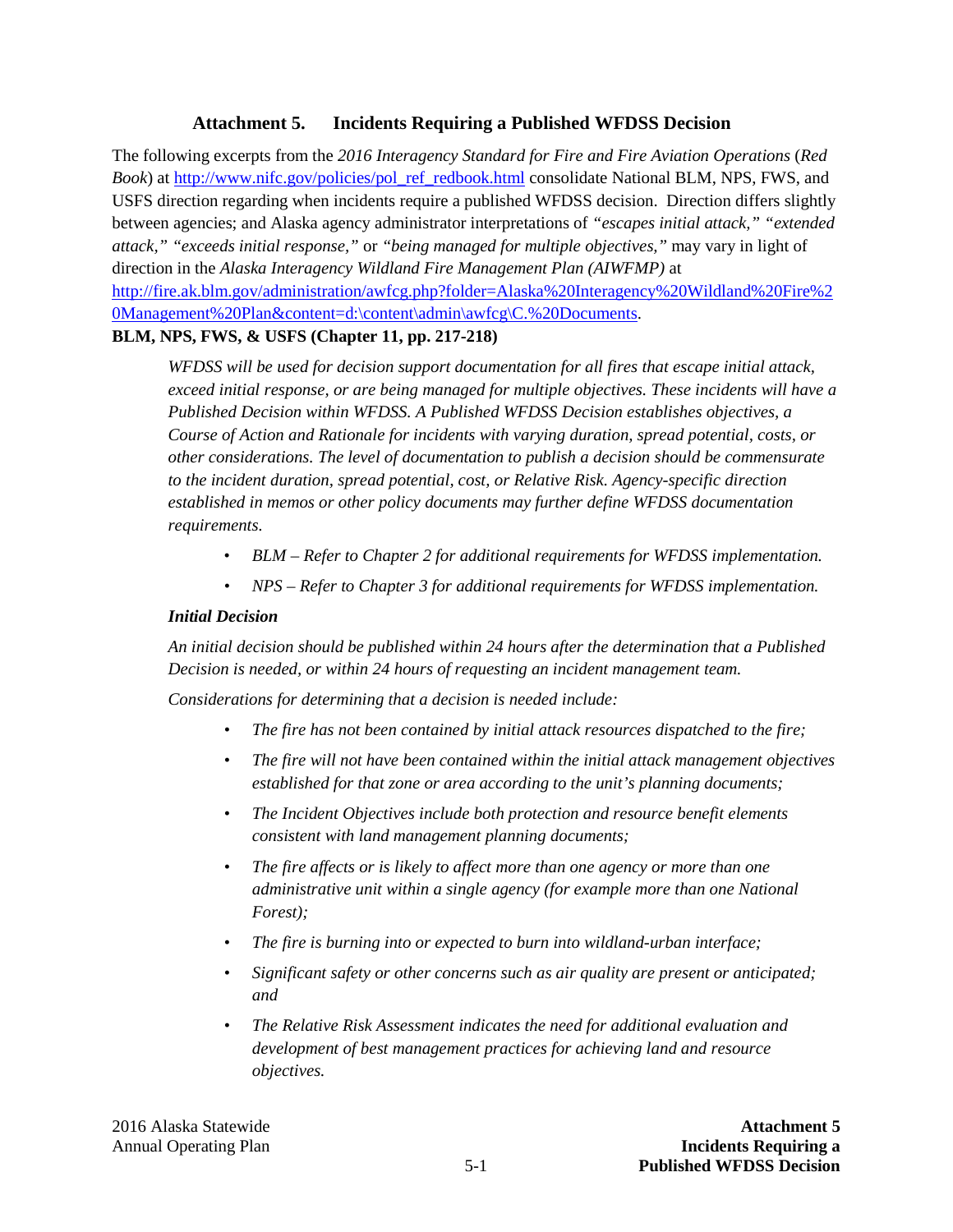## Attachment 5. Incidents Requiring a Published WFDSS Decision

The following excerpts from the *2016 Interagency Standard for Fire and Fire Aviation Operations* (*Red Book*) at [http://www.nifc.gov/policies/pol_ref_redbook.html](http://www.nifc.gov/policies/pol_ref_redbook.html) consolidate National BLM, NPS, FWS, and USFS direction regarding when incidents require a published WFDSS decision. Direction differs slightly between agencies; and Alaska agency administrator interpretations of *"escapes initial attack," "extended attack," "exceeds initial response,"* or *"being managed for multiple objectives,"* may vary in light of direction in the *Alaska Interagency Wildland Fire Management Plan (AIWFMP)* at [http://fire.ak.blm.gov/administration/awfcg.php?folder=Alaska%20Interagency%20Wildland%20Fire%20Management%20Plan&content=d:\content\admin\awfcg\C.%20Documents](http://fire.ak.blm.gov/administration/awfcg.php?folder=Alaska%20Interagency%20Wildland%20Fire%20Management%20Plan&content=d:\content\admin\awfcg\C.%20Documents).

**BLM, NPS, FWS, & USFS (Chapter 11, pp. 217-218)**

*WFDSS will be used for decision support documentation for all fires that escape initial attack, exceed initial response, or are being managed for multiple objectives. These incidents will have a Published Decision within WFDSS. A Published WFDSS Decision establishes objectives, a Course of Action and Rationale for incidents with varying duration, spread potential, costs, or other considerations. The level of documentation to publish a decision should be commensurate to the incident duration, spread potential, cost, or Relative Risk. Agency-specific direction established in memos or other policy documents may further define WFDSS documentation requirements.*

- *BLM – Refer to Chapter 2 for additional requirements for WFDSS implementation.*
- *NPS – Refer to Chapter 3 for additional requirements for WFDSS implementation.*

***Initial Decision***

*An initial decision should be published within 24 hours after the determination that a Published Decision is needed, or within 24 hours of requesting an incident management team.*

*Considerations for determining that a decision is needed include:*

- *The fire has not been contained by initial attack resources dispatched to the fire;*
- *The fire will not have been contained within the initial attack management objectives established for that zone or area according to the unit's planning documents;*
- *The Incident Objectives include both protection and resource benefit elements consistent with land management planning documents;*
- *The fire affects or is likely to affect more than one agency or more than one administrative unit within a single agency (for example more than one National Forest);*
- *The fire is burning into or expected to burn into wildland-urban interface;*
- *Significant safety or other concerns such as air quality are present or anticipated; and*
- *The Relative Risk Assessment indicates the need for additional evaluation and development of best management practices for achieving land and resource objectives.*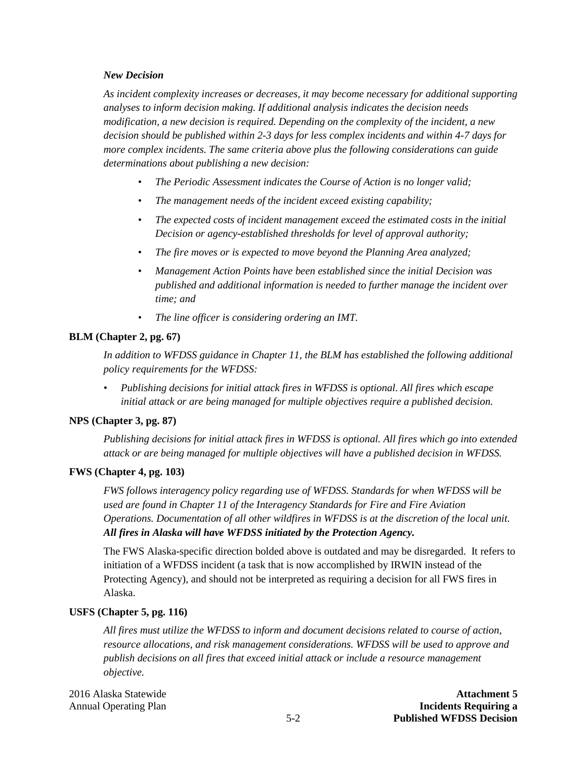*New Decision*

*As incident complexity increases or decreases, it may become necessary for additional supporting analyses to inform decision making. If additional analysis indicates the decision needs modification, a new decision is required. Depending on the complexity of the incident, a new decision should be published within 2-3 days for less complex incidents and within 4-7 days for more complex incidents. The same criteria above plus the following considerations can guide determinations about publishing a new decision:*

- *The Periodic Assessment indicates the Course of Action is no longer valid;*
- *The management needs of the incident exceed existing capability;*
- *The expected costs of incident management exceed the estimated costs in the initial Decision or agency-established thresholds for level of approval authority;*
- *The fire moves or is expected to move beyond the Planning Area analyzed;*
- *Management Action Points have been established since the initial Decision was published and additional information is needed to further manage the incident over time; and*
- *The line officer is considering ordering an IMT.*

**BLM (Chapter 2, pg. 67)**

*In addition to WFDSS guidance in Chapter 11, the BLM has established the following additional policy requirements for the WFDSS:*

- *Publishing decisions for initial attack fires in WFDSS is optional. All fires which escape initial attack or are being managed for multiple objectives require a published decision.*

**NPS (Chapter 3, pg. 87)**

*Publishing decisions for initial attack fires in WFDSS is optional. All fires which go into extended attack or are being managed for multiple objectives will have a published decision in WFDSS.*

**FWS (Chapter 4, pg. 103)**

*FWS follows interagency policy regarding use of WFDSS. Standards for when WFDSS will be used are found in Chapter 11 of the Interagency Standards for Fire and Fire Aviation Operations. Documentation of all other wildfires in WFDSS is at the discretion of the local unit.* ***All fires in Alaska will have WFDSS initiated by the Protection Agency.***

The FWS Alaska-specific direction bolded above is outdated and may be disregarded. It refers to initiation of a WFDSS incident (a task that is now accomplished by IRWIN instead of the Protecting Agency), and should not be interpreted as requiring a decision for all FWS fires in Alaska.

**USFS (Chapter 5, pg. 116)**

*All fires must utilize the WFDSS to inform and document decisions related to course of action, resource allocations, and risk management considerations. WFDSS will be used to approve and publish decisions on all fires that exceed initial attack or include a resource management objective.*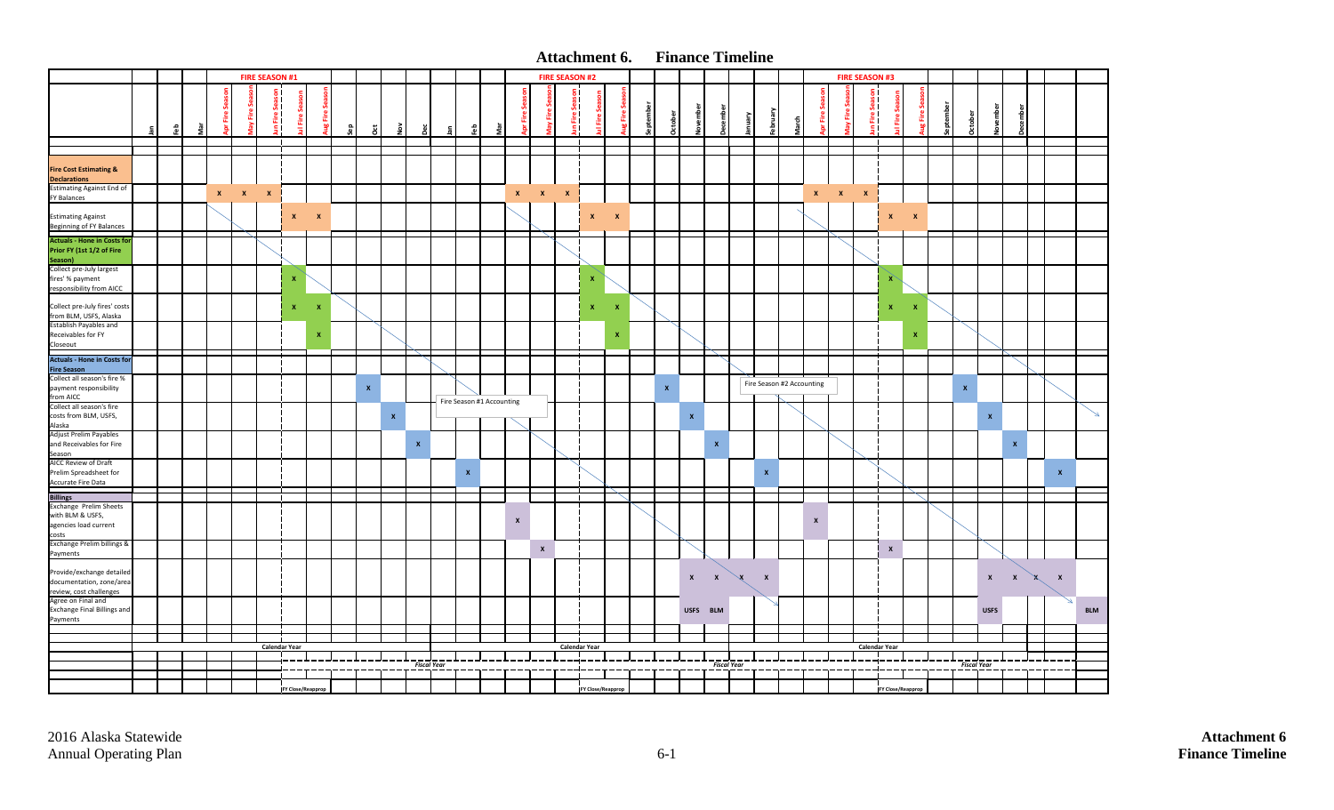# Attachment 6. Finance Timeline

| | | | | | | | | | | | | | | | | | | | | | | | | | | | | | | | | | | | | | | | |
|---|---|---|---|---|---|---|---|---|---|---|---|---|---|---|---|---|---|---|---|---|---|---|---|---|---|---|---|---|---|---|---|---|---|---|---|---|---|---|---|
| | | | | | | FIRE SEASON #1 | | | | | | | | | | | | FIRE SEASON #2 | | | | | | | | | | | | FIRE SEASON #3 | | | | | | | | | |
| | Jan | Feb | Mar | Apr Fire Season | May Fire Season | Jun Fire Season | Jul Fire Season | Aug Fire Season | Sep | Oct | Nov | Dec | Jan | Feb | Mar | Apr Fire Season | May Fire Season | Jun Fire Season | Jul Fire Season | Aug Fire Season | September | October | November | December | January | February | March | Apr Fire Season | May Fire Season | Jun Fire Season | Jul Fire Season | Aug Fire Season | September | October | November | December | | | |
| **Fire Cost Estimating & Declarations** | | | | | | | | | | | | | | | | | | | | | | | | | | | | | | | | | | | | | | | |
| Estimating Against End of FY Balances | | | | x | x | x | | | | | | | | | | x | x | x | | | | | | | | | | x | x | x | | | | | | | | | |
| Estimating Against Beginning of FY Balances | | | | | | | x | x | | | | | | | | | | | x | x | | | | | | | | | | | x | x | | | | | | | |
| **Actuals - Hone in Costs for Prior FY (1st 1/2 of Fire Season)** | | | | | | | | | | | | | | | | | | | | | | | | | | | | | | | | | | | | | | | |
| Collect pre-July largest fires' % payment responsibility from AICC | | | | | | | x | | | | | | | | | | | | x | | | | | | | | | | | | x | | | | | | | | |
| Collect pre-July fires' costs from BLM, USFS, Alaska | | | | | | | x | x | | | | | | | | | | | x | x | | | | | | | | | | | x | x | | | | | | | |
| Establish Payables and Receivables for FY Closeout | | | | | | | | x | | | | | | | | | | | | x | | | | | | | | | | | | x | | | | | | | |
| **Actuals - Hone in Costs for Fire Season** | | | | | | | | | | | | | | | | | | | | | | | | | | | | | | | | | | | | | | | |
| Collect all season's fire % payment responsibility from AICC | | | | | | | | | | x | | | | | | | | | | | | x | | | Fire Season #2 Accounting | | | | | | | | | x | | | | | |
| Collect all season's fire costs from BLM, USFS, Alaska | | | | | | | | | | | x | | Fire Season #1 Accounting | | | | | | | | | | x | | | | | | | | | | | | x | | | | |
| Adjust Prelim Payables and Receivables for Fire Season | | | | | | | | | | | | x | | | | | | | | | | | | x | | | | | | | | | | | | x | | | |
| AICC Review of Draft Prelim Spreadsheet for Accurate Fire Data | | | | | | | | | | | | | | x | | | | | | | | | | | | x | | | | | | | | | | | | x | |
| **Billings** | | | | | | | | | | | | | | | | | | | | | | | | | | | | | | | | | | | | | | | |
| Exchange Prelim Sheets with BLM & USFS, agencies load current costs | | | | | | | | | | | | | | | | x | | | | | | | | | | | | x | | | | | | | | | | | |
| Exchange Prelim billings & Payments | | | | | | | | | | | | | | | | | x | | | | | | | | | | | | | | x | | | | | | | | |
| Provide/exchange detailed documentation, zone/area review, cost challenges | | | | | | | | | | | | | | | | | | | | | | | x | x | x | x | | | | | | | | | x | x | x | x | |
| Agree on Final and Exchange Final Billings and Payments | | | | | | | | | | | | | | | | | | | | | | | USFS | BLM | | | | | | | | | | | USFS | | | | BLM |
| | | | | | | | Calendar Year | | | | | | | | | | | | Calendar Year | | | | | | | | | | | | Calendar Year | | | | | | | | |
| | | | | | | | | | | | | Fiscal Year | | | | | | | | | | | | Fiscal Year | | | | | | | | | | | Fiscal Year | | | | |
| | | | | | | | FY Close/Reapprop | | | | | | | | | | | | FY Close/Reapprop | | | | | | | | | | | | FY Close/Reapprop | | | | | | | | |